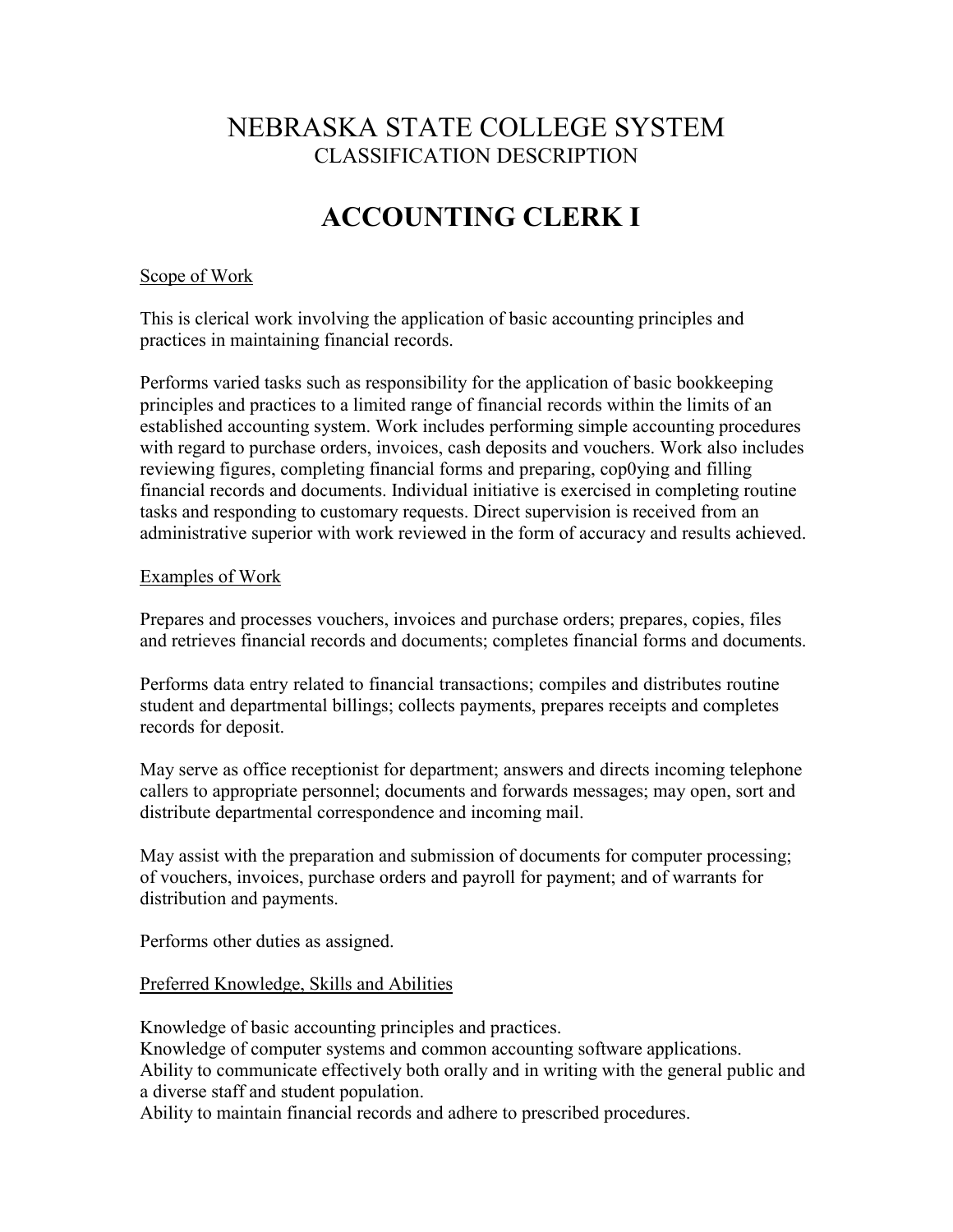# NEBRASKA STATE COLLEGE SYSTEM

CLASSIFICATION DESCRIPTION

## ACCOUNTING CLERK I

Scope of Work

This is clerical work involving the application of basic accounting principles and practices in maintaining financial records.

Performs varied tasks such as responsibility for the application of basic bookkeeping principles and practices to a limited range of financial records within the limits of an established accounting system. Work includes performing simple accounting procedures with regard to purchase orders, invoices, cash deposits and vouchers. Work also includes reviewing figures, completing financial forms and preparing, cop0ying and filling financial records and documents. Individual initiative is exercised in completing routine tasks and responding to customary requests. Direct supervision is received from an administrative superior with work reviewed in the form of accuracy and results achieved.

Examples of Work

Prepares and processes vouchers, invoices and purchase orders; prepares, copies, files and retrieves financial records and documents; completes financial forms and documents.

Performs data entry related to financial transactions; compiles and distributes routine student and departmental billings; collects payments, prepares receipts and completes records for deposit.

May serve as office receptionist for department; answers and directs incoming telephone callers to appropriate personnel; documents and forwards messages; may open, sort and distribute departmental correspondence and incoming mail.

May assist with the preparation and submission of documents for computer processing; of vouchers, invoices, purchase orders and payroll for payment; and of warrants for distribution and payments.

Performs other duties as assigned.

Preferred Knowledge, Skills and Abilities

Knowledge of basic accounting principles and practices.
Knowledge of computer systems and common accounting software applications.
Ability to communicate effectively both orally and in writing with the general public and a diverse staff and student population.
Ability to maintain financial records and adhere to prescribed procedures.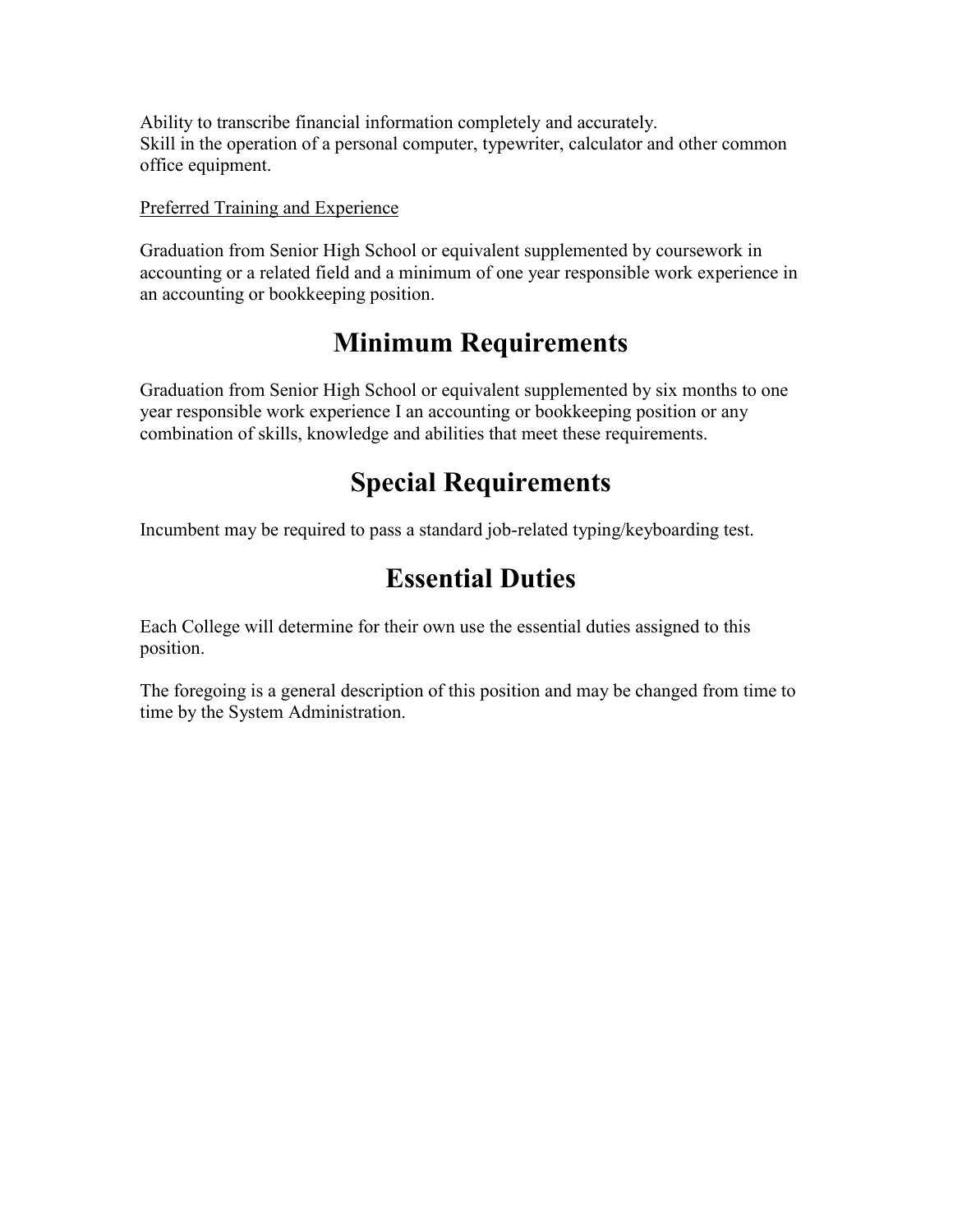Ability to transcribe financial information completely and accurately.
Skill in the operation of a personal computer, typewriter, calculator and other common office equipment.

Preferred Training and Experience

Graduation from Senior High School or equivalent supplemented by coursework in accounting or a related field and a minimum of one year responsible work experience in an accounting or bookkeeping position.

## Minimum Requirements

Graduation from Senior High School or equivalent supplemented by six months to one year responsible work experience I an accounting or bookkeeping position or any combination of skills, knowledge and abilities that meet these requirements.

## Special Requirements

Incumbent may be required to pass a standard job-related typing/keyboarding test.

## Essential Duties

Each College will determine for their own use the essential duties assigned to this position.

The foregoing is a general description of this position and may be changed from time to time by the System Administration.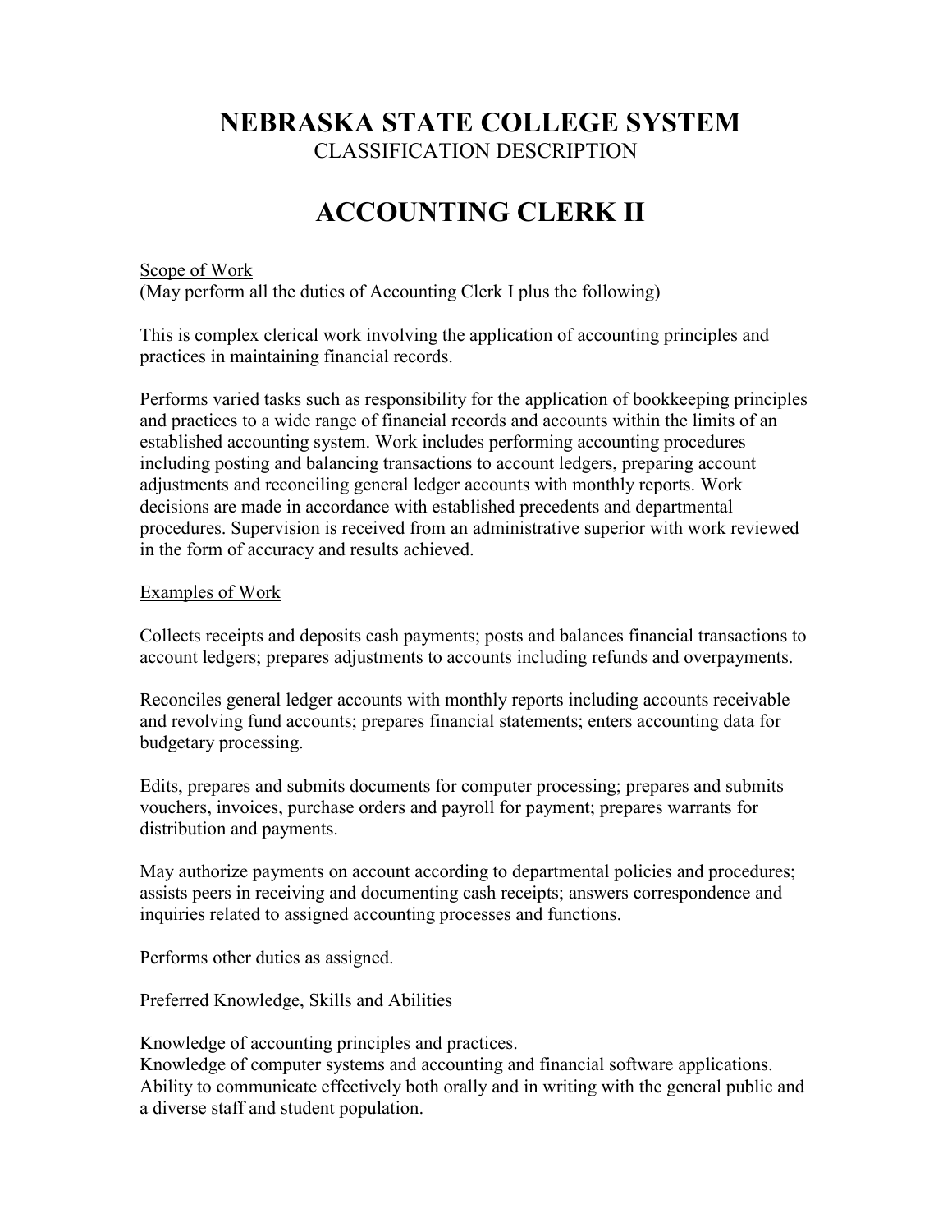# NEBRASKA STATE COLLEGE SYSTEM
CLASSIFICATION DESCRIPTION

# ACCOUNTING CLERK II

Scope of Work
(May perform all the duties of Accounting Clerk I plus the following)

This is complex clerical work involving the application of accounting principles and practices in maintaining financial records.

Performs varied tasks such as responsibility for the application of bookkeeping principles and practices to a wide range of financial records and accounts within the limits of an established accounting system. Work includes performing accounting procedures including posting and balancing transactions to account ledgers, preparing account adjustments and reconciling general ledger accounts with monthly reports. Work decisions are made in accordance with established precedents and departmental procedures. Supervision is received from an administrative superior with work reviewed in the form of accuracy and results achieved.

Examples of Work

Collects receipts and deposits cash payments; posts and balances financial transactions to account ledgers; prepares adjustments to accounts including refunds and overpayments.

Reconciles general ledger accounts with monthly reports including accounts receivable and revolving fund accounts; prepares financial statements; enters accounting data for budgetary processing.

Edits, prepares and submits documents for computer processing; prepares and submits vouchers, invoices, purchase orders and payroll for payment; prepares warrants for distribution and payments.

May authorize payments on account according to departmental policies and procedures; assists peers in receiving and documenting cash receipts; answers correspondence and inquiries related to assigned accounting processes and functions.

Performs other duties as assigned.

Preferred Knowledge, Skills and Abilities

Knowledge of accounting principles and practices.
Knowledge of computer systems and accounting and financial software applications.
Ability to communicate effectively both orally and in writing with the general public and a diverse staff and student population.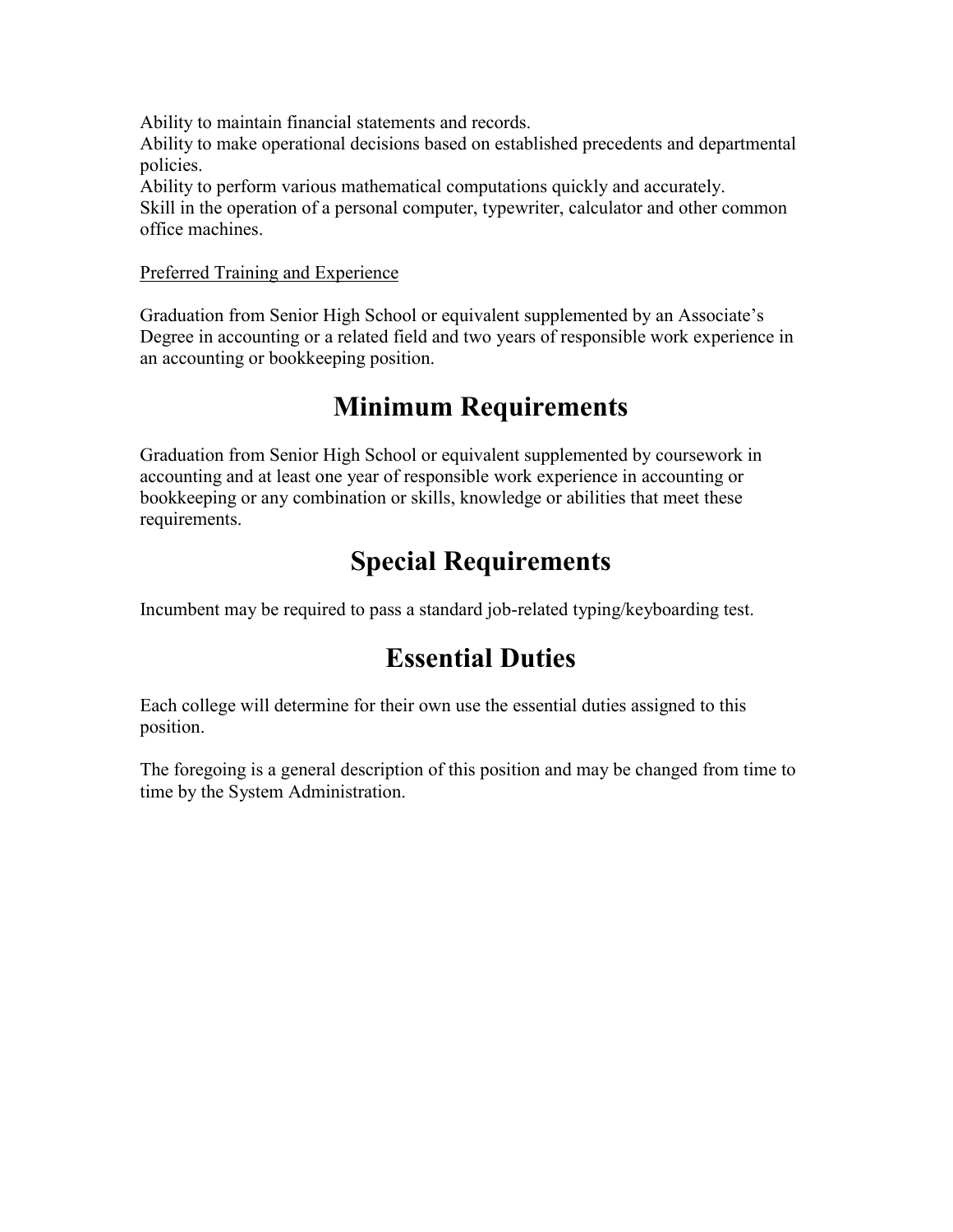Ability to maintain financial statements and records.
Ability to make operational decisions based on established precedents and departmental policies.
Ability to perform various mathematical computations quickly and accurately.
Skill in the operation of a personal computer, typewriter, calculator and other common office machines.

Preferred Training and Experience

Graduation from Senior High School or equivalent supplemented by an Associate's Degree in accounting or a related field and two years of responsible work experience in an accounting or bookkeeping position.

# Minimum Requirements

Graduation from Senior High School or equivalent supplemented by coursework in accounting and at least one year of responsible work experience in accounting or bookkeeping or any combination or skills, knowledge or abilities that meet these requirements.

# Special Requirements

Incumbent may be required to pass a standard job-related typing/keyboarding test.

# Essential Duties

Each college will determine for their own use the essential duties assigned to this position.

The foregoing is a general description of this position and may be changed from time to time by the System Administration.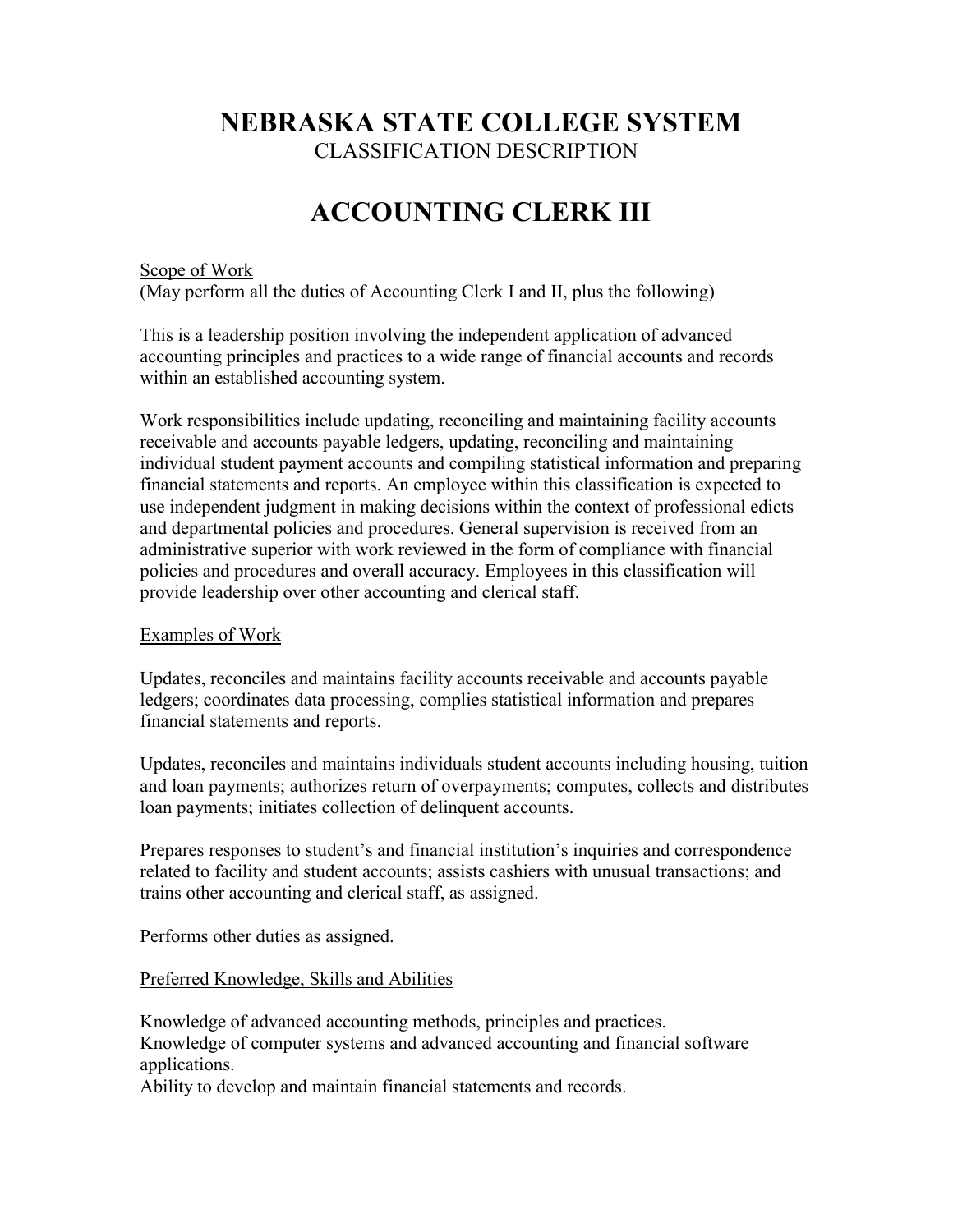# NEBRASKA STATE COLLEGE SYSTEM

CLASSIFICATION DESCRIPTION

# ACCOUNTING CLERK III

Scope of Work

(May perform all the duties of Accounting Clerk I and II, plus the following)

This is a leadership position involving the independent application of advanced accounting principles and practices to a wide range of financial accounts and records within an established accounting system.

Work responsibilities include updating, reconciling and maintaining facility accounts receivable and accounts payable ledgers, updating, reconciling and maintaining individual student payment accounts and compiling statistical information and preparing financial statements and reports. An employee within this classification is expected to use independent judgment in making decisions within the context of professional edicts and departmental policies and procedures. General supervision is received from an administrative superior with work reviewed in the form of compliance with financial policies and procedures and overall accuracy. Employees in this classification will provide leadership over other accounting and clerical staff.

Examples of Work

Updates, reconciles and maintains facility accounts receivable and accounts payable ledgers; coordinates data processing, complies statistical information and prepares financial statements and reports.

Updates, reconciles and maintains individuals student accounts including housing, tuition and loan payments; authorizes return of overpayments; computes, collects and distributes loan payments; initiates collection of delinquent accounts.

Prepares responses to student's and financial institution's inquiries and correspondence related to facility and student accounts; assists cashiers with unusual transactions; and trains other accounting and clerical staff, as assigned.

Performs other duties as assigned.

Preferred Knowledge, Skills and Abilities

Knowledge of advanced accounting methods, principles and practices.
Knowledge of computer systems and advanced accounting and financial software applications.
Ability to develop and maintain financial statements and records.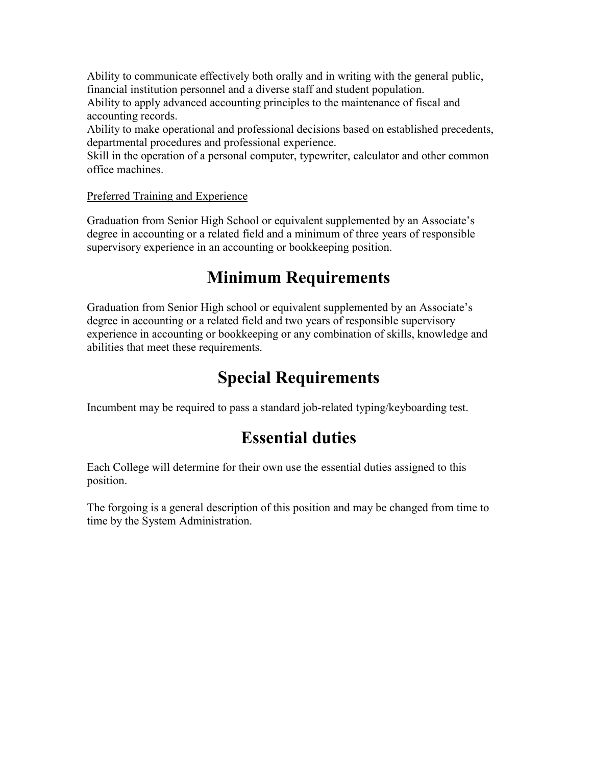Ability to communicate effectively both orally and in writing with the general public, financial institution personnel and a diverse staff and student population.
Ability to apply advanced accounting principles to the maintenance of fiscal and accounting records.
Ability to make operational and professional decisions based on established precedents, departmental procedures and professional experience.
Skill in the operation of a personal computer, typewriter, calculator and other common office machines.

Preferred Training and Experience

Graduation from Senior High School or equivalent supplemented by an Associate's degree in accounting or a related field and a minimum of three years of responsible supervisory experience in an accounting or bookkeeping position.

# Minimum Requirements

Graduation from Senior High school or equivalent supplemented by an Associate's degree in accounting or a related field and two years of responsible supervisory experience in accounting or bookkeeping or any combination of skills, knowledge and abilities that meet these requirements.

# Special Requirements

Incumbent may be required to pass a standard job-related typing/keyboarding test.

# Essential duties

Each College will determine for their own use the essential duties assigned to this position.

The forgoing is a general description of this position and may be changed from time to time by the System Administration.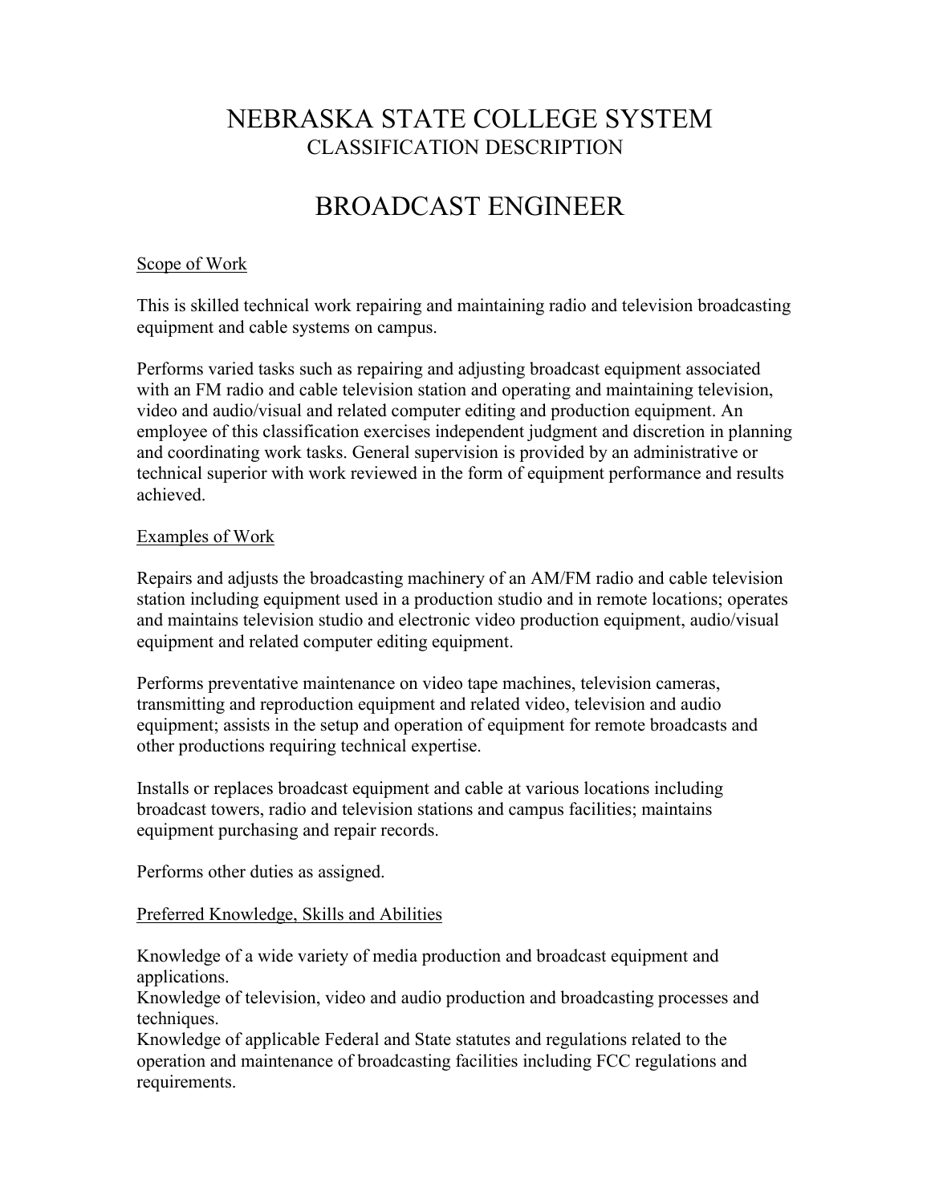# NEBRASKA STATE COLLEGE SYSTEM
CLASSIFICATION DESCRIPTION

# BROADCAST ENGINEER

## Scope of Work

This is skilled technical work repairing and maintaining radio and television broadcasting equipment and cable systems on campus.

Performs varied tasks such as repairing and adjusting broadcast equipment associated with an FM radio and cable television station and operating and maintaining television, video and audio/visual and related computer editing and production equipment. An employee of this classification exercises independent judgment and discretion in planning and coordinating work tasks. General supervision is provided by an administrative or technical superior with work reviewed in the form of equipment performance and results achieved.

## Examples of Work

Repairs and adjusts the broadcasting machinery of an AM/FM radio and cable television station including equipment used in a production studio and in remote locations; operates and maintains television studio and electronic video production equipment, audio/visual equipment and related computer editing equipment.

Performs preventative maintenance on video tape machines, television cameras, transmitting and reproduction equipment and related video, television and audio equipment; assists in the setup and operation of equipment for remote broadcasts and other productions requiring technical expertise.

Installs or replaces broadcast equipment and cable at various locations including broadcast towers, radio and television stations and campus facilities; maintains equipment purchasing and repair records.

Performs other duties as assigned.

## Preferred Knowledge, Skills and Abilities

Knowledge of a wide variety of media production and broadcast equipment and applications.
Knowledge of television, video and audio production and broadcasting processes and techniques.
Knowledge of applicable Federal and State statutes and regulations related to the operation and maintenance of broadcasting facilities including FCC regulations and requirements.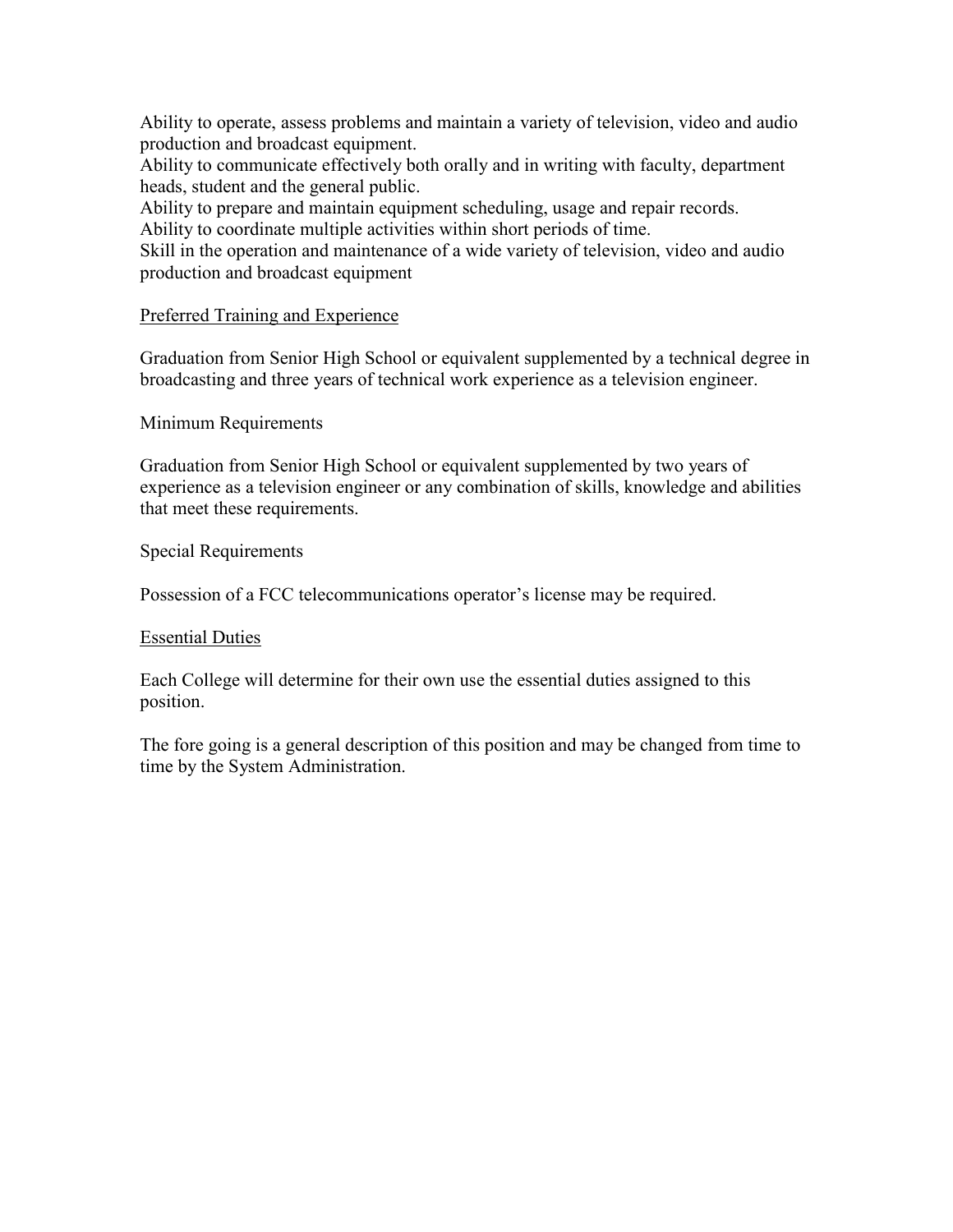Ability to operate, assess problems and maintain a variety of television, video and audio production and broadcast equipment.
Ability to communicate effectively both orally and in writing with faculty, department heads, student and the general public.
Ability to prepare and maintain equipment scheduling, usage and repair records.
Ability to coordinate multiple activities within short periods of time.
Skill in the operation and maintenance of a wide variety of television, video and audio production and broadcast equipment

## Preferred Training and Experience

Graduation from Senior High School or equivalent supplemented by a technical degree in broadcasting and three years of technical work experience as a television engineer.

## Minimum Requirements

Graduation from Senior High School or equivalent supplemented by two years of experience as a television engineer or any combination of skills, knowledge and abilities that meet these requirements.

## Special Requirements

Possession of a FCC telecommunications operator's license may be required.

## Essential Duties

Each College will determine for their own use the essential duties assigned to this position.

The fore going is a general description of this position and may be changed from time to time by the System Administration.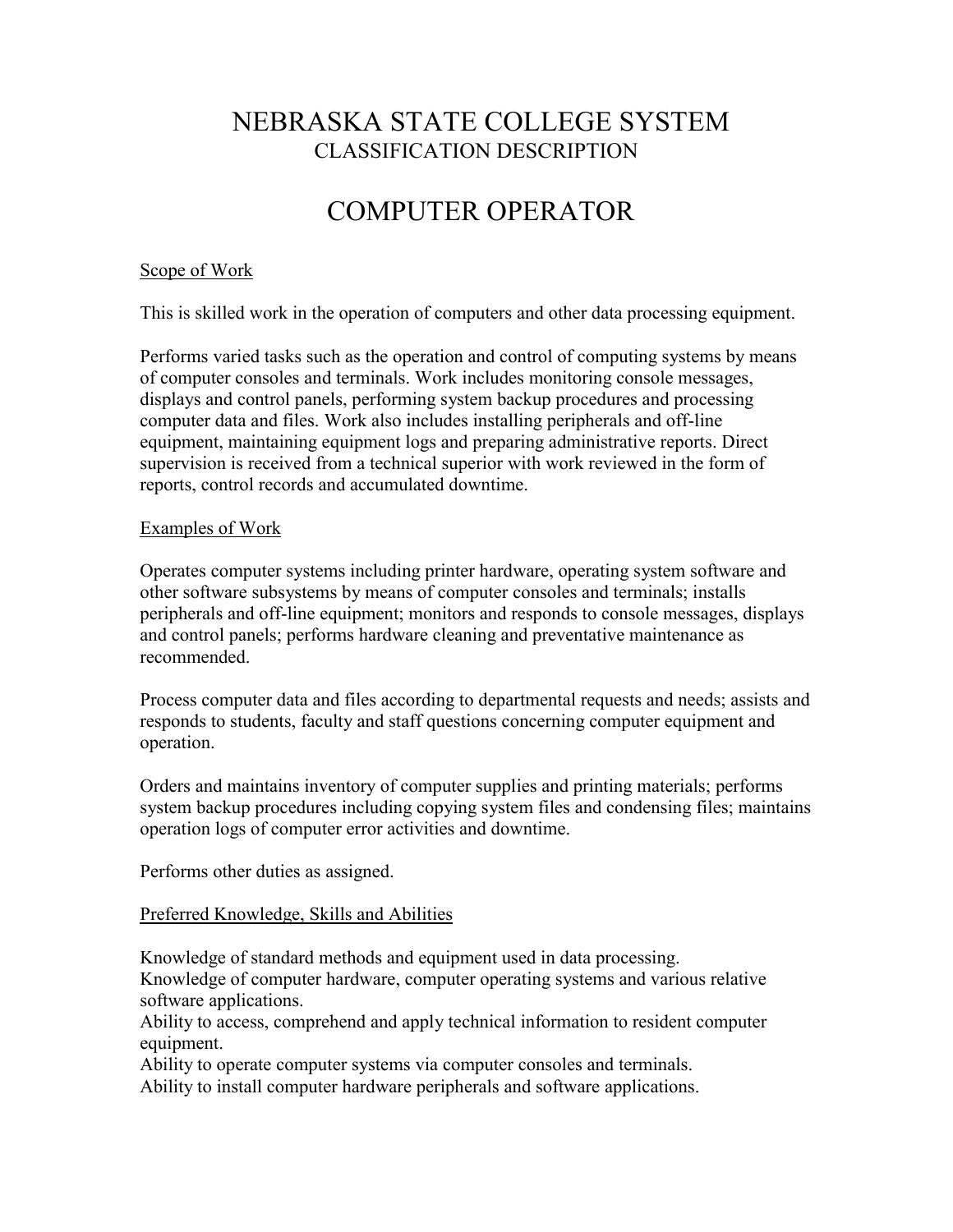# NEBRASKA STATE COLLEGE SYSTEM
## CLASSIFICATION DESCRIPTION

# COMPUTER OPERATOR

### Scope of Work

This is skilled work in the operation of computers and other data processing equipment.

Performs varied tasks such as the operation and control of computing systems by means of computer consoles and terminals. Work includes monitoring console messages, displays and control panels, performing system backup procedures and processing computer data and files. Work also includes installing peripherals and off-line equipment, maintaining equipment logs and preparing administrative reports. Direct supervision is received from a technical superior with work reviewed in the form of reports, control records and accumulated downtime.

### Examples of Work

Operates computer systems including printer hardware, operating system software and other software subsystems by means of computer consoles and terminals; installs peripherals and off-line equipment; monitors and responds to console messages, displays and control panels; performs hardware cleaning and preventative maintenance as recommended.

Process computer data and files according to departmental requests and needs; assists and responds to students, faculty and staff questions concerning computer equipment and operation.

Orders and maintains inventory of computer supplies and printing materials; performs system backup procedures including copying system files and condensing files; maintains operation logs of computer error activities and downtime.

Performs other duties as assigned.

### Preferred Knowledge, Skills and Abilities

Knowledge of standard methods and equipment used in data processing.
Knowledge of computer hardware, computer operating systems and various relative software applications.
Ability to access, comprehend and apply technical information to resident computer equipment.
Ability to operate computer systems via computer consoles and terminals.
Ability to install computer hardware peripherals and software applications.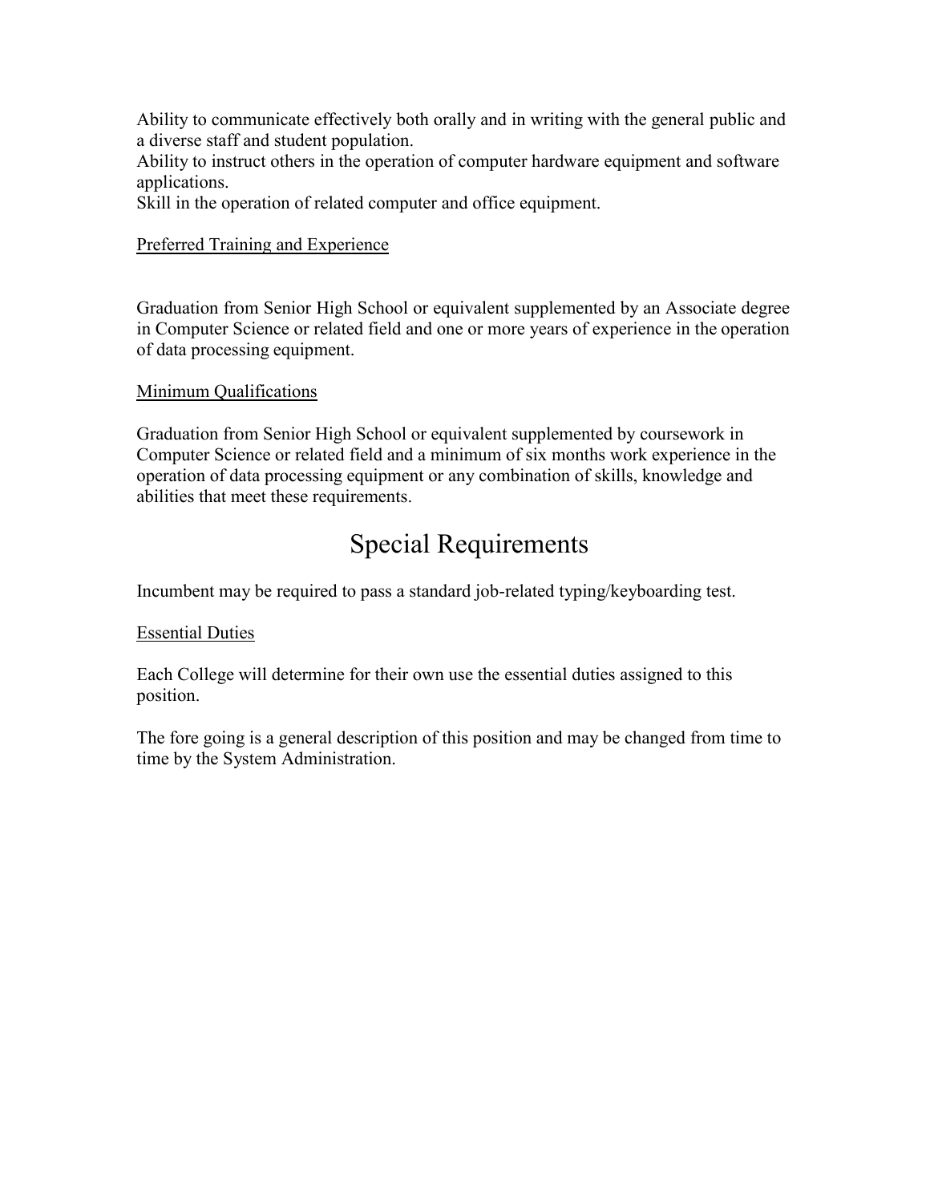Ability to communicate effectively both orally and in writing with the general public and a diverse staff and student population.
Ability to instruct others in the operation of computer hardware equipment and software applications.
Skill in the operation of related computer and office equipment.

Preferred Training and Experience

Graduation from Senior High School or equivalent supplemented by an Associate degree in Computer Science or related field and one or more years of experience in the operation of data processing equipment.

Minimum Qualifications

Graduation from Senior High School or equivalent supplemented by coursework in Computer Science or related field and a minimum of six months work experience in the operation of data processing equipment or any combination of skills, knowledge and abilities that meet these requirements.

# Special Requirements

Incumbent may be required to pass a standard job-related typing/keyboarding test.

Essential Duties

Each College will determine for their own use the essential duties assigned to this position.

The fore going is a general description of this position and may be changed from time to time by the System Administration.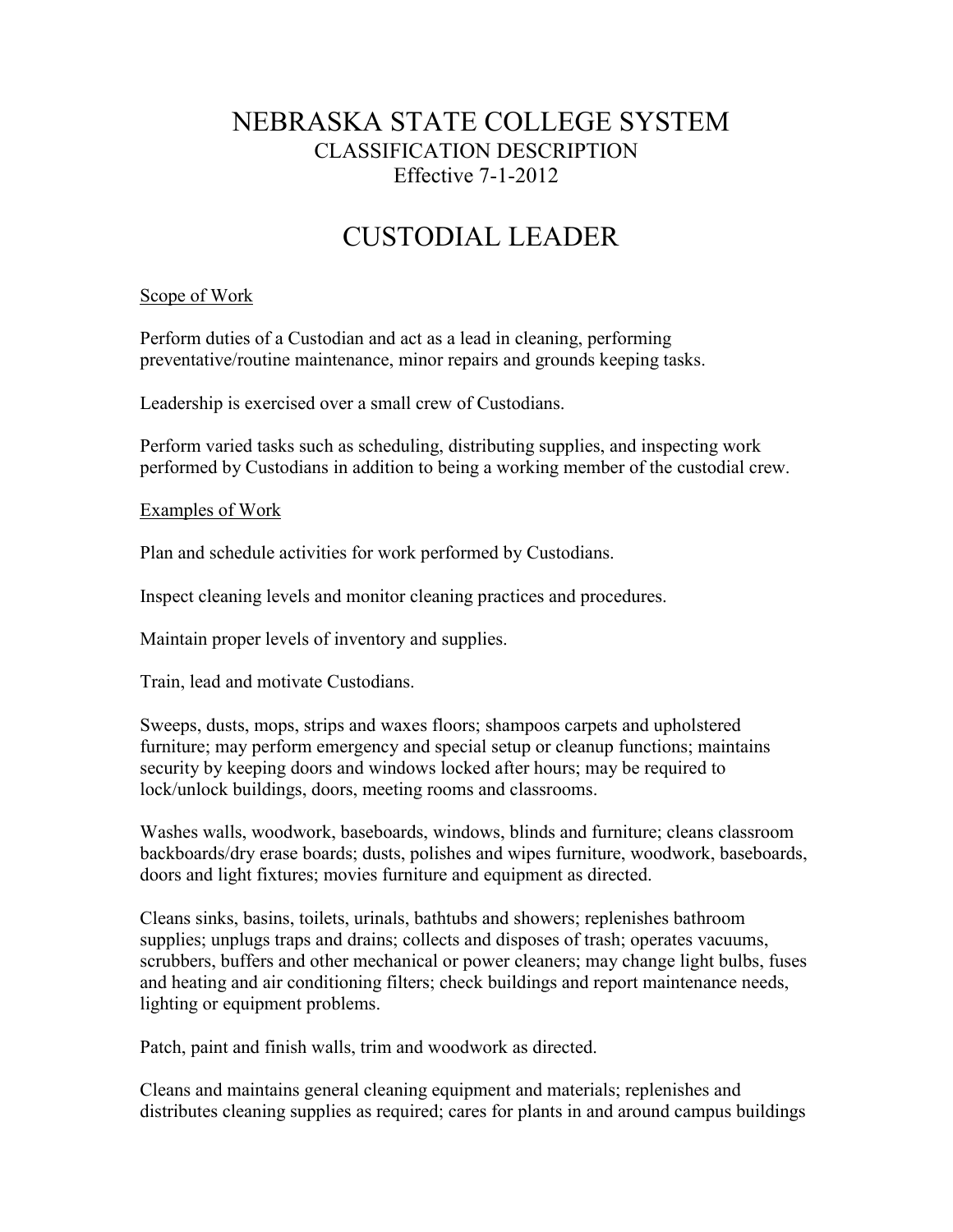# NEBRASKA STATE COLLEGE SYSTEM

CLASSIFICATION DESCRIPTION

Effective 7-1-2012

# CUSTODIAL LEADER

## Scope of Work

Perform duties of a Custodian and act as a lead in cleaning, performing preventative/routine maintenance, minor repairs and grounds keeping tasks.

Leadership is exercised over a small crew of Custodians.

Perform varied tasks such as scheduling, distributing supplies, and inspecting work performed by Custodians in addition to being a working member of the custodial crew.

## Examples of Work

Plan and schedule activities for work performed by Custodians.

Inspect cleaning levels and monitor cleaning practices and procedures.

Maintain proper levels of inventory and supplies.

Train, lead and motivate Custodians.

Sweeps, dusts, mops, strips and waxes floors; shampoos carpets and upholstered furniture; may perform emergency and special setup or cleanup functions; maintains security by keeping doors and windows locked after hours; may be required to lock/unlock buildings, doors, meeting rooms and classrooms.

Washes walls, woodwork, baseboards, windows, blinds and furniture; cleans classroom backboards/dry erase boards; dusts, polishes and wipes furniture, woodwork, baseboards, doors and light fixtures; movies furniture and equipment as directed.

Cleans sinks, basins, toilets, urinals, bathtubs and showers; replenishes bathroom supplies; unplugs traps and drains; collects and disposes of trash; operates vacuums, scrubbers, buffers and other mechanical or power cleaners; may change light bulbs, fuses and heating and air conditioning filters; check buildings and report maintenance needs, lighting or equipment problems.

Patch, paint and finish walls, trim and woodwork as directed.

Cleans and maintains general cleaning equipment and materials; replenishes and distributes cleaning supplies as required; cares for plants in and around campus buildings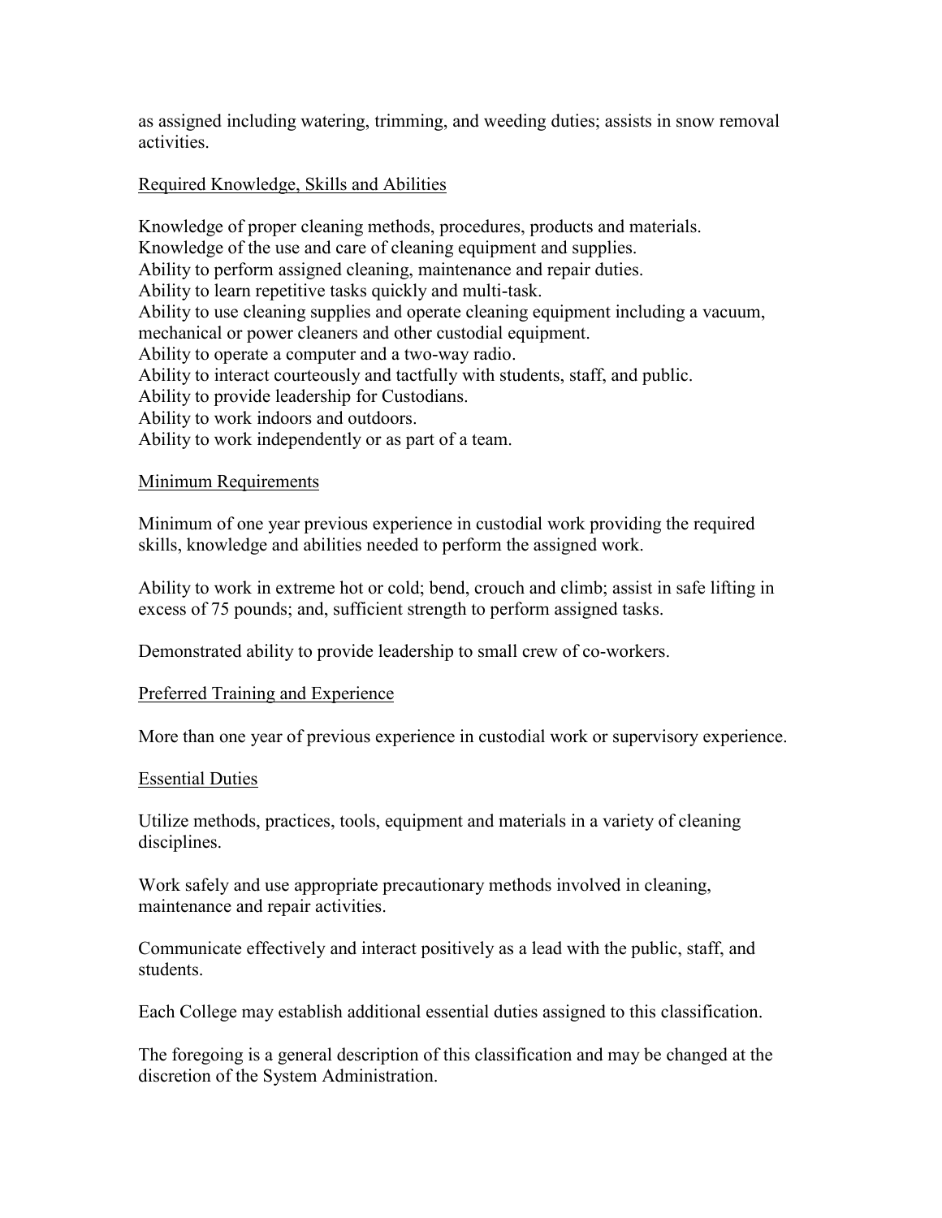as assigned including watering, trimming, and weeding duties; assists in snow removal activities.

Required Knowledge, Skills and Abilities

Knowledge of proper cleaning methods, procedures, products and materials.
Knowledge of the use and care of cleaning equipment and supplies.
Ability to perform assigned cleaning, maintenance and repair duties.
Ability to learn repetitive tasks quickly and multi-task.
Ability to use cleaning supplies and operate cleaning equipment including a vacuum, mechanical or power cleaners and other custodial equipment.
Ability to operate a computer and a two-way radio.
Ability to interact courteously and tactfully with students, staff, and public.
Ability to provide leadership for Custodians.
Ability to work indoors and outdoors.
Ability to work independently or as part of a team.

Minimum Requirements

Minimum of one year previous experience in custodial work providing the required skills, knowledge and abilities needed to perform the assigned work.

Ability to work in extreme hot or cold; bend, crouch and climb; assist in safe lifting in excess of 75 pounds; and, sufficient strength to perform assigned tasks.

Demonstrated ability to provide leadership to small crew of co-workers.

Preferred Training and Experience

More than one year of previous experience in custodial work or supervisory experience.

Essential Duties

Utilize methods, practices, tools, equipment and materials in a variety of cleaning disciplines.

Work safely and use appropriate precautionary methods involved in cleaning, maintenance and repair activities.

Communicate effectively and interact positively as a lead with the public, staff, and students.

Each College may establish additional essential duties assigned to this classification.

The foregoing is a general description of this classification and may be changed at the discretion of the System Administration.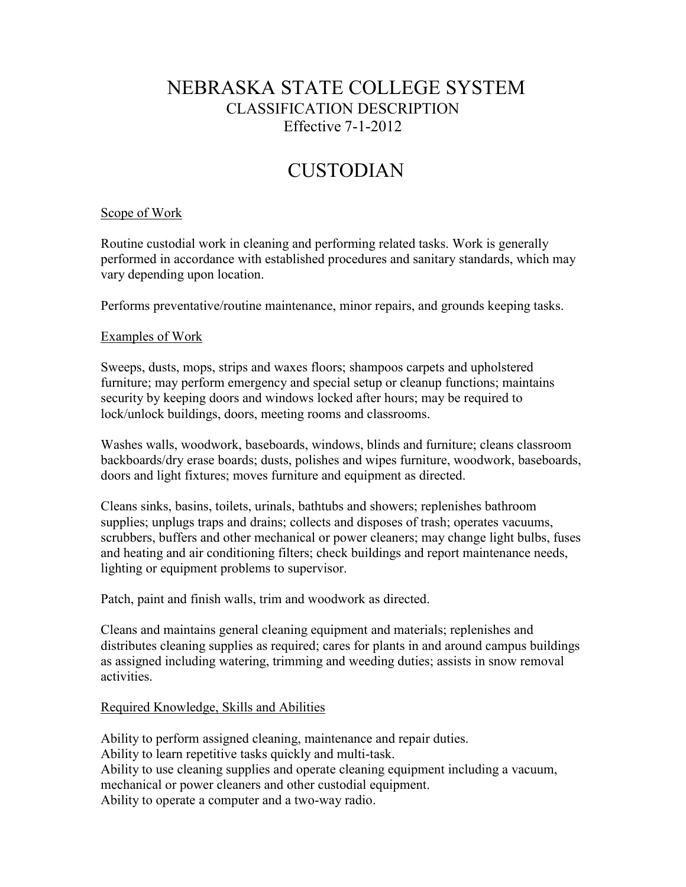# NEBRASKA STATE COLLEGE SYSTEM

CLASSIFICATION DESCRIPTION

Effective 7-1-2012

# CUSTODIAN

## Scope of Work

Routine custodial work in cleaning and performing related tasks. Work is generally performed in accordance with established procedures and sanitary standards, which may vary depending upon location.

Performs preventative/routine maintenance, minor repairs, and grounds keeping tasks.

## Examples of Work

Sweeps, dusts, mops, strips and waxes floors; shampoos carpets and upholstered furniture; may perform emergency and special setup or cleanup functions; maintains security by keeping doors and windows locked after hours; may be required to lock/unlock buildings, doors, meeting rooms and classrooms.

Washes walls, woodwork, baseboards, windows, blinds and furniture; cleans classroom backboards/dry erase boards; dusts, polishes and wipes furniture, woodwork, baseboards, doors and light fixtures; moves furniture and equipment as directed.

Cleans sinks, basins, toilets, urinals, bathtubs and showers; replenishes bathroom supplies; unplugs traps and drains; collects and disposes of trash; operates vacuums, scrubbers, buffers and other mechanical or power cleaners; may change light bulbs, fuses and heating and air conditioning filters; check buildings and report maintenance needs, lighting or equipment problems to supervisor.

Patch, paint and finish walls, trim and woodwork as directed.

Cleans and maintains general cleaning equipment and materials; replenishes and distributes cleaning supplies as required; cares for plants in and around campus buildings as assigned including watering, trimming and weeding duties; assists in snow removal activities.

## Required Knowledge, Skills and Abilities

Ability to perform assigned cleaning, maintenance and repair duties.
Ability to learn repetitive tasks quickly and multi-task.
Ability to use cleaning supplies and operate cleaning equipment including a vacuum, mechanical or power cleaners and other custodial equipment.
Ability to operate a computer and a two-way radio.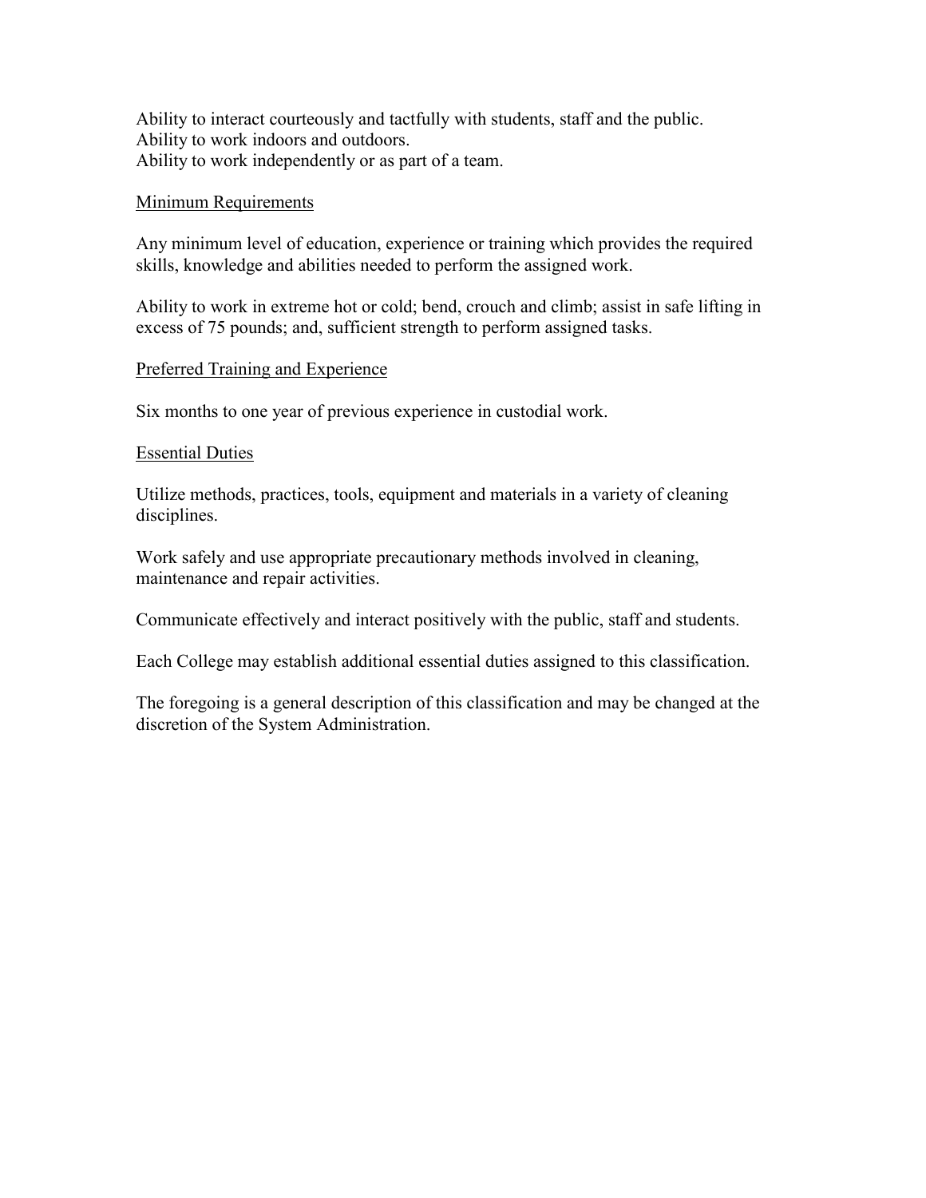Ability to interact courteously and tactfully with students, staff and the public.
Ability to work indoors and outdoors.
Ability to work independently or as part of a team.

Minimum Requirements

Any minimum level of education, experience or training which provides the required skills, knowledge and abilities needed to perform the assigned work.

Ability to work in extreme hot or cold; bend, crouch and climb; assist in safe lifting in excess of 75 pounds; and, sufficient strength to perform assigned tasks.

Preferred Training and Experience

Six months to one year of previous experience in custodial work.

Essential Duties

Utilize methods, practices, tools, equipment and materials in a variety of cleaning disciplines.

Work safely and use appropriate precautionary methods involved in cleaning, maintenance and repair activities.

Communicate effectively and interact positively with the public, staff and students.

Each College may establish additional essential duties assigned to this classification.

The foregoing is a general description of this classification and may be changed at the discretion of the System Administration.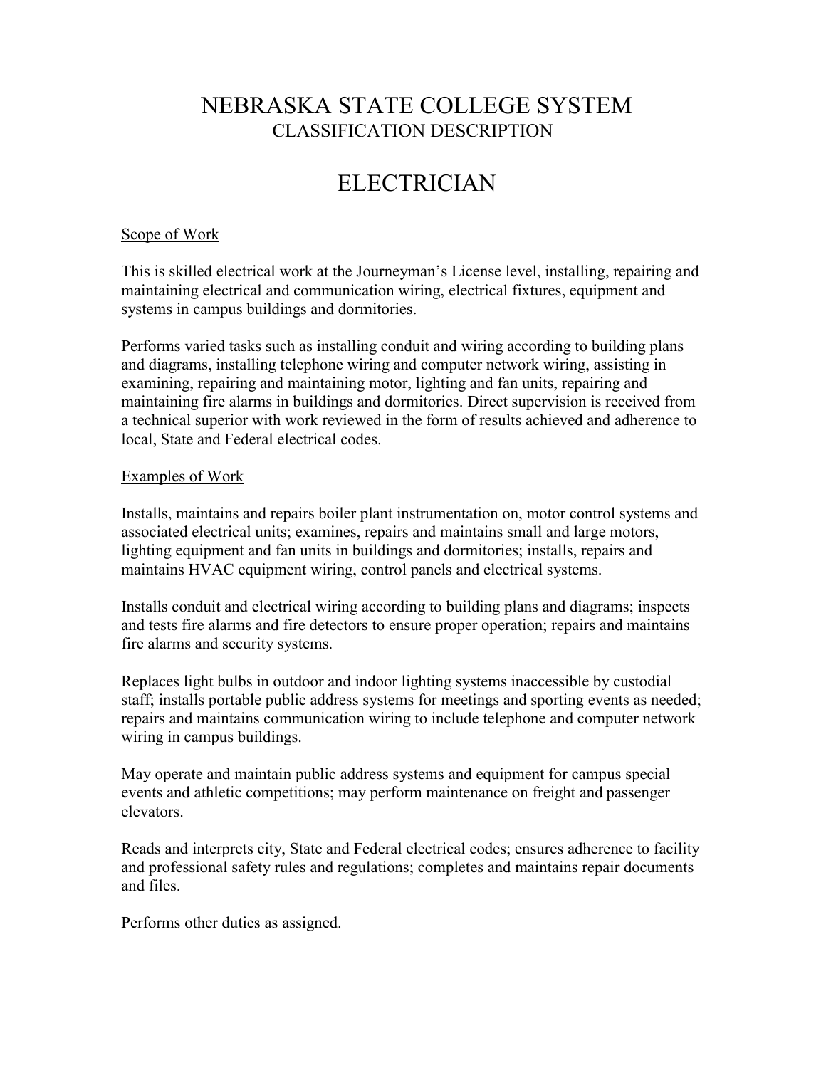# NEBRASKA STATE COLLEGE SYSTEM

CLASSIFICATION DESCRIPTION

# ELECTRICIAN

## Scope of Work

This is skilled electrical work at the Journeyman's License level, installing, repairing and maintaining electrical and communication wiring, electrical fixtures, equipment and systems in campus buildings and dormitories.

Performs varied tasks such as installing conduit and wiring according to building plans and diagrams, installing telephone wiring and computer network wiring, assisting in examining, repairing and maintaining motor, lighting and fan units, repairing and maintaining fire alarms in buildings and dormitories. Direct supervision is received from a technical superior with work reviewed in the form of results achieved and adherence to local, State and Federal electrical codes.

## Examples of Work

Installs, maintains and repairs boiler plant instrumentation on, motor control systems and associated electrical units; examines, repairs and maintains small and large motors, lighting equipment and fan units in buildings and dormitories; installs, repairs and maintains HVAC equipment wiring, control panels and electrical systems.

Installs conduit and electrical wiring according to building plans and diagrams; inspects and tests fire alarms and fire detectors to ensure proper operation; repairs and maintains fire alarms and security systems.

Replaces light bulbs in outdoor and indoor lighting systems inaccessible by custodial staff; installs portable public address systems for meetings and sporting events as needed; repairs and maintains communication wiring to include telephone and computer network wiring in campus buildings.

May operate and maintain public address systems and equipment for campus special events and athletic competitions; may perform maintenance on freight and passenger elevators.

Reads and interprets city, State and Federal electrical codes; ensures adherence to facility and professional safety rules and regulations; completes and maintains repair documents and files.

Performs other duties as assigned.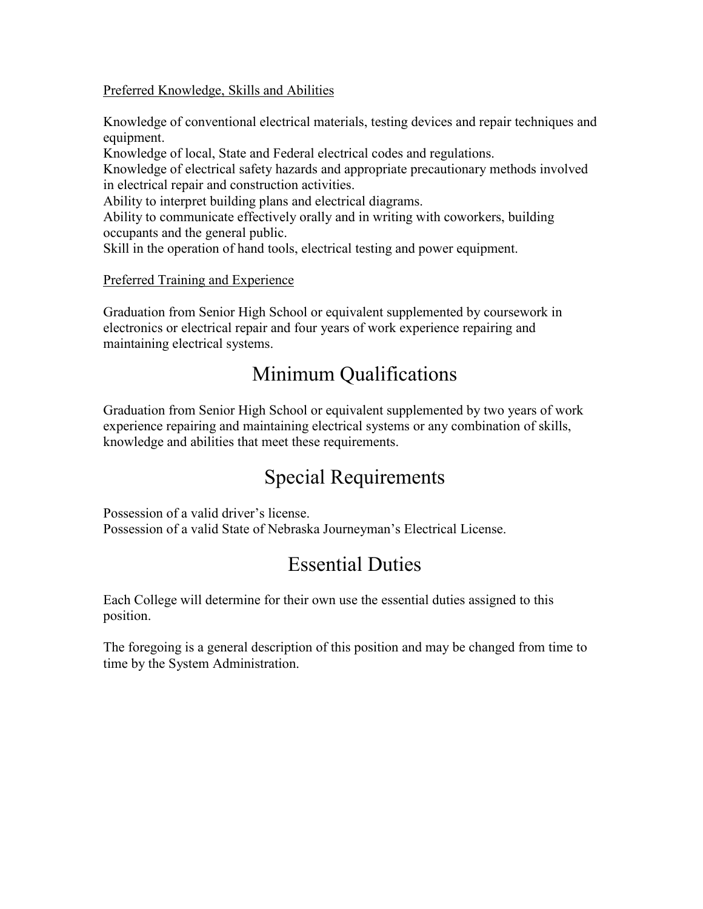Preferred Knowledge, Skills and Abilities

Knowledge of conventional electrical materials, testing devices and repair techniques and equipment.
Knowledge of local, State and Federal electrical codes and regulations.
Knowledge of electrical safety hazards and appropriate precautionary methods involved in electrical repair and construction activities.
Ability to interpret building plans and electrical diagrams.
Ability to communicate effectively orally and in writing with coworkers, building occupants and the general public.
Skill in the operation of hand tools, electrical testing and power equipment.

Preferred Training and Experience

Graduation from Senior High School or equivalent supplemented by coursework in electronics or electrical repair and four years of work experience repairing and maintaining electrical systems.

## Minimum Qualifications

Graduation from Senior High School or equivalent supplemented by two years of work experience repairing and maintaining electrical systems or any combination of skills, knowledge and abilities that meet these requirements.

## Special Requirements

Possession of a valid driver's license.
Possession of a valid State of Nebraska Journeyman's Electrical License.

## Essential Duties

Each College will determine for their own use the essential duties assigned to this position.

The foregoing is a general description of this position and may be changed from time to time by the System Administration.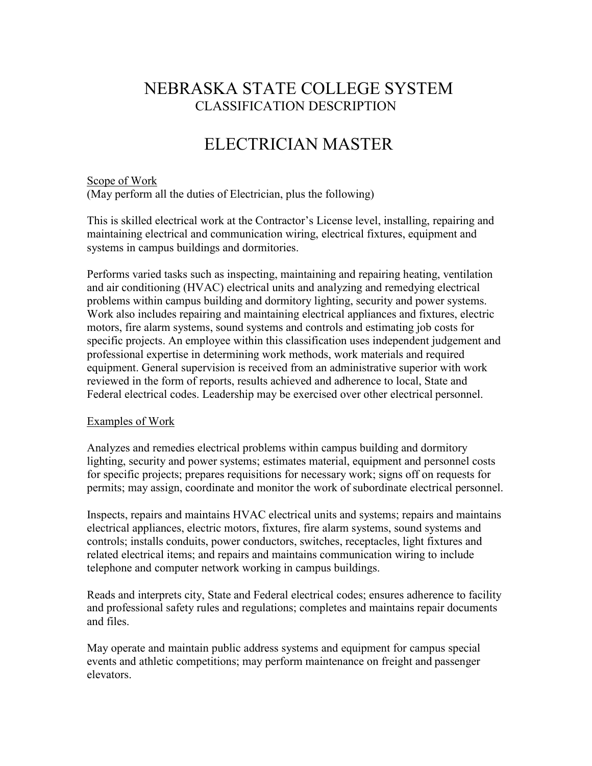# NEBRASKA STATE COLLEGE SYSTEM

CLASSIFICATION DESCRIPTION

# ELECTRICIAN MASTER

## Scope of Work

(May perform all the duties of Electrician, plus the following)

This is skilled electrical work at the Contractor's License level, installing, repairing and maintaining electrical and communication wiring, electrical fixtures, equipment and systems in campus buildings and dormitories.

Performs varied tasks such as inspecting, maintaining and repairing heating, ventilation and air conditioning (HVAC) electrical units and analyzing and remedying electrical problems within campus building and dormitory lighting, security and power systems. Work also includes repairing and maintaining electrical appliances and fixtures, electric motors, fire alarm systems, sound systems and controls and estimating job costs for specific projects. An employee within this classification uses independent judgement and professional expertise in determining work methods, work materials and required equipment. General supervision is received from an administrative superior with work reviewed in the form of reports, results achieved and adherence to local, State and Federal electrical codes. Leadership may be exercised over other electrical personnel.

## Examples of Work

Analyzes and remedies electrical problems within campus building and dormitory lighting, security and power systems; estimates material, equipment and personnel costs for specific projects; prepares requisitions for necessary work; signs off on requests for permits; may assign, coordinate and monitor the work of subordinate electrical personnel.

Inspects, repairs and maintains HVAC electrical units and systems; repairs and maintains electrical appliances, electric motors, fixtures, fire alarm systems, sound systems and controls; installs conduits, power conductors, switches, receptacles, light fixtures and related electrical items; and repairs and maintains communication wiring to include telephone and computer network working in campus buildings.

Reads and interprets city, State and Federal electrical codes; ensures adherence to facility and professional safety rules and regulations; completes and maintains repair documents and files.

May operate and maintain public address systems and equipment for campus special events and athletic competitions; may perform maintenance on freight and passenger elevators.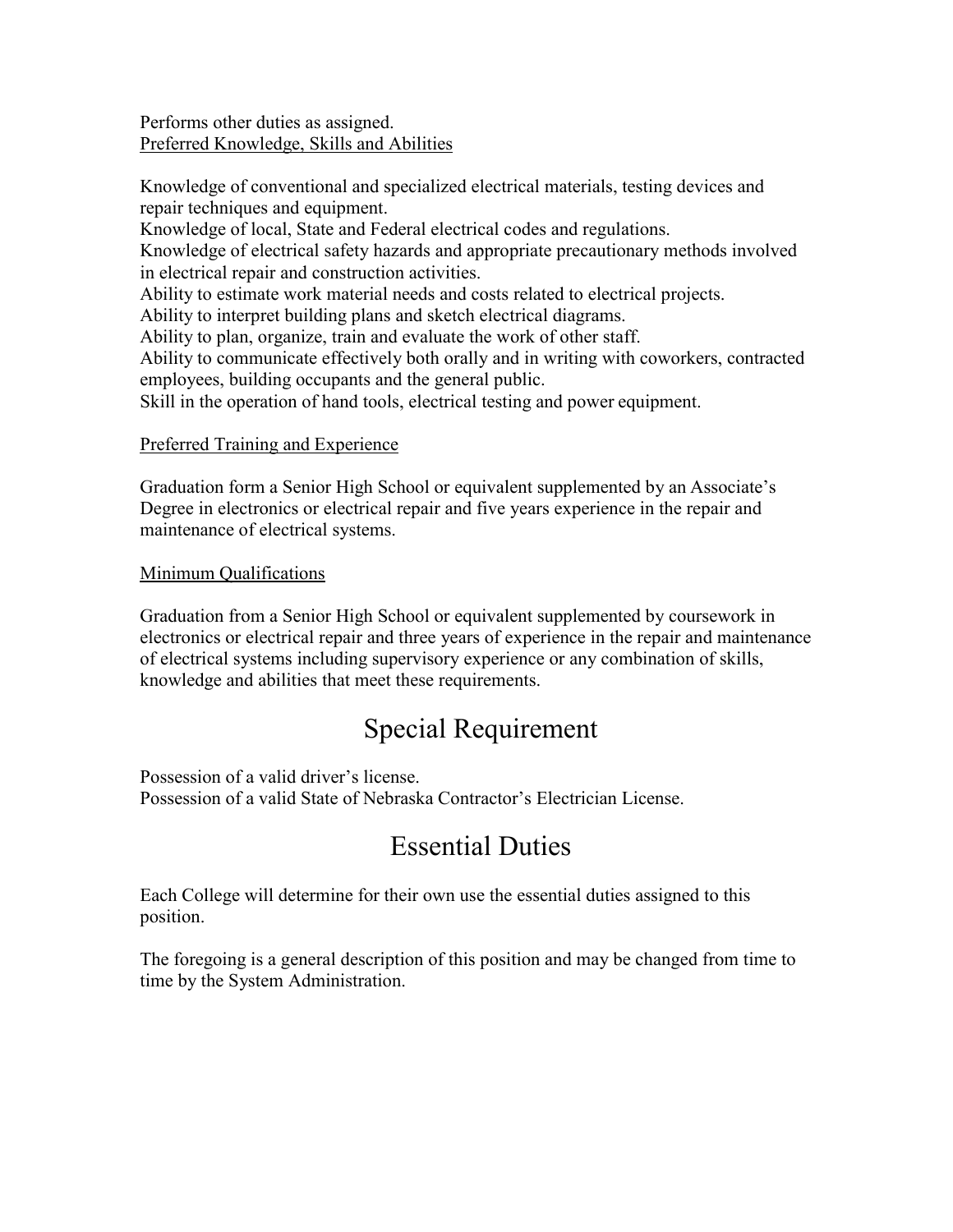Performs other duties as assigned.

Preferred Knowledge, Skills and Abilities

Knowledge of conventional and specialized electrical materials, testing devices and repair techniques and equipment.
Knowledge of local, State and Federal electrical codes and regulations.
Knowledge of electrical safety hazards and appropriate precautionary methods involved in electrical repair and construction activities.
Ability to estimate work material needs and costs related to electrical projects.
Ability to interpret building plans and sketch electrical diagrams.
Ability to plan, organize, train and evaluate the work of other staff.
Ability to communicate effectively both orally and in writing with coworkers, contracted employees, building occupants and the general public.
Skill in the operation of hand tools, electrical testing and power equipment.

Preferred Training and Experience

Graduation form a Senior High School or equivalent supplemented by an Associate's Degree in electronics or electrical repair and five years experience in the repair and maintenance of electrical systems.

Minimum Qualifications

Graduation from a Senior High School or equivalent supplemented by coursework in electronics or electrical repair and three years of experience in the repair and maintenance of electrical systems including supervisory experience or any combination of skills, knowledge and abilities that meet these requirements.

# Special Requirement

Possession of a valid driver's license.
Possession of a valid State of Nebraska Contractor's Electrician License.

# Essential Duties

Each College will determine for their own use the essential duties assigned to this position.

The foregoing is a general description of this position and may be changed from time to time by the System Administration.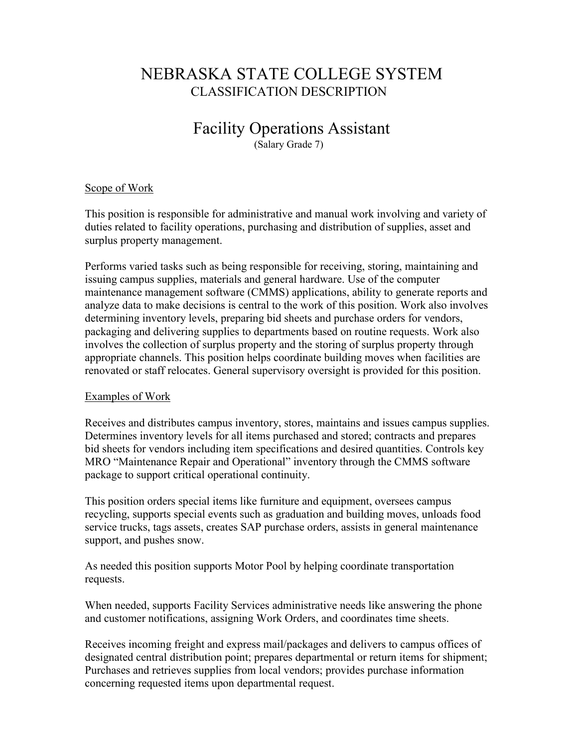# NEBRASKA STATE COLLEGE SYSTEM

CLASSIFICATION DESCRIPTION

## Facility Operations Assistant

(Salary Grade 7)

Scope of Work

This position is responsible for administrative and manual work involving and variety of duties related to facility operations, purchasing and distribution of supplies, asset and surplus property management.

Performs varied tasks such as being responsible for receiving, storing, maintaining and issuing campus supplies, materials and general hardware. Use of the computer maintenance management software (CMMS) applications, ability to generate reports and analyze data to make decisions is central to the work of this position. Work also involves determining inventory levels, preparing bid sheets and purchase orders for vendors, packaging and delivering supplies to departments based on routine requests. Work also involves the collection of surplus property and the storing of surplus property through appropriate channels. This position helps coordinate building moves when facilities are renovated or staff relocates. General supervisory oversight is provided for this position.

Examples of Work

Receives and distributes campus inventory, stores, maintains and issues campus supplies. Determines inventory levels for all items purchased and stored; contracts and prepares bid sheets for vendors including item specifications and desired quantities. Controls key MRO "Maintenance Repair and Operational" inventory through the CMMS software package to support critical operational continuity.

This position orders special items like furniture and equipment, oversees campus recycling, supports special events such as graduation and building moves, unloads food service trucks, tags assets, creates SAP purchase orders, assists in general maintenance support, and pushes snow.

As needed this position supports Motor Pool by helping coordinate transportation requests.

When needed, supports Facility Services administrative needs like answering the phone and customer notifications, assigning Work Orders, and coordinates time sheets.

Receives incoming freight and express mail/packages and delivers to campus offices of designated central distribution point; prepares departmental or return items for shipment; Purchases and retrieves supplies from local vendors; provides purchase information concerning requested items upon departmental request.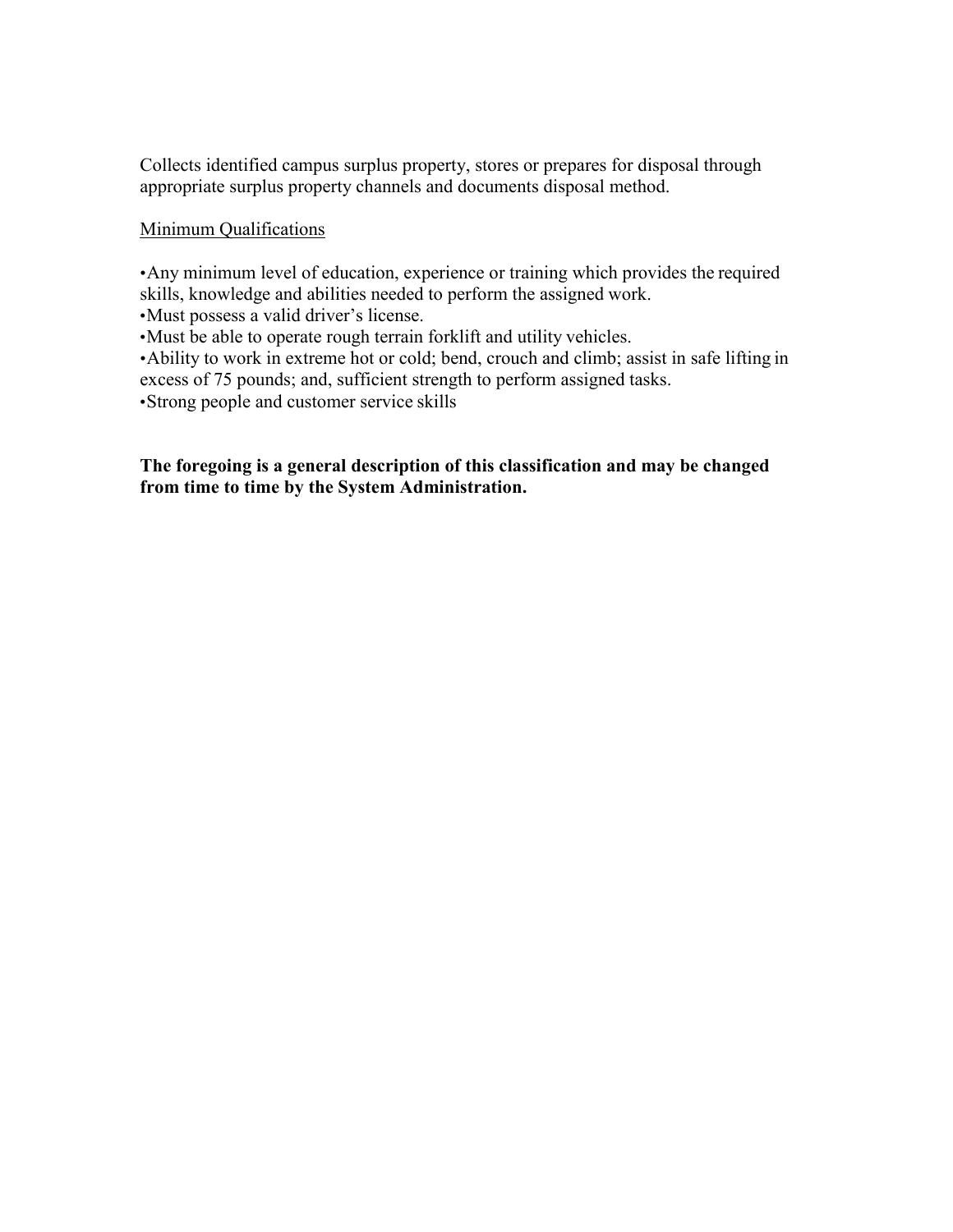Collects identified campus surplus property, stores or prepares for disposal through appropriate surplus property channels and documents disposal method.

Minimum Qualifications

- Any minimum level of education, experience or training which provides the required skills, knowledge and abilities needed to perform the assigned work.
- Must possess a valid driver's license.
- Must be able to operate rough terrain forklift and utility vehicles.
- Ability to work in extreme hot or cold; bend, crouch and climb; assist in safe lifting in excess of 75 pounds; and, sufficient strength to perform assigned tasks.
- Strong people and customer service skills

**The foregoing is a general description of this classification and may be changed from time to time by the System Administration.**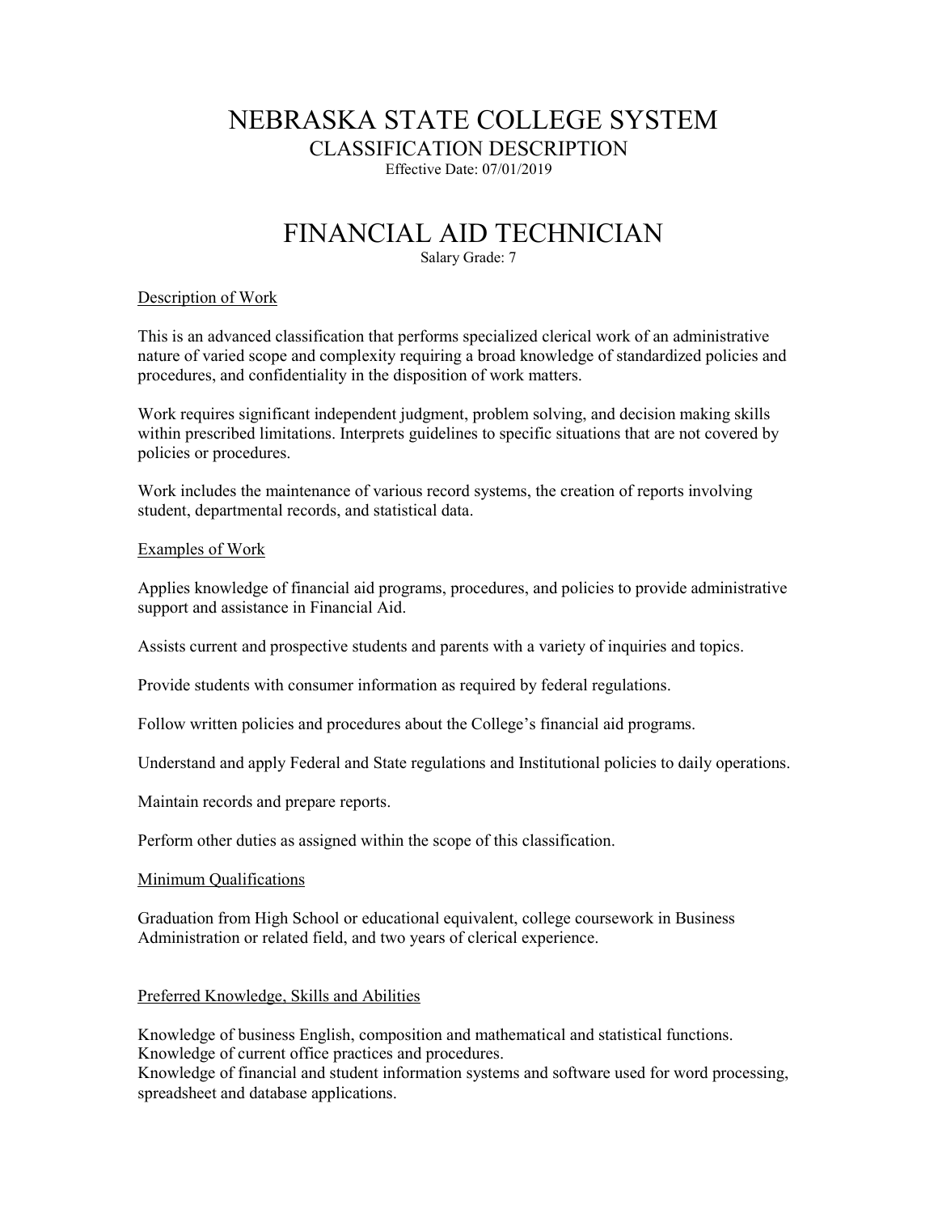# NEBRASKA STATE COLLEGE SYSTEM

CLASSIFICATION DESCRIPTION

Effective Date: 07/01/2019

# FINANCIAL AID TECHNICIAN

Salary Grade: 7

## Description of Work

This is an advanced classification that performs specialized clerical work of an administrative nature of varied scope and complexity requiring a broad knowledge of standardized policies and procedures, and confidentiality in the disposition of work matters.

Work requires significant independent judgment, problem solving, and decision making skills within prescribed limitations. Interprets guidelines to specific situations that are not covered by policies or procedures.

Work includes the maintenance of various record systems, the creation of reports involving student, departmental records, and statistical data.

## Examples of Work

Applies knowledge of financial aid programs, procedures, and policies to provide administrative support and assistance in Financial Aid.

Assists current and prospective students and parents with a variety of inquiries and topics.

Provide students with consumer information as required by federal regulations.

Follow written policies and procedures about the College's financial aid programs.

Understand and apply Federal and State regulations and Institutional policies to daily operations.

Maintain records and prepare reports.

Perform other duties as assigned within the scope of this classification.

## Minimum Qualifications

Graduation from High School or educational equivalent, college coursework in Business Administration or related field, and two years of clerical experience.

## Preferred Knowledge, Skills and Abilities

Knowledge of business English, composition and mathematical and statistical functions.
Knowledge of current office practices and procedures.
Knowledge of financial and student information systems and software used for word processing, spreadsheet and database applications.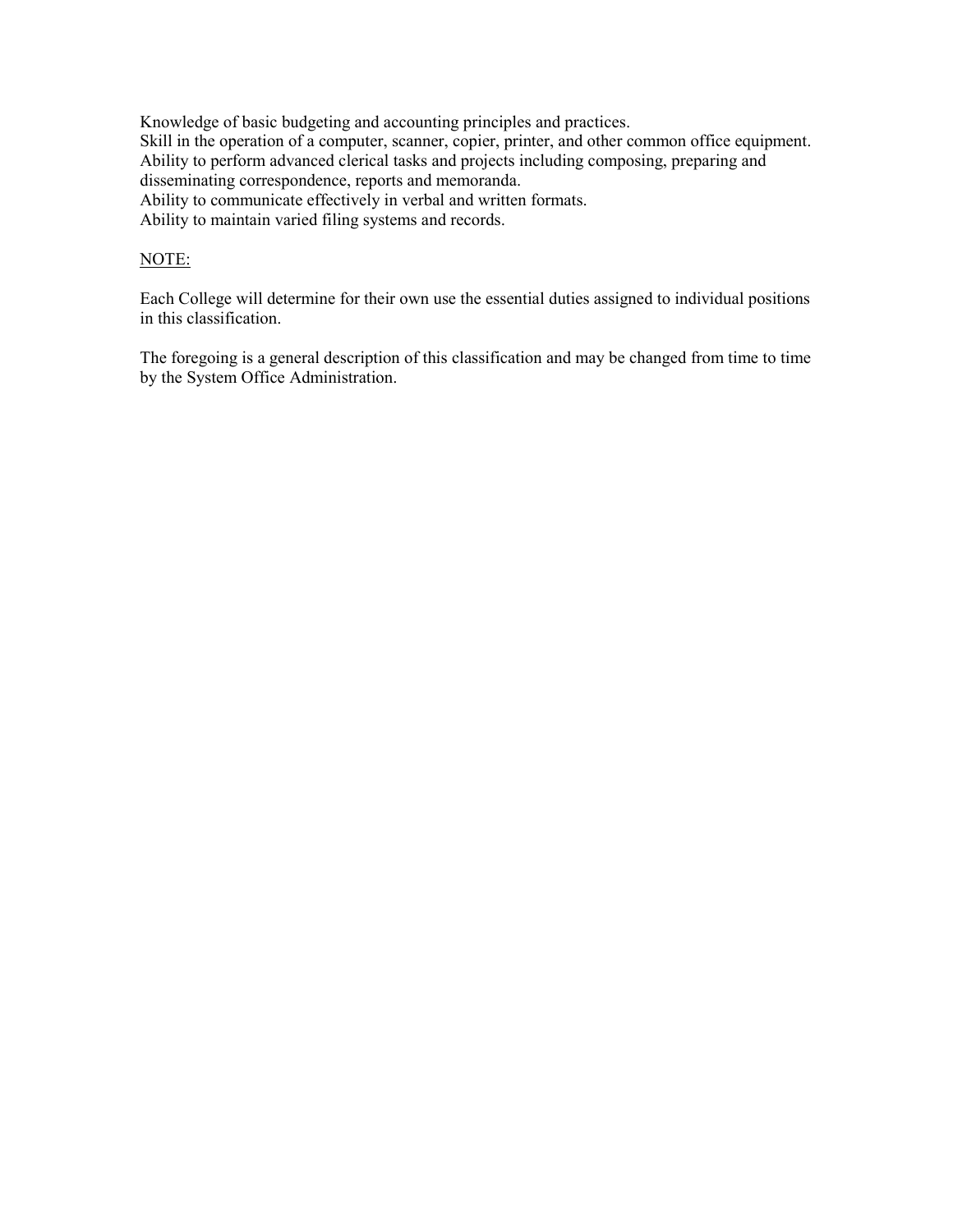Knowledge of basic budgeting and accounting principles and practices.
Skill in the operation of a computer, scanner, copier, printer, and other common office equipment.
Ability to perform advanced clerical tasks and projects including composing, preparing and disseminating correspondence, reports and memoranda.
Ability to communicate effectively in verbal and written formats.
Ability to maintain varied filing systems and records.

<u>NOTE:</u>

Each College will determine for their own use the essential duties assigned to individual positions in this classification.

The foregoing is a general description of this classification and may be changed from time to time by the System Office Administration.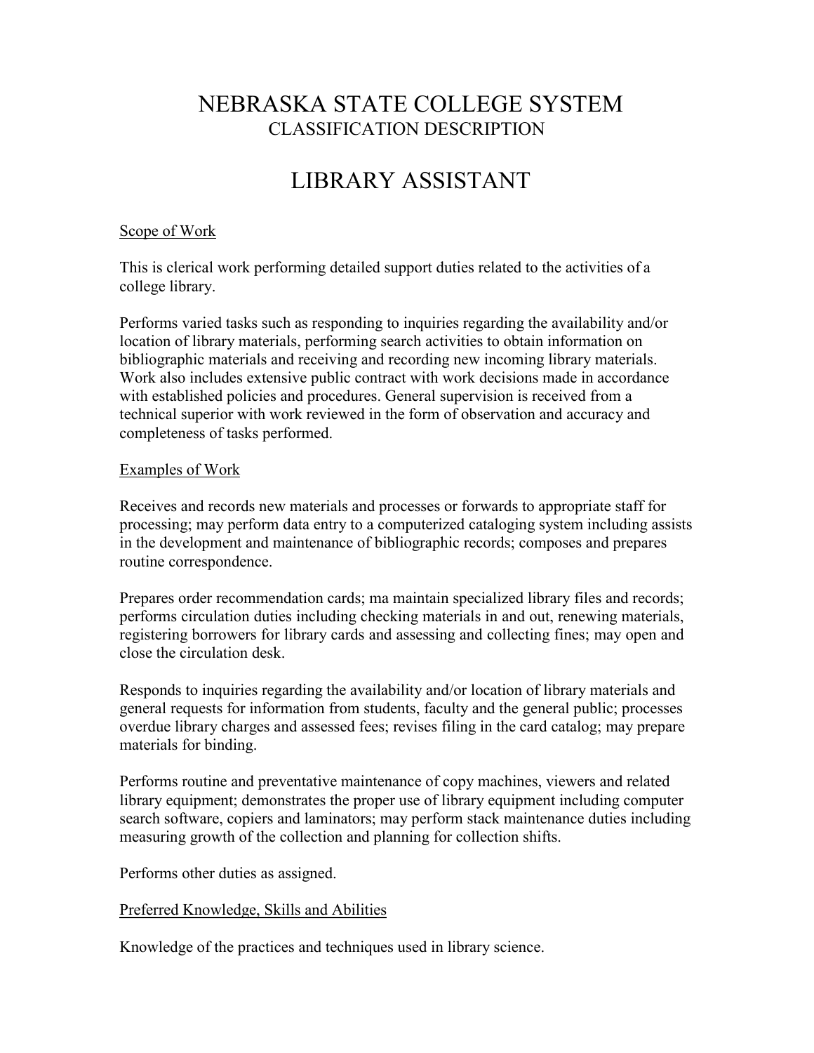# NEBRASKA STATE COLLEGE SYSTEM
## CLASSIFICATION DESCRIPTION

# LIBRARY ASSISTANT

Scope of Work

This is clerical work performing detailed support duties related to the activities of a college library.

Performs varied tasks such as responding to inquiries regarding the availability and/or location of library materials, performing search activities to obtain information on bibliographic materials and receiving and recording new incoming library materials. Work also includes extensive public contract with work decisions made in accordance with established policies and procedures. General supervision is received from a technical superior with work reviewed in the form of observation and accuracy and completeness of tasks performed.

Examples of Work

Receives and records new materials and processes or forwards to appropriate staff for processing; may perform data entry to a computerized cataloging system including assists in the development and maintenance of bibliographic records; composes and prepares routine correspondence.

Prepares order recommendation cards; ma maintain specialized library files and records; performs circulation duties including checking materials in and out, renewing materials, registering borrowers for library cards and assessing and collecting fines; may open and close the circulation desk.

Responds to inquiries regarding the availability and/or location of library materials and general requests for information from students, faculty and the general public; processes overdue library charges and assessed fees; revises filing in the card catalog; may prepare materials for binding.

Performs routine and preventative maintenance of copy machines, viewers and related library equipment; demonstrates the proper use of library equipment including computer search software, copiers and laminators; may perform stack maintenance duties including measuring growth of the collection and planning for collection shifts.

Performs other duties as assigned.

Preferred Knowledge, Skills and Abilities

Knowledge of the practices and techniques used in library science.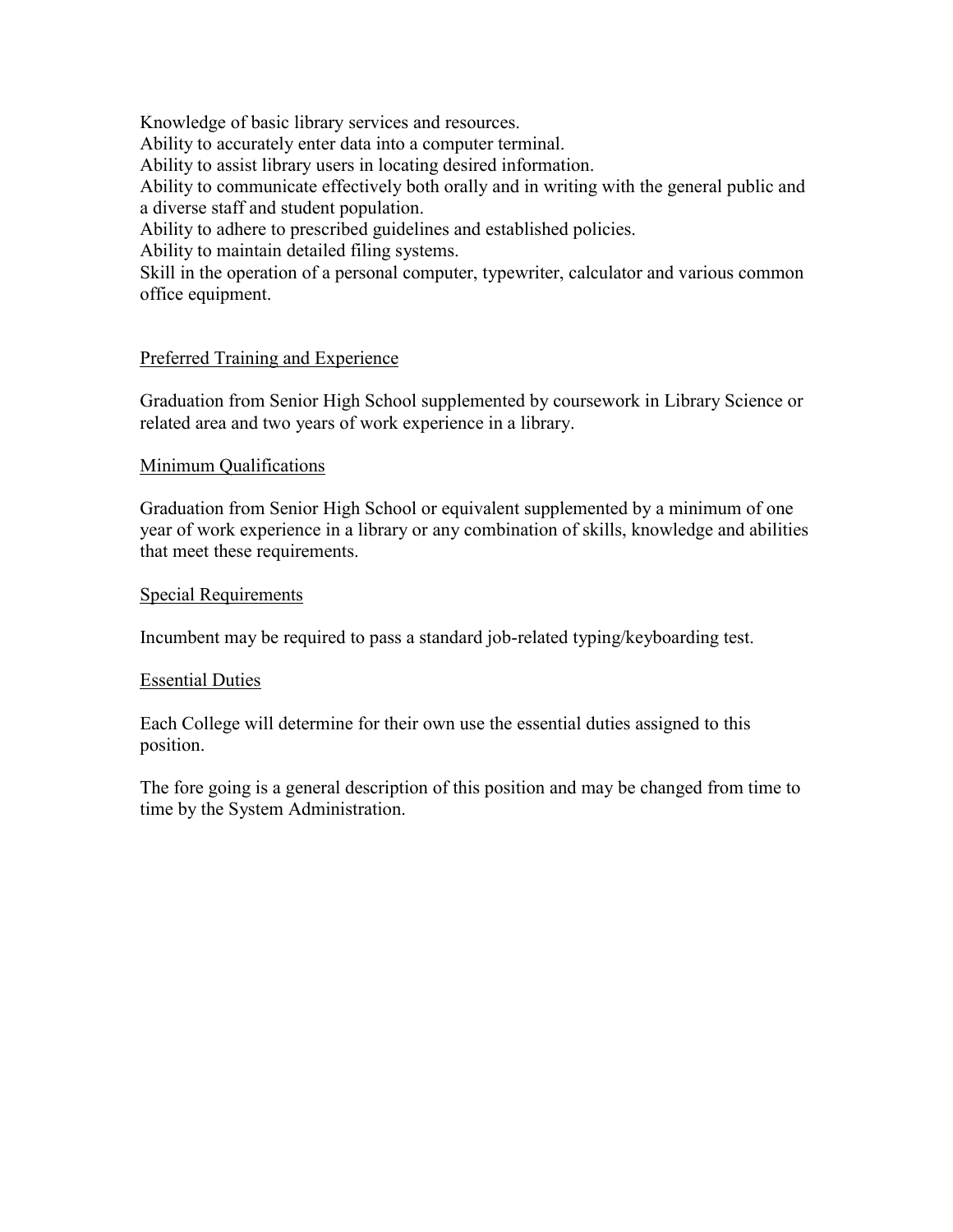Knowledge of basic library services and resources.
Ability to accurately enter data into a computer terminal.
Ability to assist library users in locating desired information.
Ability to communicate effectively both orally and in writing with the general public and a diverse staff and student population.
Ability to adhere to prescribed guidelines and established policies.
Ability to maintain detailed filing systems.
Skill in the operation of a personal computer, typewriter, calculator and various common office equipment.

## Preferred Training and Experience

Graduation from Senior High School supplemented by coursework in Library Science or related area and two years of work experience in a library.

## Minimum Qualifications

Graduation from Senior High School or equivalent supplemented by a minimum of one year of work experience in a library or any combination of skills, knowledge and abilities that meet these requirements.

## Special Requirements

Incumbent may be required to pass a standard job-related typing/keyboarding test.

## Essential Duties

Each College will determine for their own use the essential duties assigned to this position.

The fore going is a general description of this position and may be changed from time to time by the System Administration.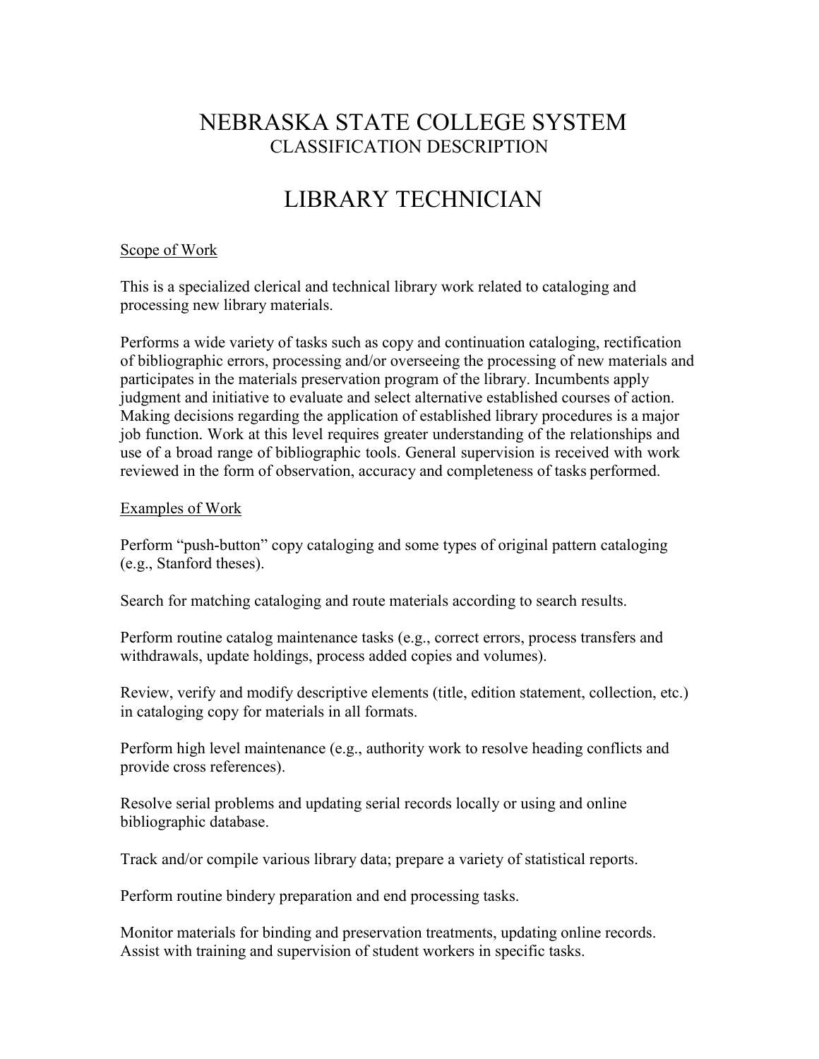# NEBRASKA STATE COLLEGE SYSTEM

CLASSIFICATION DESCRIPTION

# LIBRARY TECHNICIAN

## Scope of Work

This is a specialized clerical and technical library work related to cataloging and processing new library materials.

Performs a wide variety of tasks such as copy and continuation cataloging, rectification of bibliographic errors, processing and/or overseeing the processing of new materials and participates in the materials preservation program of the library. Incumbents apply judgment and initiative to evaluate and select alternative established courses of action. Making decisions regarding the application of established library procedures is a major job function. Work at this level requires greater understanding of the relationships and use of a broad range of bibliographic tools. General supervision is received with work reviewed in the form of observation, accuracy and completeness of tasks performed.

## Examples of Work

Perform "push-button" copy cataloging and some types of original pattern cataloging (e.g., Stanford theses).

Search for matching cataloging and route materials according to search results.

Perform routine catalog maintenance tasks (e.g., correct errors, process transfers and withdrawals, update holdings, process added copies and volumes).

Review, verify and modify descriptive elements (title, edition statement, collection, etc.) in cataloging copy for materials in all formats.

Perform high level maintenance (e.g., authority work to resolve heading conflicts and provide cross references).

Resolve serial problems and updating serial records locally or using and online bibliographic database.

Track and/or compile various library data; prepare a variety of statistical reports.

Perform routine bindery preparation and end processing tasks.

Monitor materials for binding and preservation treatments, updating online records.
Assist with training and supervision of student workers in specific tasks.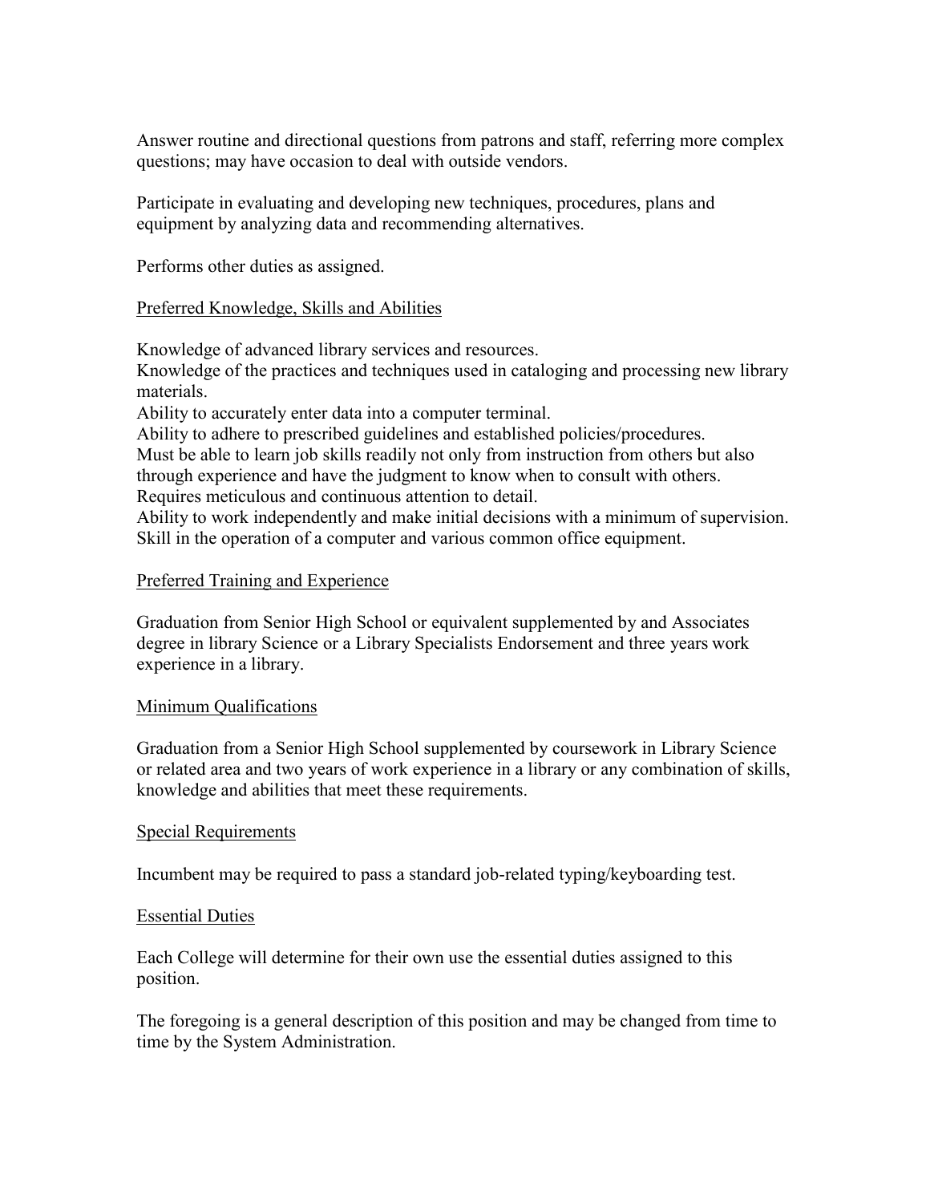Answer routine and directional questions from patrons and staff, referring more complex questions; may have occasion to deal with outside vendors.

Participate in evaluating and developing new techniques, procedures, plans and equipment by analyzing data and recommending alternatives.

Performs other duties as assigned.

## Preferred Knowledge, Skills and Abilities

Knowledge of advanced library services and resources.
Knowledge of the practices and techniques used in cataloging and processing new library materials.
Ability to accurately enter data into a computer terminal.
Ability to adhere to prescribed guidelines and established policies/procedures.
Must be able to learn job skills readily not only from instruction from others but also through experience and have the judgment to know when to consult with others.
Requires meticulous and continuous attention to detail.
Ability to work independently and make initial decisions with a minimum of supervision.
Skill in the operation of a computer and various common office equipment.

## Preferred Training and Experience

Graduation from Senior High School or equivalent supplemented by and Associates degree in library Science or a Library Specialists Endorsement and three years work experience in a library.

## Minimum Qualifications

Graduation from a Senior High School supplemented by coursework in Library Science or related area and two years of work experience in a library or any combination of skills, knowledge and abilities that meet these requirements.

## Special Requirements

Incumbent may be required to pass a standard job-related typing/keyboarding test.

## Essential Duties

Each College will determine for their own use the essential duties assigned to this position.

The foregoing is a general description of this position and may be changed from time to time by the System Administration.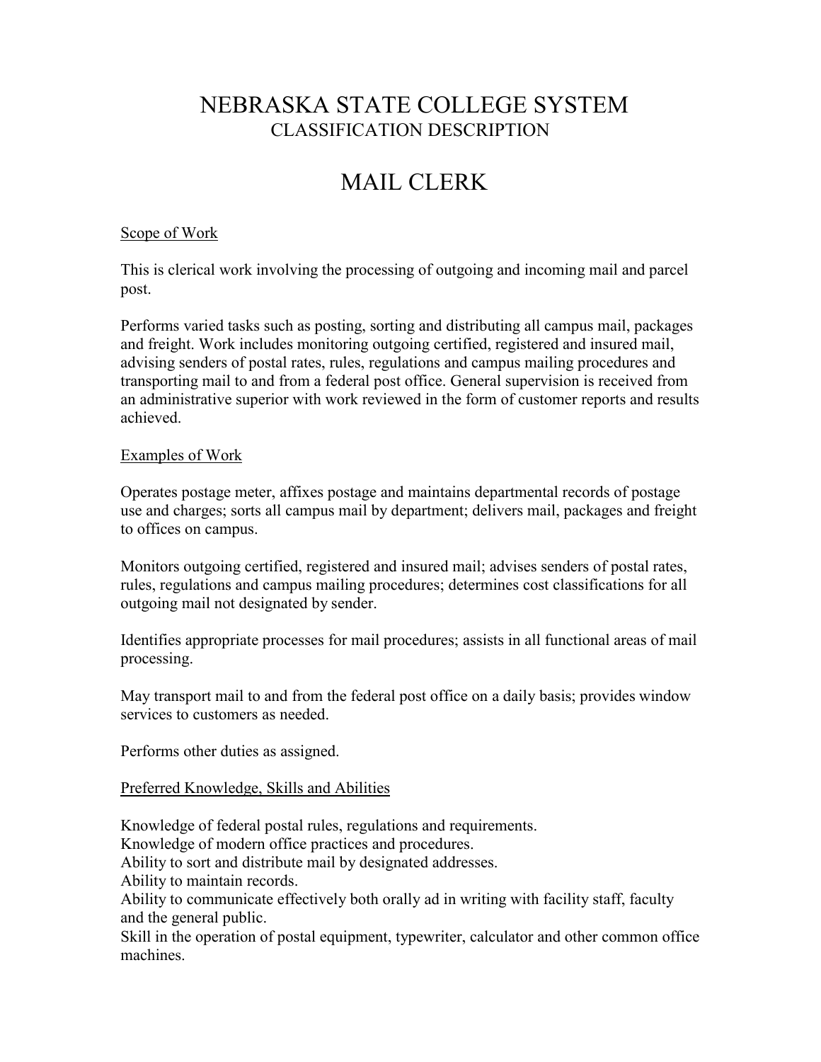# NEBRASKA STATE COLLEGE SYSTEM
CLASSIFICATION DESCRIPTION

# MAIL CLERK

## Scope of Work

This is clerical work involving the processing of outgoing and incoming mail and parcel post.

Performs varied tasks such as posting, sorting and distributing all campus mail, packages and freight. Work includes monitoring outgoing certified, registered and insured mail, advising senders of postal rates, rules, regulations and campus mailing procedures and transporting mail to and from a federal post office. General supervision is received from an administrative superior with work reviewed in the form of customer reports and results achieved.

## Examples of Work

Operates postage meter, affixes postage and maintains departmental records of postage use and charges; sorts all campus mail by department; delivers mail, packages and freight to offices on campus.

Monitors outgoing certified, registered and insured mail; advises senders of postal rates, rules, regulations and campus mailing procedures; determines cost classifications for all outgoing mail not designated by sender.

Identifies appropriate processes for mail procedures; assists in all functional areas of mail processing.

May transport mail to and from the federal post office on a daily basis; provides window services to customers as needed.

Performs other duties as assigned.

## Preferred Knowledge, Skills and Abilities

Knowledge of federal postal rules, regulations and requirements.
Knowledge of modern office practices and procedures.
Ability to sort and distribute mail by designated addresses.
Ability to maintain records.
Ability to communicate effectively both orally ad in writing with facility staff, faculty and the general public.
Skill in the operation of postal equipment, typewriter, calculator and other common office machines.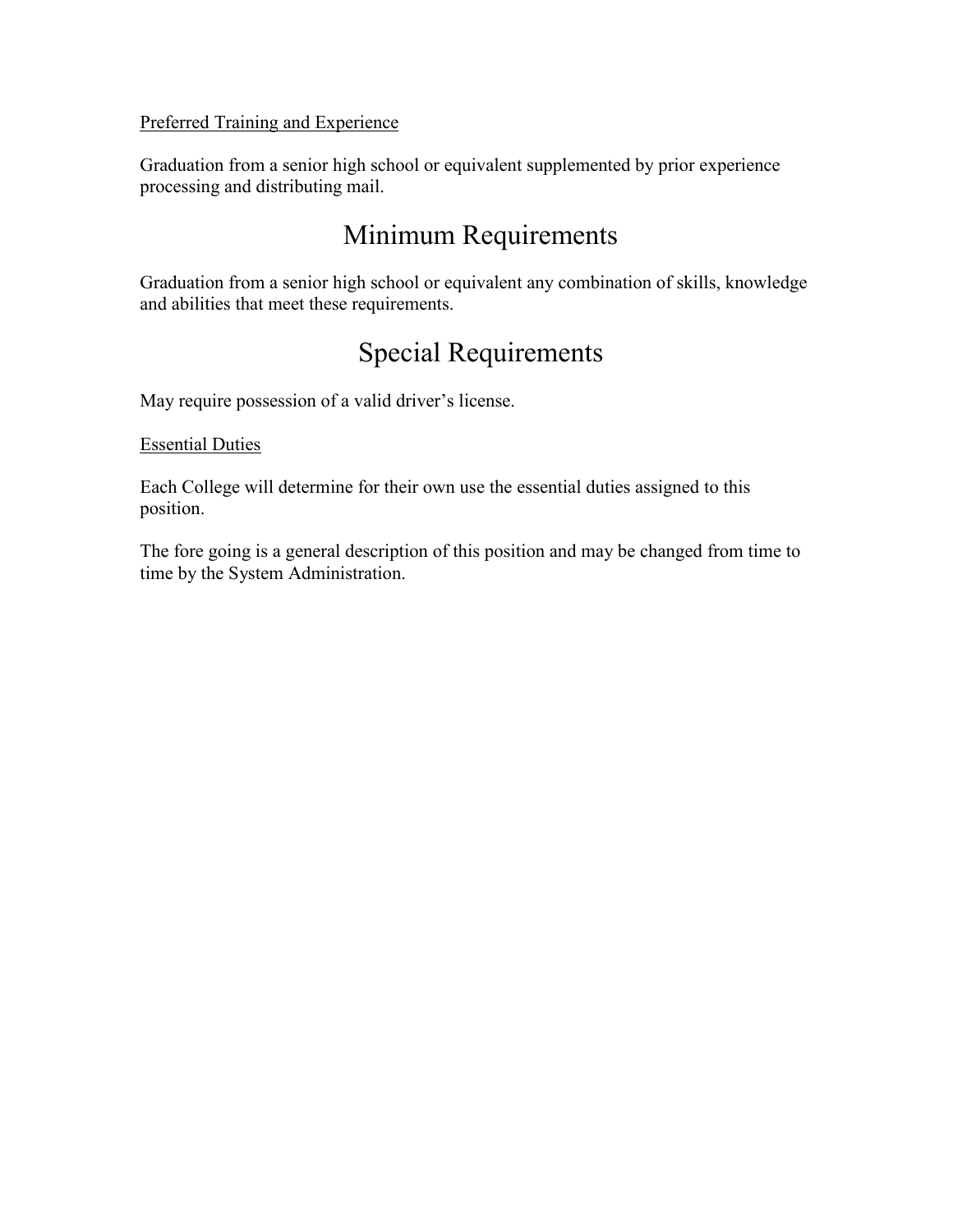Preferred Training and Experience

Graduation from a senior high school or equivalent supplemented by prior experience processing and distributing mail.

# Minimum Requirements

Graduation from a senior high school or equivalent any combination of skills, knowledge and abilities that meet these requirements.

# Special Requirements

May require possession of a valid driver's license.

Essential Duties

Each College will determine for their own use the essential duties assigned to this position.

The fore going is a general description of this position and may be changed from time to time by the System Administration.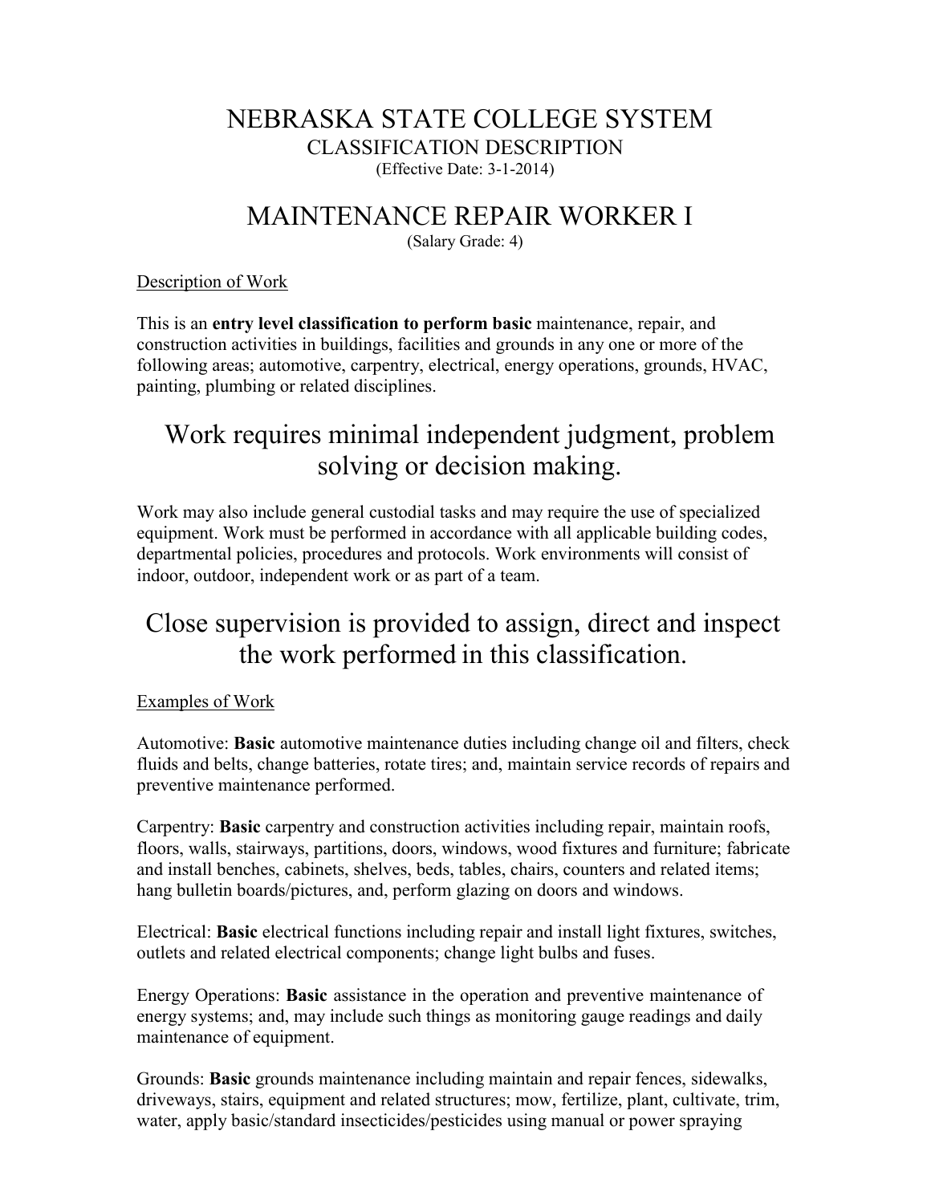# NEBRASKA STATE COLLEGE SYSTEM

CLASSIFICATION DESCRIPTION

(Effective Date: 3-1-2014)

## MAINTENANCE REPAIR WORKER I

(Salary Grade: 4)

Description of Work

This is an **entry level classification to perform basic** maintenance, repair, and construction activities in buildings, facilities and grounds in any one or more of the following areas; automotive, carpentry, electrical, energy operations, grounds, HVAC, painting, plumbing or related disciplines.

## Work requires minimal independent judgment, problem solving or decision making.

Work may also include general custodial tasks and may require the use of specialized equipment. Work must be performed in accordance with all applicable building codes, departmental policies, procedures and protocols. Work environments will consist of indoor, outdoor, independent work or as part of a team.

## Close supervision is provided to assign, direct and inspect the work performed in this classification.

Examples of Work

Automotive: **Basic** automotive maintenance duties including change oil and filters, check fluids and belts, change batteries, rotate tires; and, maintain service records of repairs and preventive maintenance performed.

Carpentry: **Basic** carpentry and construction activities including repair, maintain roofs, floors, walls, stairways, partitions, doors, windows, wood fixtures and furniture; fabricate and install benches, cabinets, shelves, beds, tables, chairs, counters and related items; hang bulletin boards/pictures, and, perform glazing on doors and windows.

Electrical: **Basic** electrical functions including repair and install light fixtures, switches, outlets and related electrical components; change light bulbs and fuses.

Energy Operations: **Basic** assistance in the operation and preventive maintenance of energy systems; and, may include such things as monitoring gauge readings and daily maintenance of equipment.

Grounds: **Basic** grounds maintenance including maintain and repair fences, sidewalks, driveways, stairs, equipment and related structures; mow, fertilize, plant, cultivate, trim, water, apply basic/standard insecticides/pesticides using manual or power spraying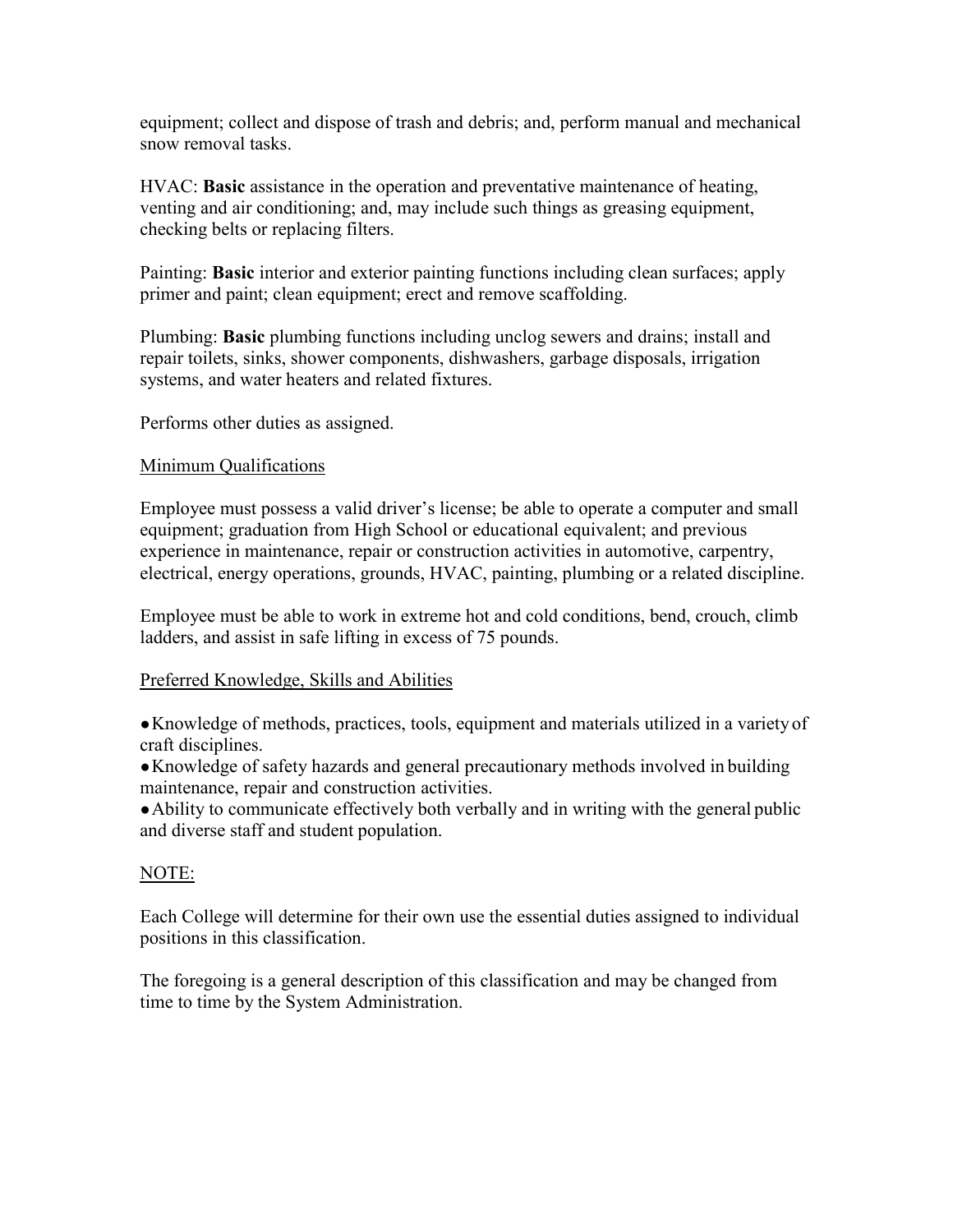equipment; collect and dispose of trash and debris; and, perform manual and mechanical snow removal tasks.

HVAC: **Basic** assistance in the operation and preventative maintenance of heating, venting and air conditioning; and, may include such things as greasing equipment, checking belts or replacing filters.

Painting: **Basic** interior and exterior painting functions including clean surfaces; apply primer and paint; clean equipment; erect and remove scaffolding.

Plumbing: **Basic** plumbing functions including unclog sewers and drains; install and repair toilets, sinks, shower components, dishwashers, garbage disposals, irrigation systems, and water heaters and related fixtures.

Performs other duties as assigned.

## Minimum Qualifications

Employee must possess a valid driver's license; be able to operate a computer and small equipment; graduation from High School or educational equivalent; and previous experience in maintenance, repair or construction activities in automotive, carpentry, electrical, energy operations, grounds, HVAC, painting, plumbing or a related discipline.

Employee must be able to work in extreme hot and cold conditions, bend, crouch, climb ladders, and assist in safe lifting in excess of 75 pounds.

## Preferred Knowledge, Skills and Abilities

- Knowledge of methods, practices, tools, equipment and materials utilized in a variety of craft disciplines.
- Knowledge of safety hazards and general precautionary methods involved in building maintenance, repair and construction activities.
- Ability to communicate effectively both verbally and in writing with the general public and diverse staff and student population.

## NOTE:

Each College will determine for their own use the essential duties assigned to individual positions in this classification.

The foregoing is a general description of this classification and may be changed from time to time by the System Administration.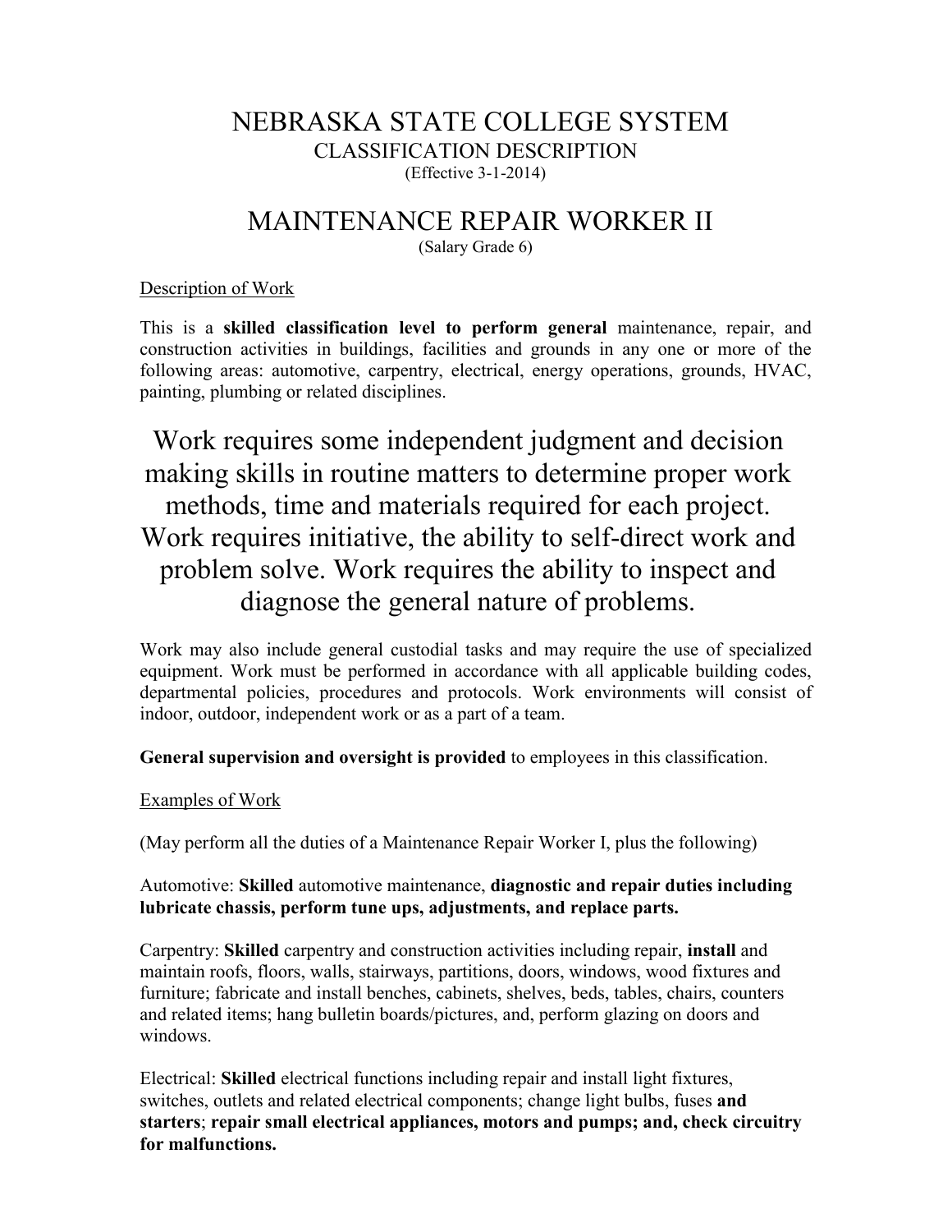# NEBRASKA STATE COLLEGE SYSTEM

CLASSIFICATION DESCRIPTION

(Effective 3-1-2014)

## MAINTENANCE REPAIR WORKER II

(Salary Grade 6)

Description of Work

This is a **skilled classification level to perform general** maintenance, repair, and construction activities in buildings, facilities and grounds in any one or more of the following areas: automotive, carpentry, electrical, energy operations, grounds, HVAC, painting, plumbing or related disciplines.

Work requires some independent judgment and decision making skills in routine matters to determine proper work methods, time and materials required for each project. Work requires initiative, the ability to self-direct work and problem solve. Work requires the ability to inspect and diagnose the general nature of problems.

Work may also include general custodial tasks and may require the use of specialized equipment. Work must be performed in accordance with all applicable building codes, departmental policies, procedures and protocols. Work environments will consist of indoor, outdoor, independent work or as a part of a team.

**General supervision and oversight is provided** to employees in this classification.

Examples of Work

(May perform all the duties of a Maintenance Repair Worker I, plus the following)

Automotive: **Skilled** automotive maintenance, **diagnostic and repair duties including lubricate chassis, perform tune ups, adjustments, and replace parts.**

Carpentry: **Skilled** carpentry and construction activities including repair, **install** and maintain roofs, floors, walls, stairways, partitions, doors, windows, wood fixtures and furniture; fabricate and install benches, cabinets, shelves, beds, tables, chairs, counters and related items; hang bulletin boards/pictures, and, perform glazing on doors and windows.

Electrical: **Skilled** electrical functions including repair and install light fixtures, switches, outlets and related electrical components; change light bulbs, fuses **and starters**; **repair small electrical appliances, motors and pumps; and, check circuitry for malfunctions.**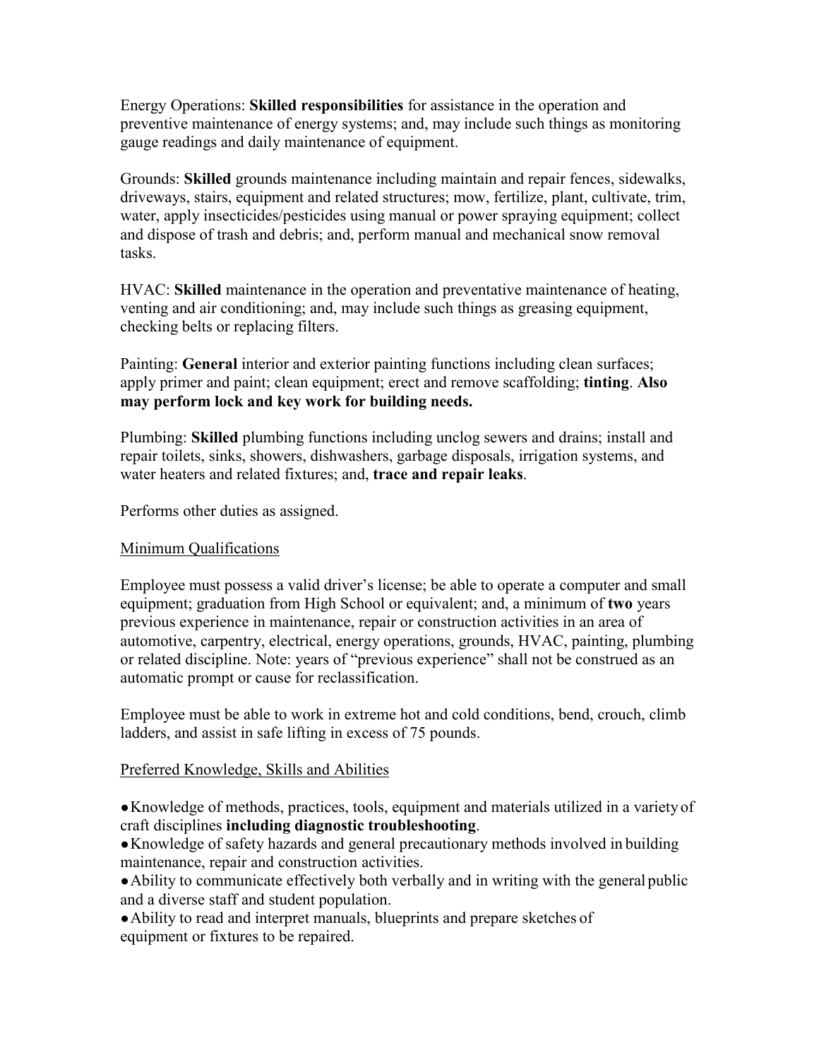Energy Operations: **Skilled responsibilities** for assistance in the operation and preventive maintenance of energy systems; and, may include such things as monitoring gauge readings and daily maintenance of equipment.

Grounds: **Skilled** grounds maintenance including maintain and repair fences, sidewalks, driveways, stairs, equipment and related structures; mow, fertilize, plant, cultivate, trim, water, apply insecticides/pesticides using manual or power spraying equipment; collect and dispose of trash and debris; and, perform manual and mechanical snow removal tasks.

HVAC: **Skilled** maintenance in the operation and preventative maintenance of heating, venting and air conditioning; and, may include such things as greasing equipment, checking belts or replacing filters.

Painting: **General** interior and exterior painting functions including clean surfaces; apply primer and paint; clean equipment; erect and remove scaffolding; **tinting**. **Also may perform lock and key work for building needs.**

Plumbing: **Skilled** plumbing functions including unclog sewers and drains; install and repair toilets, sinks, showers, dishwashers, garbage disposals, irrigation systems, and water heaters and related fixtures; and, **trace and repair leaks**.

Performs other duties as assigned.

<u>Minimum Qualifications</u>

Employee must possess a valid driver's license; be able to operate a computer and small equipment; graduation from High School or equivalent; and, a minimum of **two** years previous experience in maintenance, repair or construction activities in an area of automotive, carpentry, electrical, energy operations, grounds, HVAC, painting, plumbing or related discipline. Note: years of "previous experience" shall not be construed as an automatic prompt or cause for reclassification.

Employee must be able to work in extreme hot and cold conditions, bend, crouch, climb ladders, and assist in safe lifting in excess of 75 pounds.

<u>Preferred Knowledge, Skills and Abilities</u>

- Knowledge of methods, practices, tools, equipment and materials utilized in a variety of craft disciplines **including diagnostic troubleshooting**.
- Knowledge of safety hazards and general precautionary methods involved in building maintenance, repair and construction activities.
- Ability to communicate effectively both verbally and in writing with the general public and a diverse staff and student population.
- Ability to read and interpret manuals, blueprints and prepare sketches of equipment or fixtures to be repaired.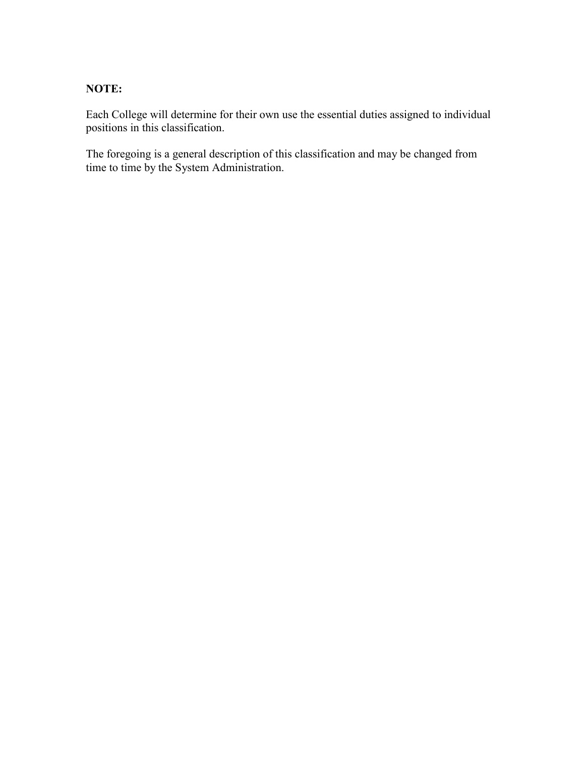**NOTE:**

Each College will determine for their own use the essential duties assigned to individual positions in this classification.

The foregoing is a general description of this classification and may be changed from time to time by the System Administration.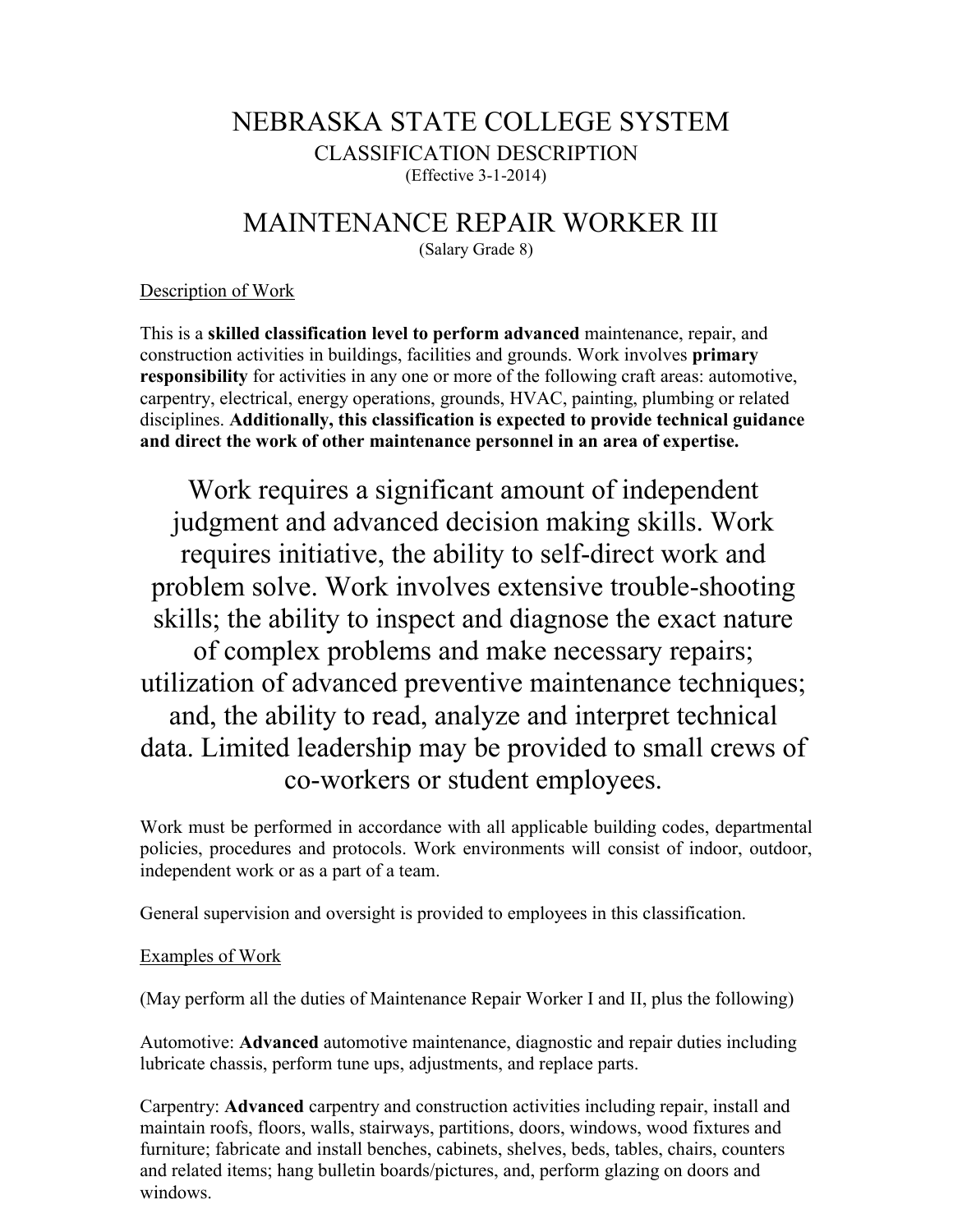# NEBRASKA STATE COLLEGE SYSTEM

CLASSIFICATION DESCRIPTION

(Effective 3-1-2014)

# MAINTENANCE REPAIR WORKER III

(Salary Grade 8)

Description of Work

This is a **skilled classification level to perform advanced** maintenance, repair, and construction activities in buildings, facilities and grounds. Work involves **primary responsibility** for activities in any one or more of the following craft areas: automotive, carpentry, electrical, energy operations, grounds, HVAC, painting, plumbing or related disciplines. **Additionally, this classification is expected to provide technical guidance and direct the work of other maintenance personnel in an area of expertise.**

Work requires a significant amount of independent judgment and advanced decision making skills. Work requires initiative, the ability to self-direct work and problem solve. Work involves extensive trouble-shooting skills; the ability to inspect and diagnose the exact nature of complex problems and make necessary repairs; utilization of advanced preventive maintenance techniques; and, the ability to read, analyze and interpret technical data. Limited leadership may be provided to small crews of co-workers or student employees.

Work must be performed in accordance with all applicable building codes, departmental policies, procedures and protocols. Work environments will consist of indoor, outdoor, independent work or as a part of a team.

General supervision and oversight is provided to employees in this classification.

Examples of Work

(May perform all the duties of Maintenance Repair Worker I and II, plus the following)

Automotive: **Advanced** automotive maintenance, diagnostic and repair duties including lubricate chassis, perform tune ups, adjustments, and replace parts.

Carpentry: **Advanced** carpentry and construction activities including repair, install and maintain roofs, floors, walls, stairways, partitions, doors, windows, wood fixtures and furniture; fabricate and install benches, cabinets, shelves, beds, tables, chairs, counters and related items; hang bulletin boards/pictures, and, perform glazing on doors and windows.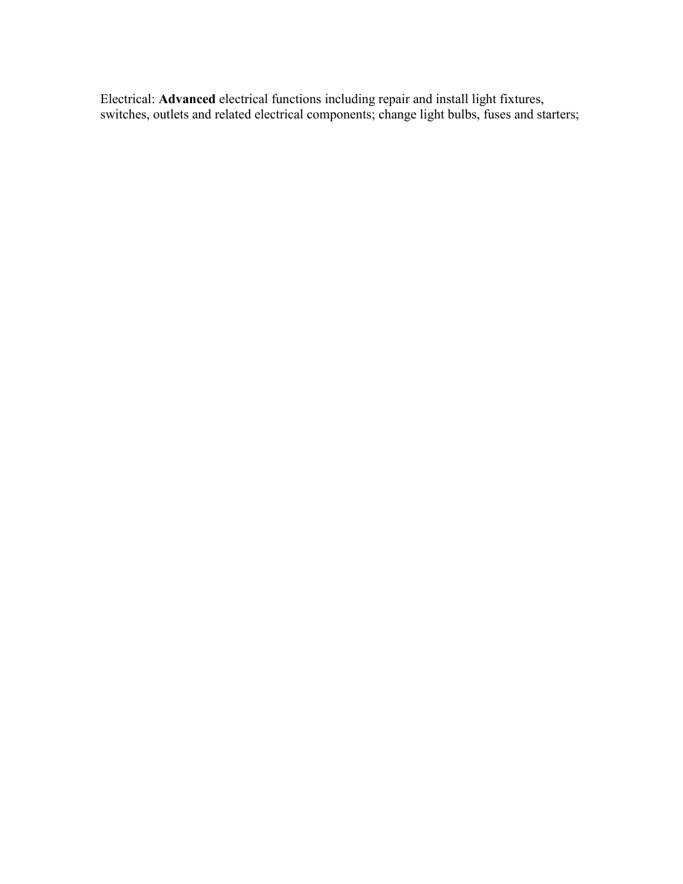Electrical: **Advanced** electrical functions including repair and install light fixtures, switches, outlets and related electrical components; change light bulbs, fuses and starters;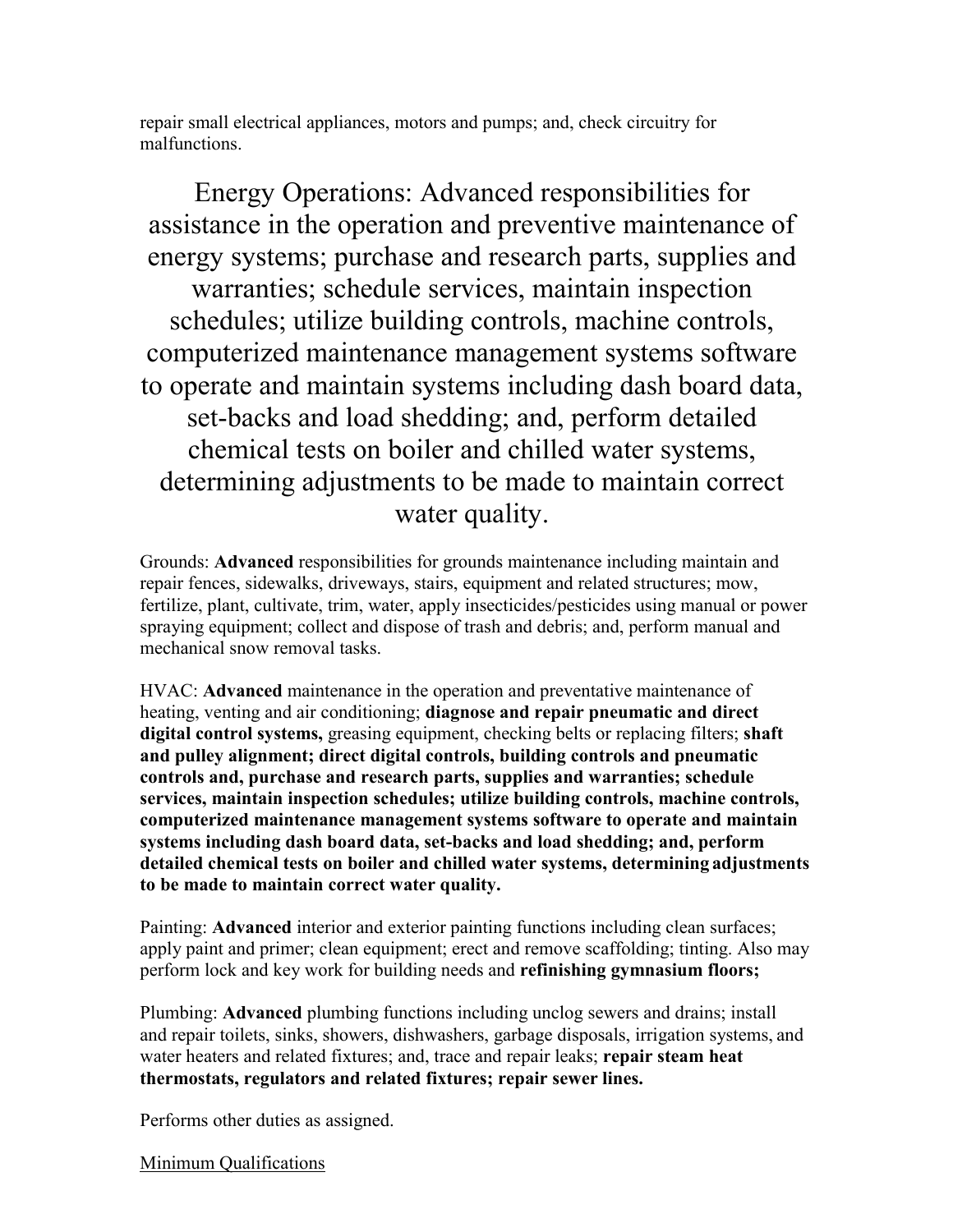repair small electrical appliances, motors and pumps; and, check circuitry for malfunctions.

Energy Operations: Advanced responsibilities for assistance in the operation and preventive maintenance of energy systems; purchase and research parts, supplies and warranties; schedule services, maintain inspection schedules; utilize building controls, machine controls, computerized maintenance management systems software to operate and maintain systems including dash board data, set-backs and load shedding; and, perform detailed chemical tests on boiler and chilled water systems, determining adjustments to be made to maintain correct water quality.

Grounds: **Advanced** responsibilities for grounds maintenance including maintain and repair fences, sidewalks, driveways, stairs, equipment and related structures; mow, fertilize, plant, cultivate, trim, water, apply insecticides/pesticides using manual or power spraying equipment; collect and dispose of trash and debris; and, perform manual and mechanical snow removal tasks.

HVAC: **Advanced** maintenance in the operation and preventative maintenance of heating, venting and air conditioning; **diagnose and repair pneumatic and direct digital control systems,** greasing equipment, checking belts or replacing filters; **shaft and pulley alignment; direct digital controls, building controls and pneumatic controls and, purchase and research parts, supplies and warranties; schedule services, maintain inspection schedules; utilize building controls, machine controls, computerized maintenance management systems software to operate and maintain systems including dash board data, set-backs and load shedding; and, perform detailed chemical tests on boiler and chilled water systems, determining adjustments to be made to maintain correct water quality.**

Painting: **Advanced** interior and exterior painting functions including clean surfaces; apply paint and primer; clean equipment; erect and remove scaffolding; tinting. Also may perform lock and key work for building needs and **refinishing gymnasium floors;**

Plumbing: **Advanced** plumbing functions including unclog sewers and drains; install and repair toilets, sinks, showers, dishwashers, garbage disposals, irrigation systems, and water heaters and related fixtures; and, trace and repair leaks; **repair steam heat thermostats, regulators and related fixtures; repair sewer lines.**

Performs other duties as assigned.

Minimum Qualifications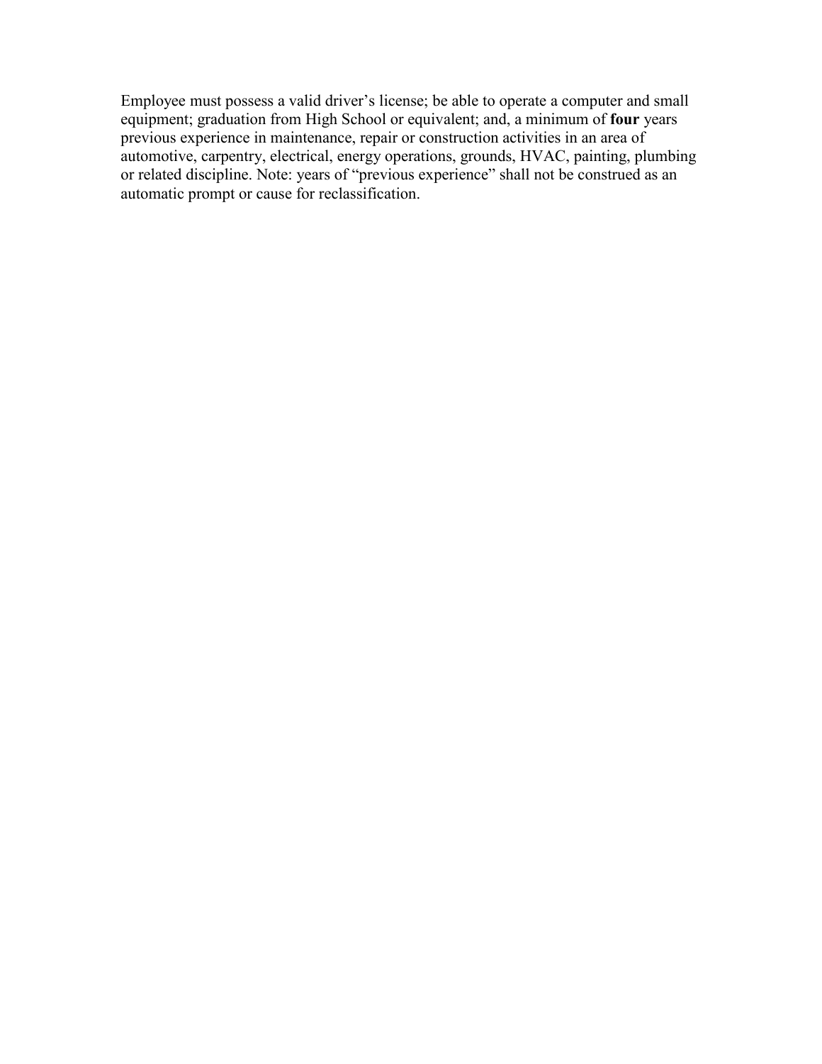Employee must possess a valid driver’s license; be able to operate a computer and small equipment; graduation from High School or equivalent; and, a minimum of **four** years previous experience in maintenance, repair or construction activities in an area of automotive, carpentry, electrical, energy operations, grounds, HVAC, painting, plumbing or related discipline. Note: years of “previous experience” shall not be construed as an automatic prompt or cause for reclassification.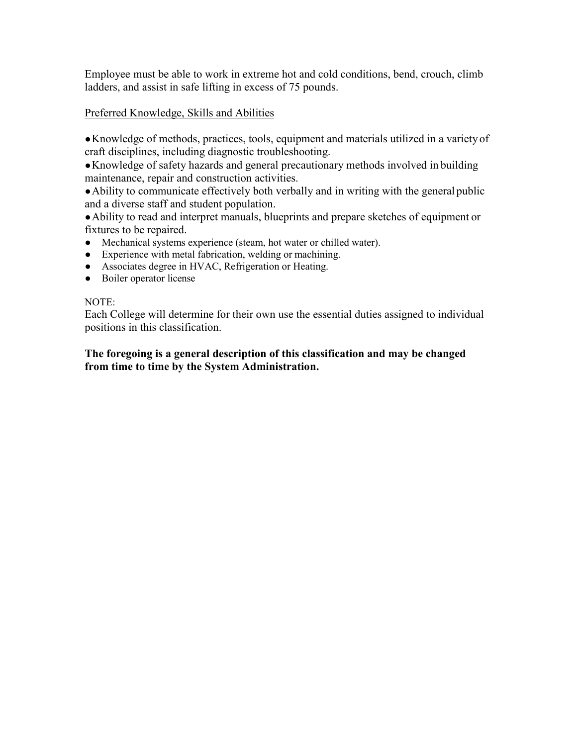Employee must be able to work in extreme hot and cold conditions, bend, crouch, climb ladders, and assist in safe lifting in excess of 75 pounds.

Preferred Knowledge, Skills and Abilities

- Knowledge of methods, practices, tools, equipment and materials utilized in a variety of craft disciplines, including diagnostic troubleshooting.
- Knowledge of safety hazards and general precautionary methods involved in building maintenance, repair and construction activities.
- Ability to communicate effectively both verbally and in writing with the general public and a diverse staff and student population.
- Ability to read and interpret manuals, blueprints and prepare sketches of equipment or fixtures to be repaired.
- Mechanical systems experience (steam, hot water or chilled water).
- Experience with metal fabrication, welding or machining.
- Associates degree in HVAC, Refrigeration or Heating.
- Boiler operator license

NOTE:
Each College will determine for their own use the essential duties assigned to individual positions in this classification.

**The foregoing is a general description of this classification and may be changed from time to time by the System Administration.**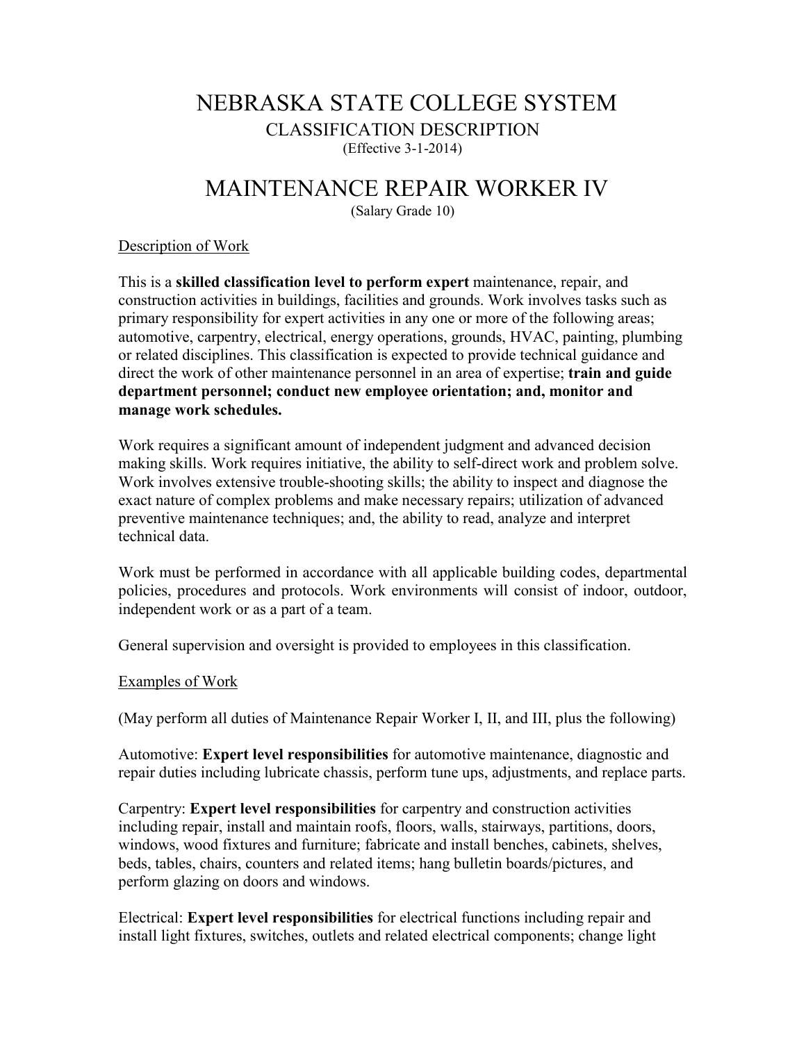# NEBRASKA STATE COLLEGE SYSTEM

CLASSIFICATION DESCRIPTION

(Effective 3-1-2014)

# MAINTENANCE REPAIR WORKER IV

(Salary Grade 10)

Description of Work

This is a **skilled classification level to perform expert** maintenance, repair, and construction activities in buildings, facilities and grounds. Work involves tasks such as primary responsibility for expert activities in any one or more of the following areas; automotive, carpentry, electrical, energy operations, grounds, HVAC, painting, plumbing or related disciplines. This classification is expected to provide technical guidance and direct the work of other maintenance personnel in an area of expertise; **train and guide department personnel; conduct new employee orientation; and, monitor and manage work schedules.**

Work requires a significant amount of independent judgment and advanced decision making skills. Work requires initiative, the ability to self-direct work and problem solve. Work involves extensive trouble-shooting skills; the ability to inspect and diagnose the exact nature of complex problems and make necessary repairs; utilization of advanced preventive maintenance techniques; and, the ability to read, analyze and interpret technical data.

Work must be performed in accordance with all applicable building codes, departmental policies, procedures and protocols. Work environments will consist of indoor, outdoor, independent work or as a part of a team.

General supervision and oversight is provided to employees in this classification.

Examples of Work

(May perform all duties of Maintenance Repair Worker I, II, and III, plus the following)

Automotive: **Expert level responsibilities** for automotive maintenance, diagnostic and repair duties including lubricate chassis, perform tune ups, adjustments, and replace parts.

Carpentry: **Expert level responsibilities** for carpentry and construction activities including repair, install and maintain roofs, floors, walls, stairways, partitions, doors, windows, wood fixtures and furniture; fabricate and install benches, cabinets, shelves, beds, tables, chairs, counters and related items; hang bulletin boards/pictures, and perform glazing on doors and windows.

Electrical: **Expert level responsibilities** for electrical functions including repair and install light fixtures, switches, outlets and related electrical components; change light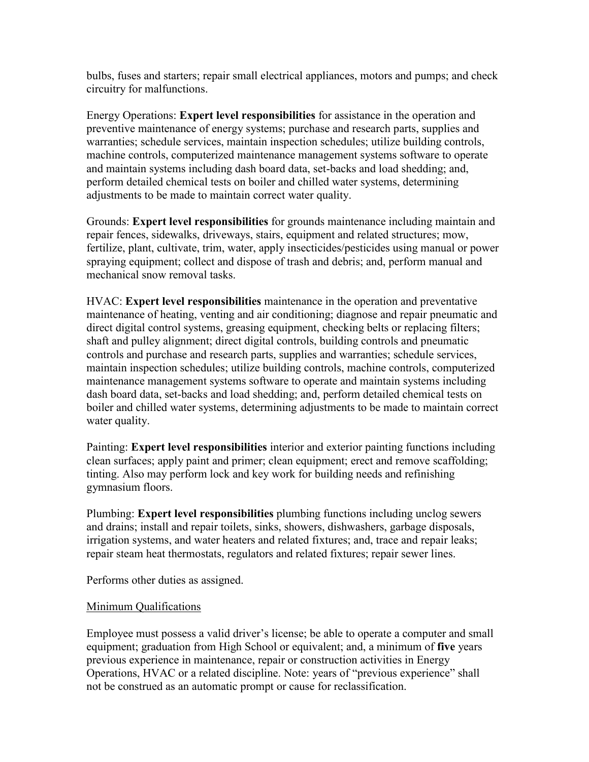bulbs, fuses and starters; repair small electrical appliances, motors and pumps; and check circuitry for malfunctions.

Energy Operations: **Expert level responsibilities** for assistance in the operation and preventive maintenance of energy systems; purchase and research parts, supplies and warranties; schedule services, maintain inspection schedules; utilize building controls, machine controls, computerized maintenance management systems software to operate and maintain systems including dash board data, set-backs and load shedding; and, perform detailed chemical tests on boiler and chilled water systems, determining adjustments to be made to maintain correct water quality.

Grounds: **Expert level responsibilities** for grounds maintenance including maintain and repair fences, sidewalks, driveways, stairs, equipment and related structures; mow, fertilize, plant, cultivate, trim, water, apply insecticides/pesticides using manual or power spraying equipment; collect and dispose of trash and debris; and, perform manual and mechanical snow removal tasks.

HVAC: **Expert level responsibilities** maintenance in the operation and preventative maintenance of heating, venting and air conditioning; diagnose and repair pneumatic and direct digital control systems, greasing equipment, checking belts or replacing filters; shaft and pulley alignment; direct digital controls, building controls and pneumatic controls and purchase and research parts, supplies and warranties; schedule services, maintain inspection schedules; utilize building controls, machine controls, computerized maintenance management systems software to operate and maintain systems including dash board data, set-backs and load shedding; and, perform detailed chemical tests on boiler and chilled water systems, determining adjustments to be made to maintain correct water quality.

Painting: **Expert level responsibilities** interior and exterior painting functions including clean surfaces; apply paint and primer; clean equipment; erect and remove scaffolding; tinting. Also may perform lock and key work for building needs and refinishing gymnasium floors.

Plumbing: **Expert level responsibilities** plumbing functions including unclog sewers and drains; install and repair toilets, sinks, showers, dishwashers, garbage disposals, irrigation systems, and water heaters and related fixtures; and, trace and repair leaks; repair steam heat thermostats, regulators and related fixtures; repair sewer lines.

Performs other duties as assigned.

<u>Minimum Qualifications</u>

Employee must possess a valid driver's license; be able to operate a computer and small equipment; graduation from High School or equivalent; and, a minimum of **five** years previous experience in maintenance, repair or construction activities in Energy Operations, HVAC or a related discipline. Note: years of "previous experience" shall not be construed as an automatic prompt or cause for reclassification.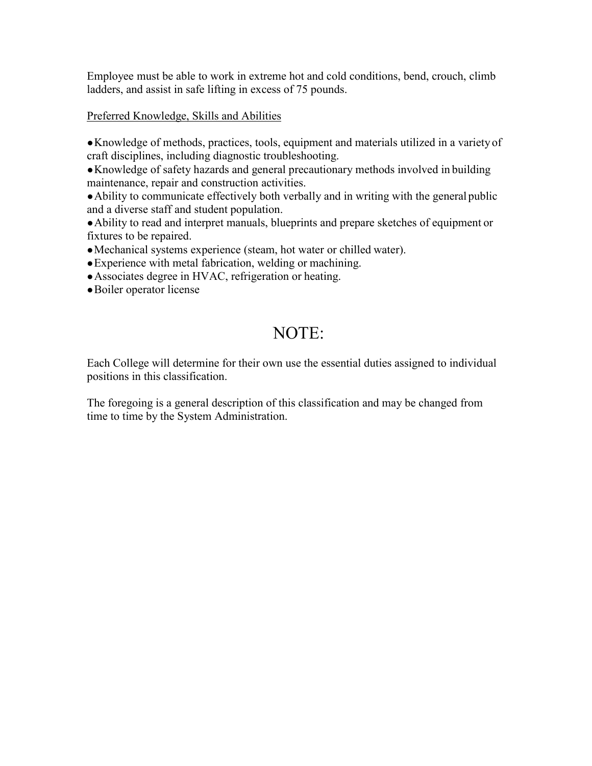Employee must be able to work in extreme hot and cold conditions, bend, crouch, climb ladders, and assist in safe lifting in excess of 75 pounds.

<u>Preferred Knowledge, Skills and Abilities</u>

- Knowledge of methods, practices, tools, equipment and materials utilized in a variety of craft disciplines, including diagnostic troubleshooting.
- Knowledge of safety hazards and general precautionary methods involved in building maintenance, repair and construction activities.
- Ability to communicate effectively both verbally and in writing with the general public and a diverse staff and student population.
- Ability to read and interpret manuals, blueprints and prepare sketches of equipment or fixtures to be repaired.
- Mechanical systems experience (steam, hot water or chilled water).
- Experience with metal fabrication, welding or machining.
- Associates degree in HVAC, refrigeration or heating.
- Boiler operator license

## NOTE:

Each College will determine for their own use the essential duties assigned to individual positions in this classification.

The foregoing is a general description of this classification and may be changed from time to time by the System Administration.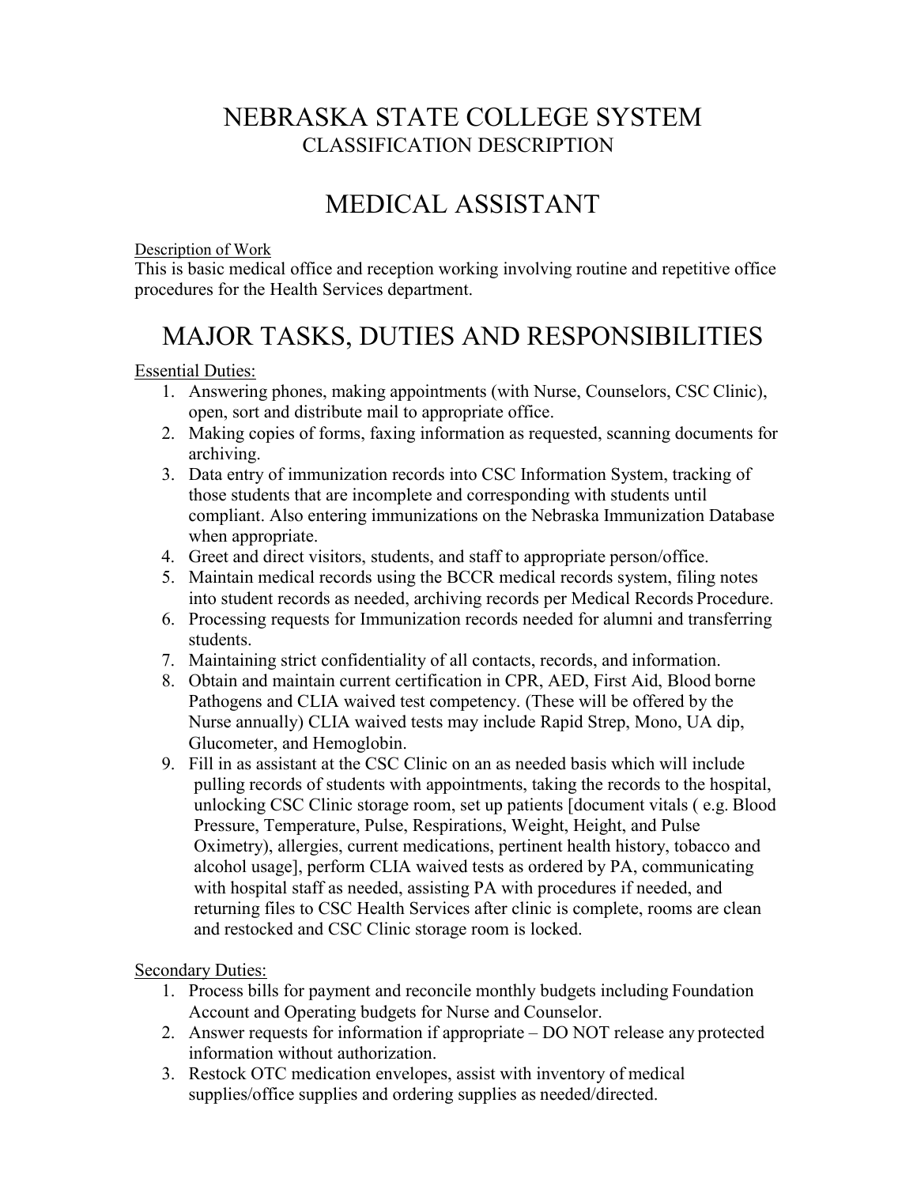# NEBRASKA STATE COLLEGE SYSTEM

CLASSIFICATION DESCRIPTION

# MEDICAL ASSISTANT

Description of Work

This is basic medical office and reception working involving routine and repetitive office procedures for the Health Services department.

## MAJOR TASKS, DUTIES AND RESPONSIBILITIES

Essential Duties:

1. Answering phones, making appointments (with Nurse, Counselors, CSC Clinic), open, sort and distribute mail to appropriate office.
2. Making copies of forms, faxing information as requested, scanning documents for archiving.
3. Data entry of immunization records into CSC Information System, tracking of those students that are incomplete and corresponding with students until compliant. Also entering immunizations on the Nebraska Immunization Database when appropriate.
4. Greet and direct visitors, students, and staff to appropriate person/office.
5. Maintain medical records using the BCCR medical records system, filing notes into student records as needed, archiving records per Medical Records Procedure.
6. Processing requests for Immunization records needed for alumni and transferring students.
7. Maintaining strict confidentiality of all contacts, records, and information.
8. Obtain and maintain current certification in CPR, AED, First Aid, Blood borne Pathogens and CLIA waived test competency. (These will be offered by the Nurse annually) CLIA waived tests may include Rapid Strep, Mono, UA dip, Glucometer, and Hemoglobin.
9. Fill in as assistant at the CSC Clinic on an as needed basis which will include pulling records of students with appointments, taking the records to the hospital, unlocking CSC Clinic storage room, set up patients [document vitals ( e.g. Blood Pressure, Temperature, Pulse, Respirations, Weight, Height, and Pulse Oximetry), allergies, current medications, pertinent health history, tobacco and alcohol usage], perform CLIA waived tests as ordered by PA, communicating with hospital staff as needed, assisting PA with procedures if needed, and returning files to CSC Health Services after clinic is complete, rooms are clean and restocked and CSC Clinic storage room is locked.

Secondary Duties:

1. Process bills for payment and reconcile monthly budgets including Foundation Account and Operating budgets for Nurse and Counselor.
2. Answer requests for information if appropriate – DO NOT release any protected information without authorization.
3. Restock OTC medication envelopes, assist with inventory of medical supplies/office supplies and ordering supplies as needed/directed.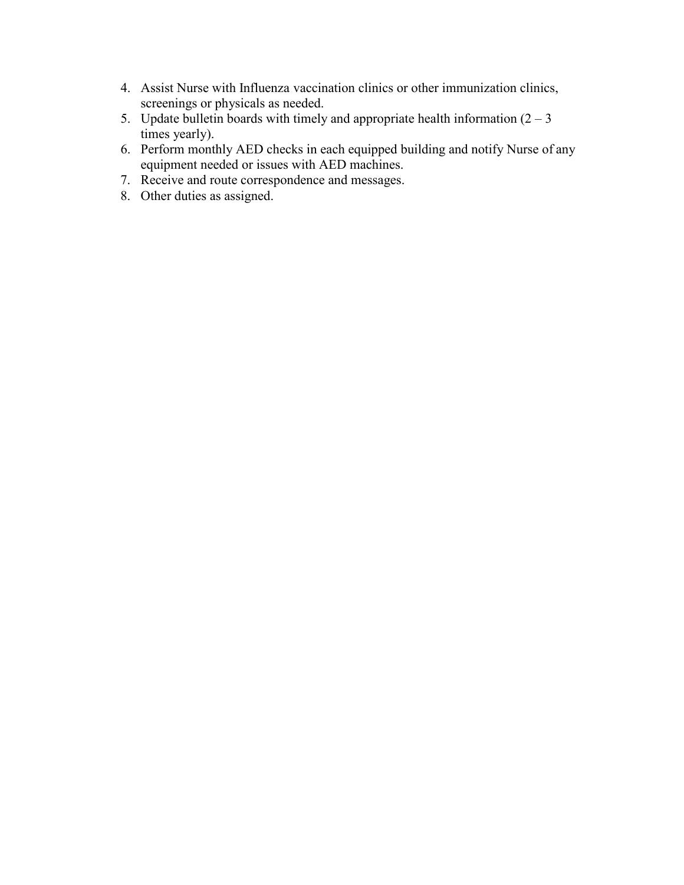4. Assist Nurse with Influenza vaccination clinics or other immunization clinics, screenings or physicals as needed.
5. Update bulletin boards with timely and appropriate health information (2 – 3 times yearly).
6. Perform monthly AED checks in each equipped building and notify Nurse of any equipment needed or issues with AED machines.
7. Receive and route correspondence and messages.
8. Other duties as assigned.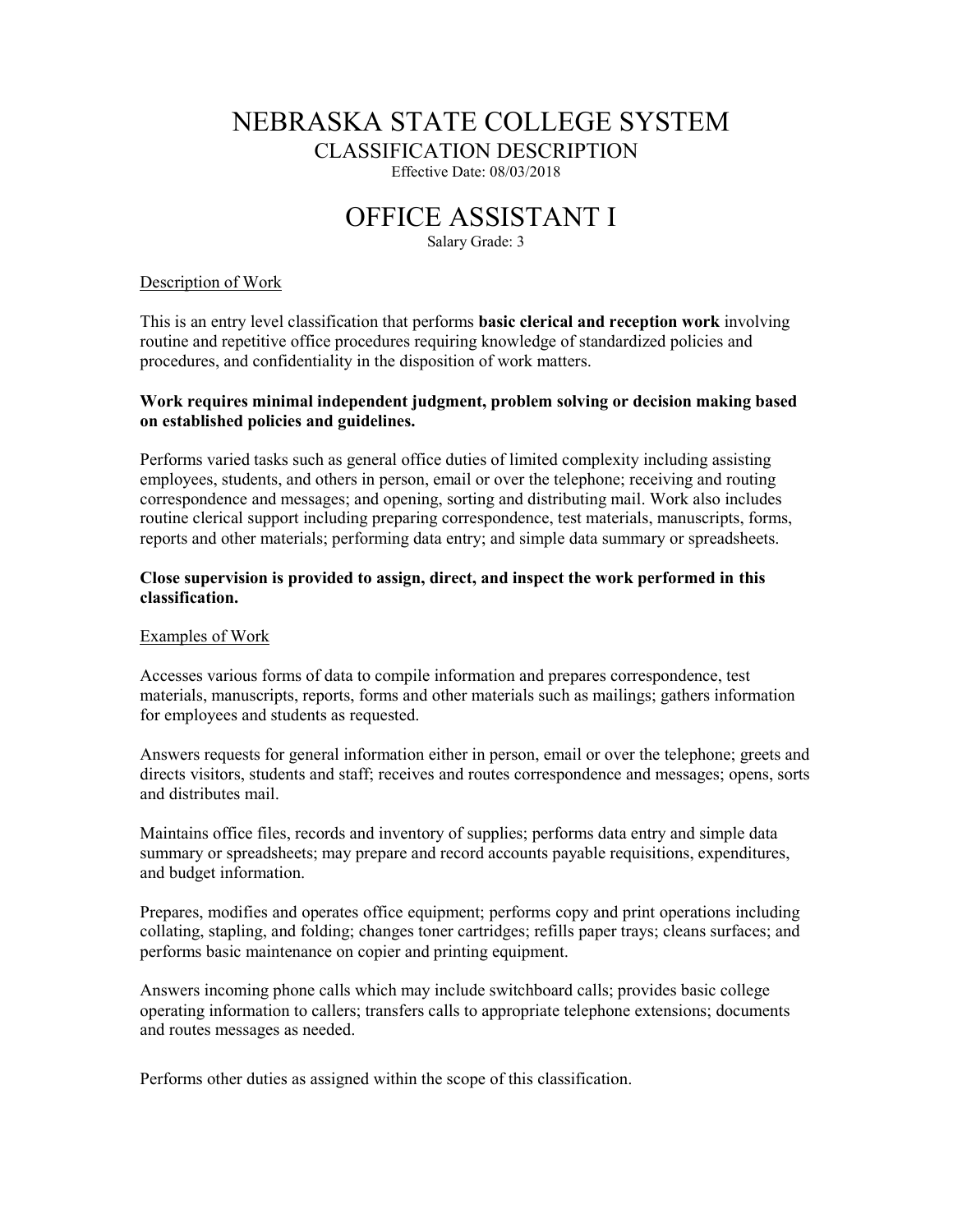# NEBRASKA STATE COLLEGE SYSTEM

CLASSIFICATION DESCRIPTION

Effective Date: 08/03/2018

## OFFICE ASSISTANT I

Salary Grade: 3

Description of Work

This is an entry level classification that performs **basic clerical and reception work** involving routine and repetitive office procedures requiring knowledge of standardized policies and procedures, and confidentiality in the disposition of work matters.

**Work requires minimal independent judgment, problem solving or decision making based on established policies and guidelines.**

Performs varied tasks such as general office duties of limited complexity including assisting employees, students, and others in person, email or over the telephone; receiving and routing correspondence and messages; and opening, sorting and distributing mail. Work also includes routine clerical support including preparing correspondence, test materials, manuscripts, forms, reports and other materials; performing data entry; and simple data summary or spreadsheets.

**Close supervision is provided to assign, direct, and inspect the work performed in this classification.**

Examples of Work

Accesses various forms of data to compile information and prepares correspondence, test materials, manuscripts, reports, forms and other materials such as mailings; gathers information for employees and students as requested.

Answers requests for general information either in person, email or over the telephone; greets and directs visitors, students and staff; receives and routes correspondence and messages; opens, sorts and distributes mail.

Maintains office files, records and inventory of supplies; performs data entry and simple data summary or spreadsheets; may prepare and record accounts payable requisitions, expenditures, and budget information.

Prepares, modifies and operates office equipment; performs copy and print operations including collating, stapling, and folding; changes toner cartridges; refills paper trays; cleans surfaces; and performs basic maintenance on copier and printing equipment.

Answers incoming phone calls which may include switchboard calls; provides basic college operating information to callers; transfers calls to appropriate telephone extensions; documents and routes messages as needed.

Performs other duties as assigned within the scope of this classification.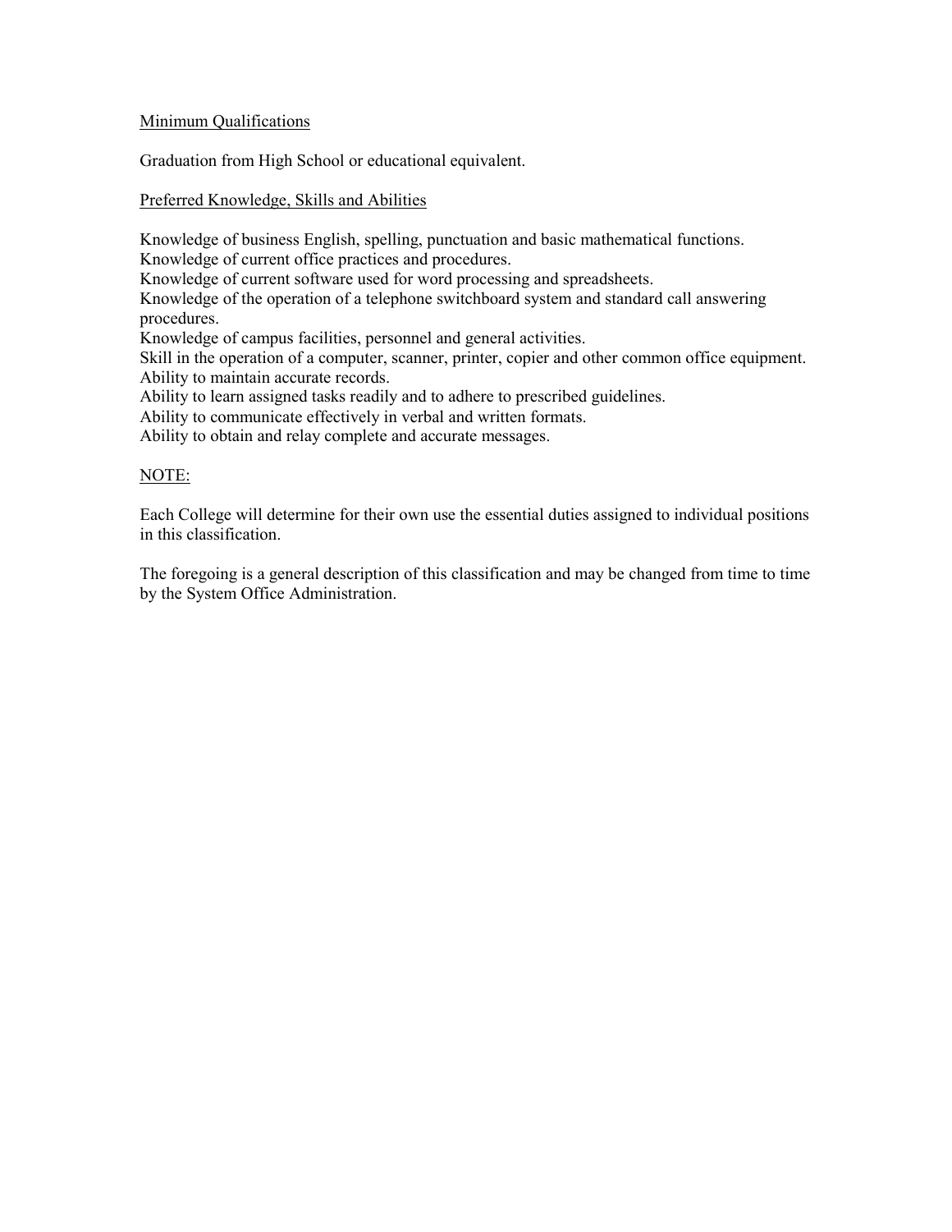Minimum Qualifications

Graduation from High School or educational equivalent.

Preferred Knowledge, Skills and Abilities

Knowledge of business English, spelling, punctuation and basic mathematical functions.
Knowledge of current office practices and procedures.
Knowledge of current software used for word processing and spreadsheets.
Knowledge of the operation of a telephone switchboard system and standard call answering procedures.
Knowledge of campus facilities, personnel and general activities.
Skill in the operation of a computer, scanner, printer, copier and other common office equipment.
Ability to maintain accurate records.
Ability to learn assigned tasks readily and to adhere to prescribed guidelines.
Ability to communicate effectively in verbal and written formats.
Ability to obtain and relay complete and accurate messages.

NOTE:

Each College will determine for their own use the essential duties assigned to individual positions in this classification.

The foregoing is a general description of this classification and may be changed from time to time by the System Office Administration.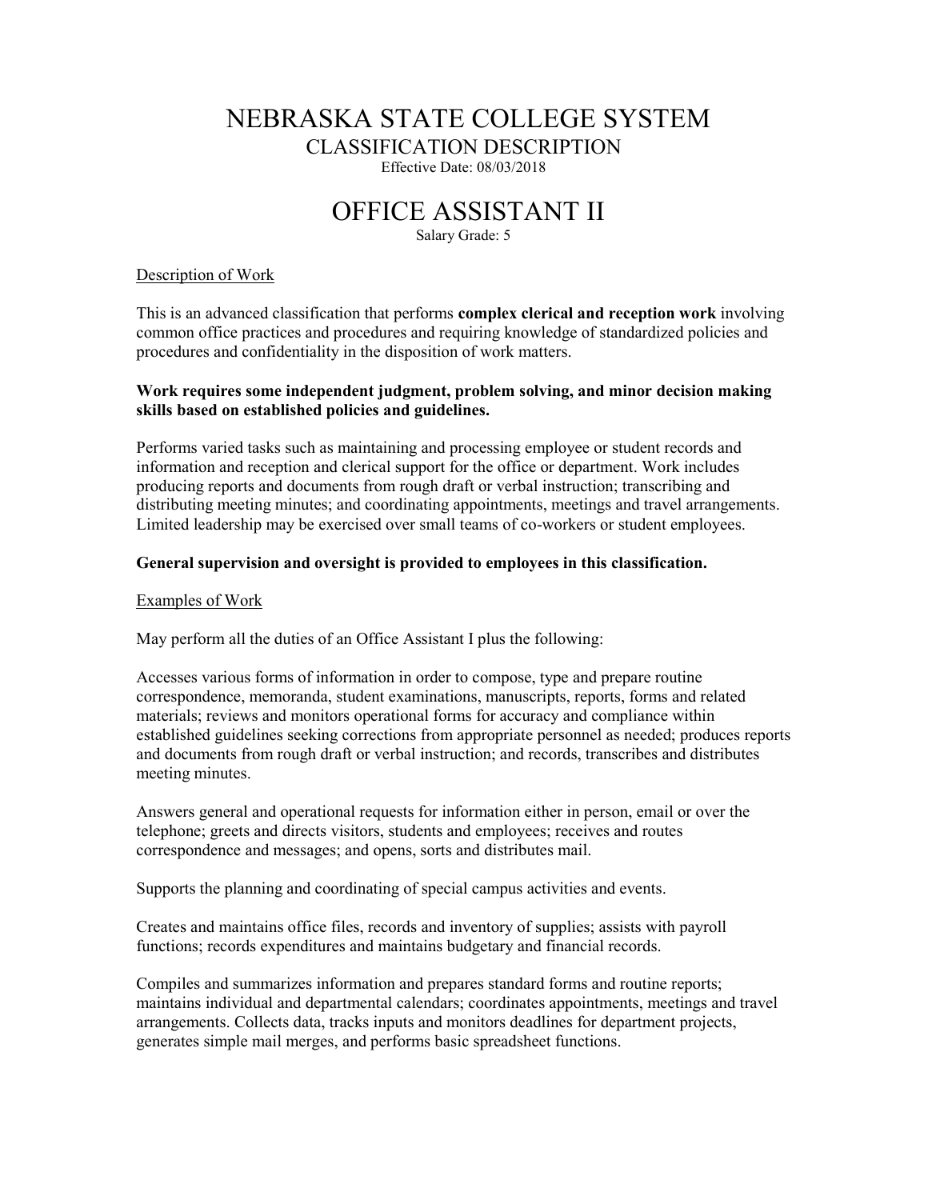# NEBRASKA STATE COLLEGE SYSTEM

CLASSIFICATION DESCRIPTION

Effective Date: 08/03/2018

# OFFICE ASSISTANT II

Salary Grade: 5

Description of Work

This is an advanced classification that performs **complex clerical and reception work** involving common office practices and procedures and requiring knowledge of standardized policies and procedures and confidentiality in the disposition of work matters.

**Work requires some independent judgment, problem solving, and minor decision making skills based on established policies and guidelines.**

Performs varied tasks such as maintaining and processing employee or student records and information and reception and clerical support for the office or department. Work includes producing reports and documents from rough draft or verbal instruction; transcribing and distributing meeting minutes; and coordinating appointments, meetings and travel arrangements. Limited leadership may be exercised over small teams of co-workers or student employees.

**General supervision and oversight is provided to employees in this classification.**

Examples of Work

May perform all the duties of an Office Assistant I plus the following:

Accesses various forms of information in order to compose, type and prepare routine correspondence, memoranda, student examinations, manuscripts, reports, forms and related materials; reviews and monitors operational forms for accuracy and compliance within established guidelines seeking corrections from appropriate personnel as needed; produces reports and documents from rough draft or verbal instruction; and records, transcribes and distributes meeting minutes.

Answers general and operational requests for information either in person, email or over the telephone; greets and directs visitors, students and employees; receives and routes correspondence and messages; and opens, sorts and distributes mail.

Supports the planning and coordinating of special campus activities and events.

Creates and maintains office files, records and inventory of supplies; assists with payroll functions; records expenditures and maintains budgetary and financial records.

Compiles and summarizes information and prepares standard forms and routine reports; maintains individual and departmental calendars; coordinates appointments, meetings and travel arrangements. Collects data, tracks inputs and monitors deadlines for department projects, generates simple mail merges, and performs basic spreadsheet functions.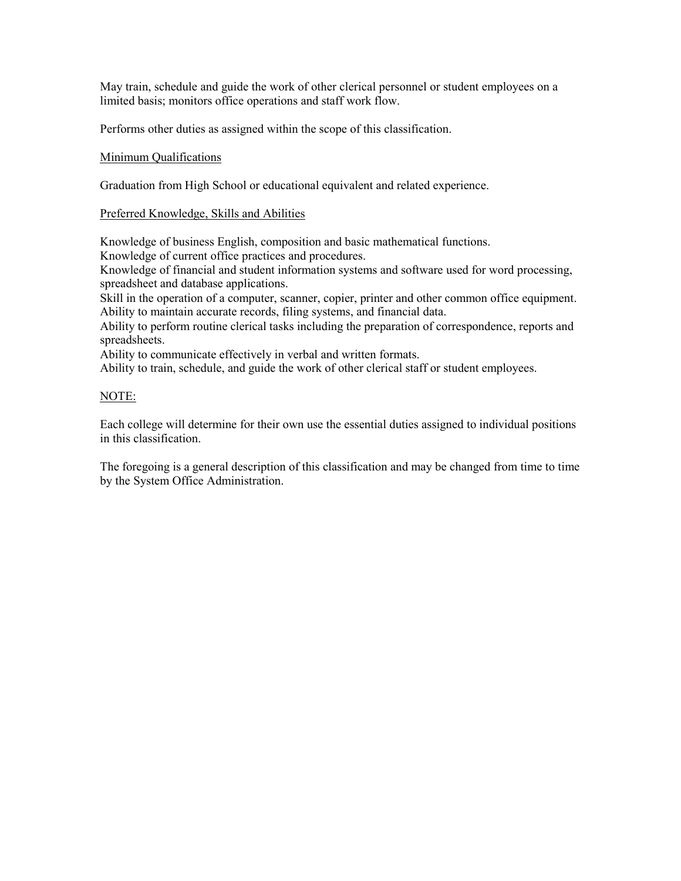May train, schedule and guide the work of other clerical personnel or student employees on a limited basis; monitors office operations and staff work flow.

Performs other duties as assigned within the scope of this classification.

<u>Minimum Qualifications</u>

Graduation from High School or educational equivalent and related experience.

<u>Preferred Knowledge, Skills and Abilities</u>

Knowledge of business English, composition and basic mathematical functions.
Knowledge of current office practices and procedures.
Knowledge of financial and student information systems and software used for word processing, spreadsheet and database applications.
Skill in the operation of a computer, scanner, copier, printer and other common office equipment.
Ability to maintain accurate records, filing systems, and financial data.
Ability to perform routine clerical tasks including the preparation of correspondence, reports and spreadsheets.
Ability to communicate effectively in verbal and written formats.
Ability to train, schedule, and guide the work of other clerical staff or student employees.

<u>NOTE:</u>

Each college will determine for their own use the essential duties assigned to individual positions in this classification.

The foregoing is a general description of this classification and may be changed from time to time by the System Office Administration.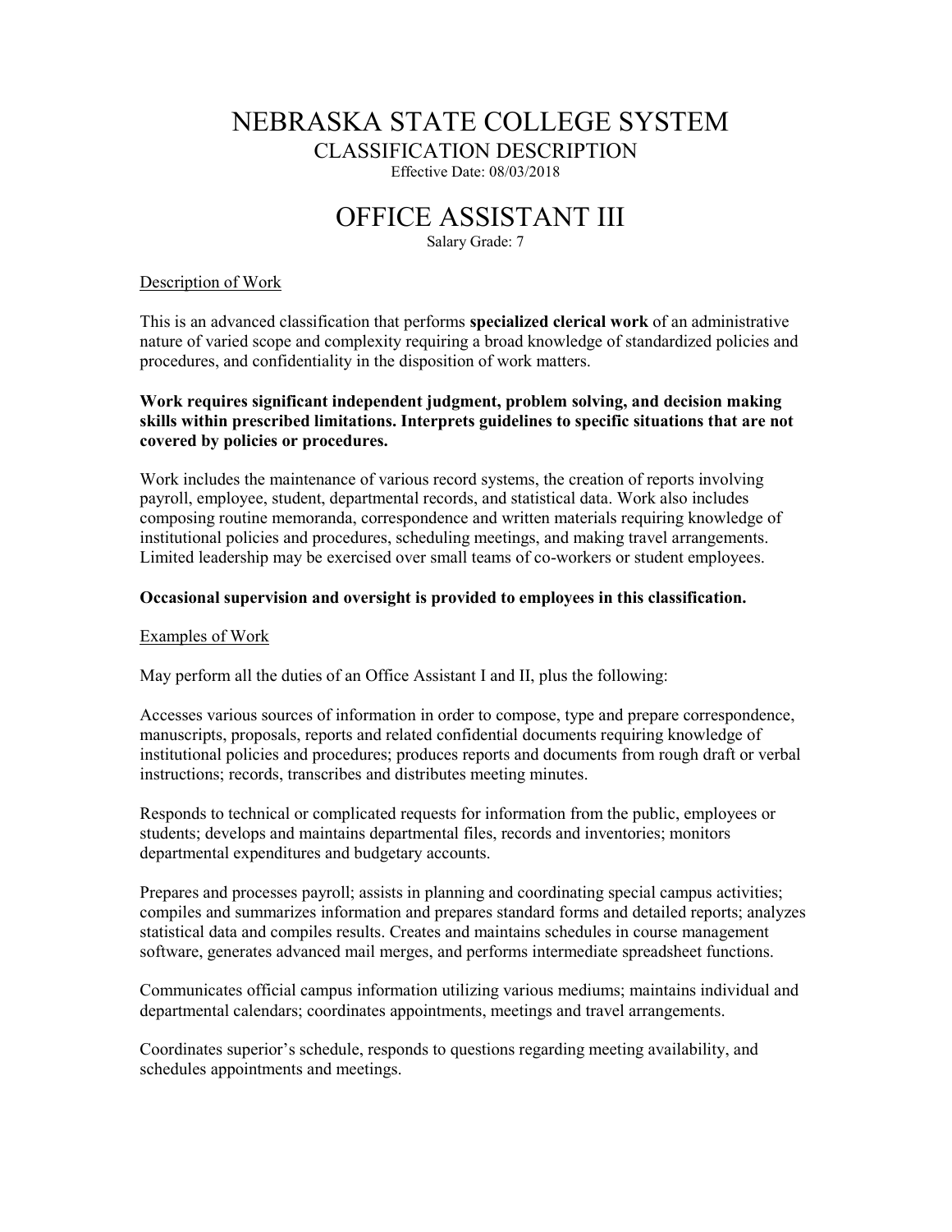# NEBRASKA STATE COLLEGE SYSTEM

## CLASSIFICATION DESCRIPTION

Effective Date: 08/03/2018

# OFFICE ASSISTANT III

Salary Grade: 7

Description of Work

This is an advanced classification that performs **specialized clerical work** of an administrative nature of varied scope and complexity requiring a broad knowledge of standardized policies and procedures, and confidentiality in the disposition of work matters.

**Work requires significant independent judgment, problem solving, and decision making skills within prescribed limitations. Interprets guidelines to specific situations that are not covered by policies or procedures.**

Work includes the maintenance of various record systems, the creation of reports involving payroll, employee, student, departmental records, and statistical data. Work also includes composing routine memoranda, correspondence and written materials requiring knowledge of institutional policies and procedures, scheduling meetings, and making travel arrangements. Limited leadership may be exercised over small teams of co-workers or student employees.

**Occasional supervision and oversight is provided to employees in this classification.**

Examples of Work

May perform all the duties of an Office Assistant I and II, plus the following:

Accesses various sources of information in order to compose, type and prepare correspondence, manuscripts, proposals, reports and related confidential documents requiring knowledge of institutional policies and procedures; produces reports and documents from rough draft or verbal instructions; records, transcribes and distributes meeting minutes.

Responds to technical or complicated requests for information from the public, employees or students; develops and maintains departmental files, records and inventories; monitors departmental expenditures and budgetary accounts.

Prepares and processes payroll; assists in planning and coordinating special campus activities; compiles and summarizes information and prepares standard forms and detailed reports; analyzes statistical data and compiles results. Creates and maintains schedules in course management software, generates advanced mail merges, and performs intermediate spreadsheet functions.

Communicates official campus information utilizing various mediums; maintains individual and departmental calendars; coordinates appointments, meetings and travel arrangements.

Coordinates superior's schedule, responds to questions regarding meeting availability, and schedules appointments and meetings.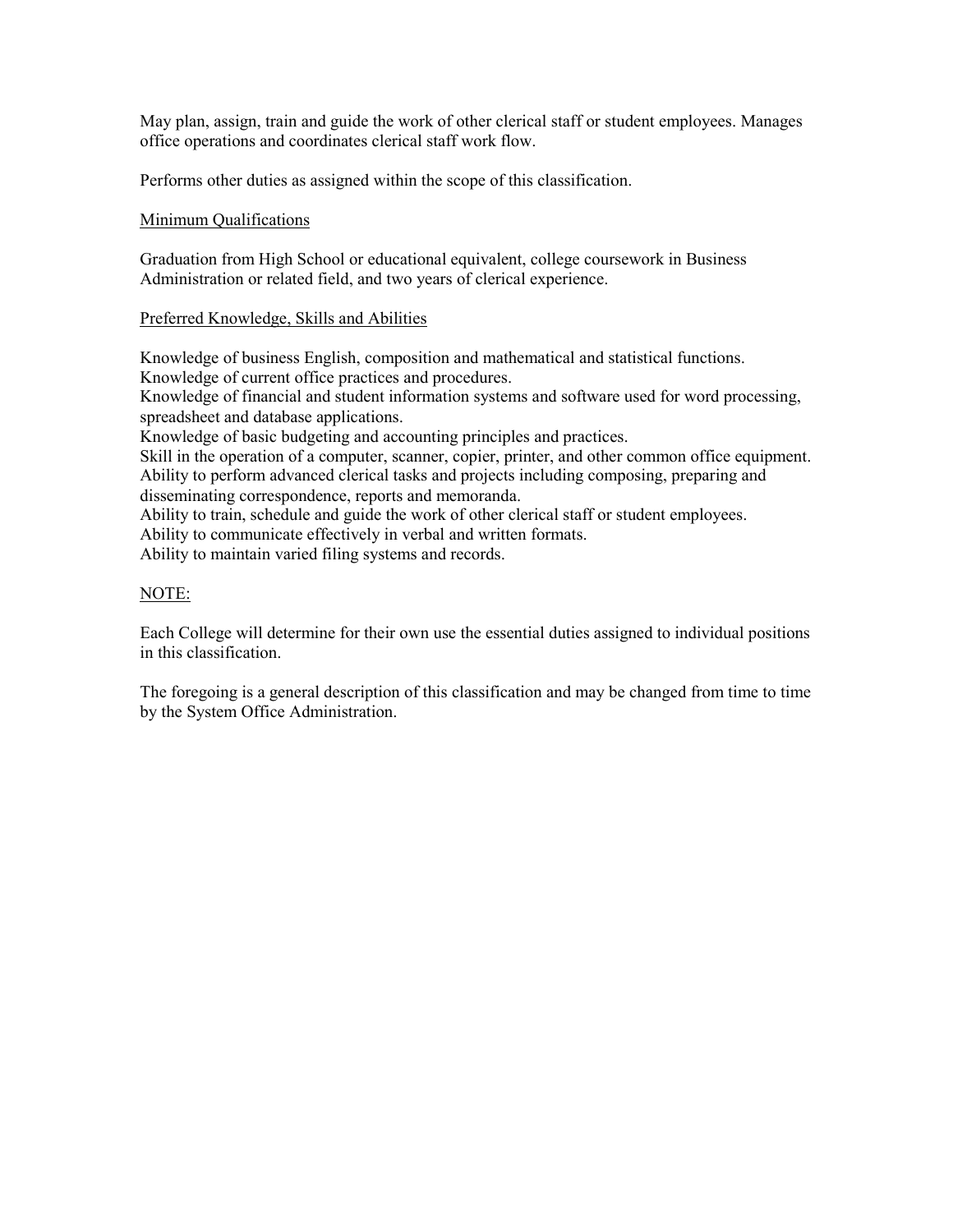May plan, assign, train and guide the work of other clerical staff or student employees. Manages office operations and coordinates clerical staff work flow.

Performs other duties as assigned within the scope of this classification.

<u>Minimum Qualifications</u>

Graduation from High School or educational equivalent, college coursework in Business Administration or related field, and two years of clerical experience.

<u>Preferred Knowledge, Skills and Abilities</u>

Knowledge of business English, composition and mathematical and statistical functions.
Knowledge of current office practices and procedures.
Knowledge of financial and student information systems and software used for word processing, spreadsheet and database applications.
Knowledge of basic budgeting and accounting principles and practices.
Skill in the operation of a computer, scanner, copier, printer, and other common office equipment.
Ability to perform advanced clerical tasks and projects including composing, preparing and disseminating correspondence, reports and memoranda.
Ability to train, schedule and guide the work of other clerical staff or student employees.
Ability to communicate effectively in verbal and written formats.
Ability to maintain varied filing systems and records.

<u>NOTE:</u>

Each College will determine for their own use the essential duties assigned to individual positions in this classification.

The foregoing is a general description of this classification and may be changed from time to time by the System Office Administration.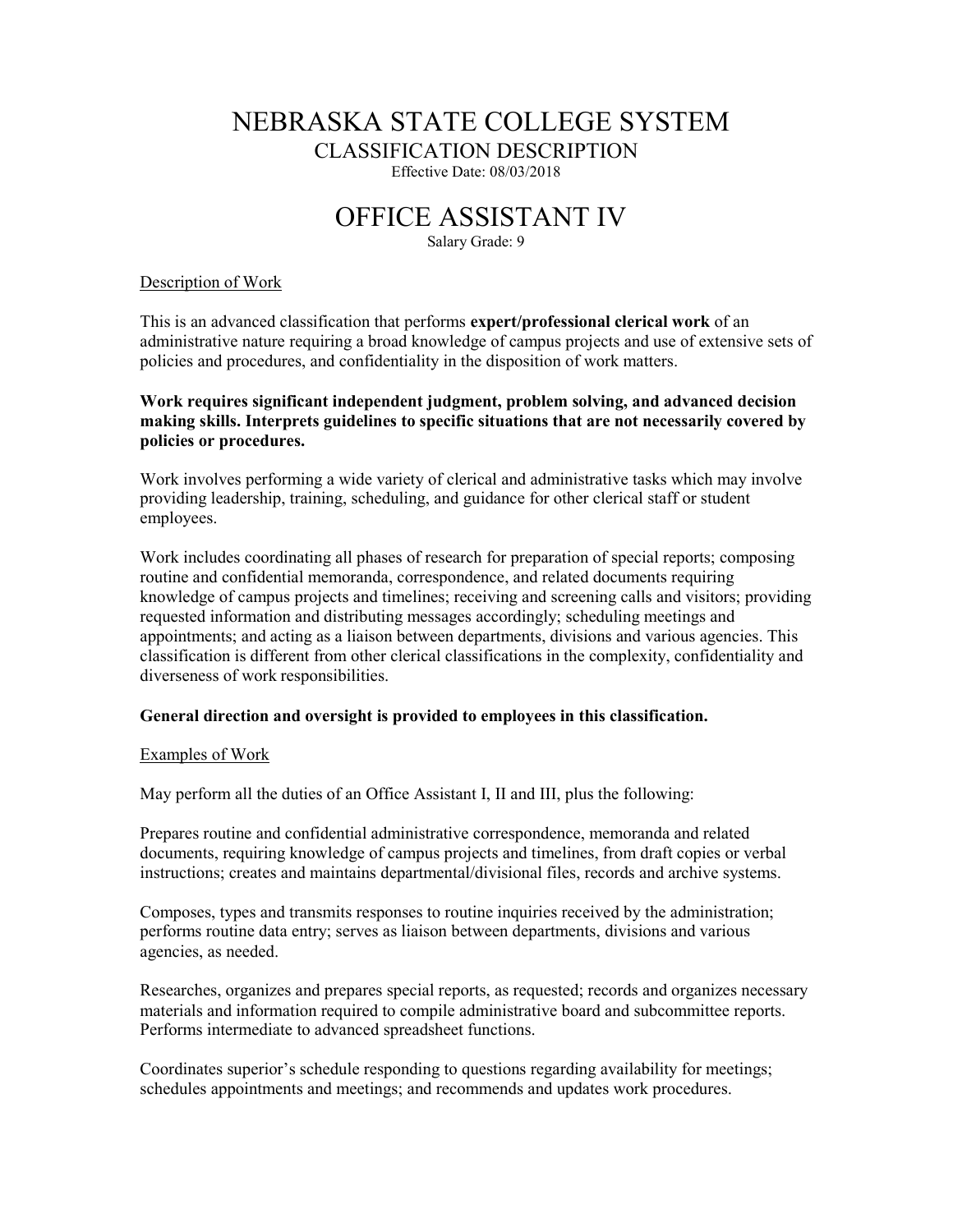# NEBRASKA STATE COLLEGE SYSTEM

CLASSIFICATION DESCRIPTION

Effective Date: 08/03/2018

## OFFICE ASSISTANT IV

Salary Grade: 9

Description of Work

This is an advanced classification that performs **expert/professional clerical work** of an administrative nature requiring a broad knowledge of campus projects and use of extensive sets of policies and procedures, and confidentiality in the disposition of work matters.

**Work requires significant independent judgment, problem solving, and advanced decision making skills. Interprets guidelines to specific situations that are not necessarily covered by policies or procedures.**

Work involves performing a wide variety of clerical and administrative tasks which may involve providing leadership, training, scheduling, and guidance for other clerical staff or student employees.

Work includes coordinating all phases of research for preparation of special reports; composing routine and confidential memoranda, correspondence, and related documents requiring knowledge of campus projects and timelines; receiving and screening calls and visitors; providing requested information and distributing messages accordingly; scheduling meetings and appointments; and acting as a liaison between departments, divisions and various agencies. This classification is different from other clerical classifications in the complexity, confidentiality and diverseness of work responsibilities.

**General direction and oversight is provided to employees in this classification.**

Examples of Work

May perform all the duties of an Office Assistant I, II and III, plus the following:

Prepares routine and confidential administrative correspondence, memoranda and related documents, requiring knowledge of campus projects and timelines, from draft copies or verbal instructions; creates and maintains departmental/divisional files, records and archive systems.

Composes, types and transmits responses to routine inquiries received by the administration; performs routine data entry; serves as liaison between departments, divisions and various agencies, as needed.

Researches, organizes and prepares special reports, as requested; records and organizes necessary materials and information required to compile administrative board and subcommittee reports. Performs intermediate to advanced spreadsheet functions.

Coordinates superior's schedule responding to questions regarding availability for meetings; schedules appointments and meetings; and recommends and updates work procedures.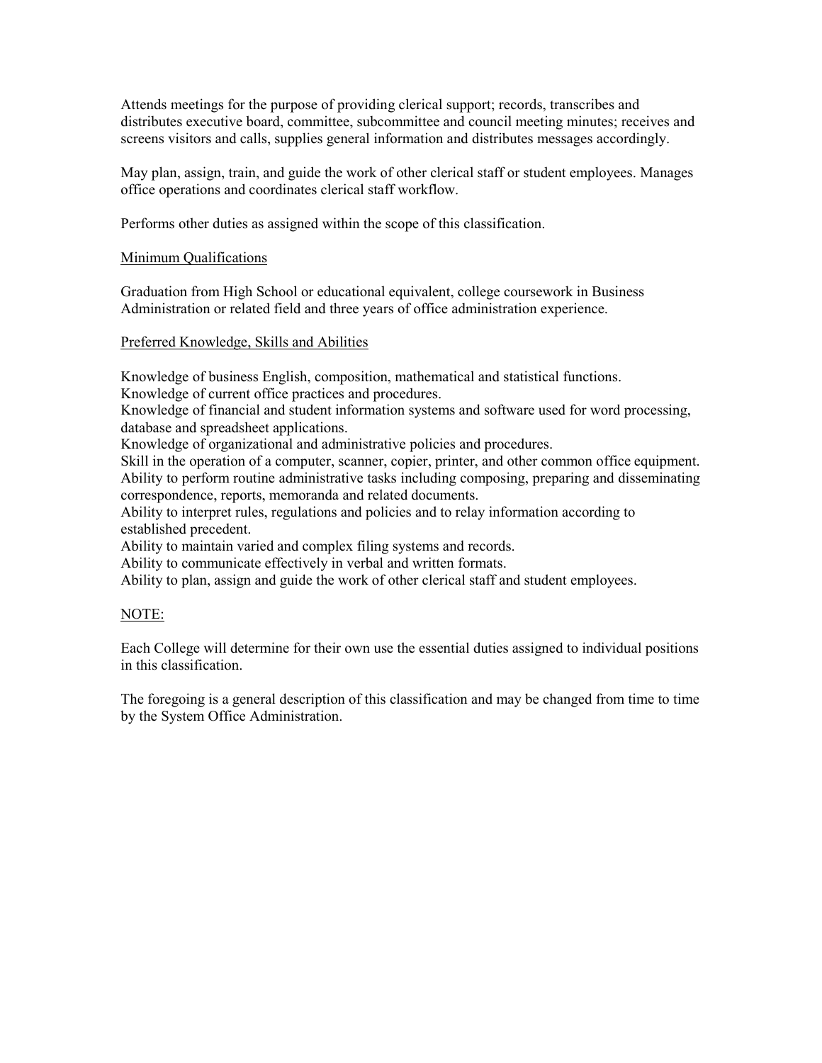Attends meetings for the purpose of providing clerical support; records, transcribes and distributes executive board, committee, subcommittee and council meeting minutes; receives and screens visitors and calls, supplies general information and distributes messages accordingly.

May plan, assign, train, and guide the work of other clerical staff or student employees. Manages office operations and coordinates clerical staff workflow.

Performs other duties as assigned within the scope of this classification.

## Minimum Qualifications

Graduation from High School or educational equivalent, college coursework in Business Administration or related field and three years of office administration experience.

## Preferred Knowledge, Skills and Abilities

Knowledge of business English, composition, mathematical and statistical functions.
Knowledge of current office practices and procedures.
Knowledge of financial and student information systems and software used for word processing, database and spreadsheet applications.
Knowledge of organizational and administrative policies and procedures.
Skill in the operation of a computer, scanner, copier, printer, and other common office equipment.
Ability to perform routine administrative tasks including composing, preparing and disseminating correspondence, reports, memoranda and related documents.
Ability to interpret rules, regulations and policies and to relay information according to established precedent.
Ability to maintain varied and complex filing systems and records.
Ability to communicate effectively in verbal and written formats.
Ability to plan, assign and guide the work of other clerical staff and student employees.

## NOTE:

Each College will determine for their own use the essential duties assigned to individual positions in this classification.

The foregoing is a general description of this classification and may be changed from time to time by the System Office Administration.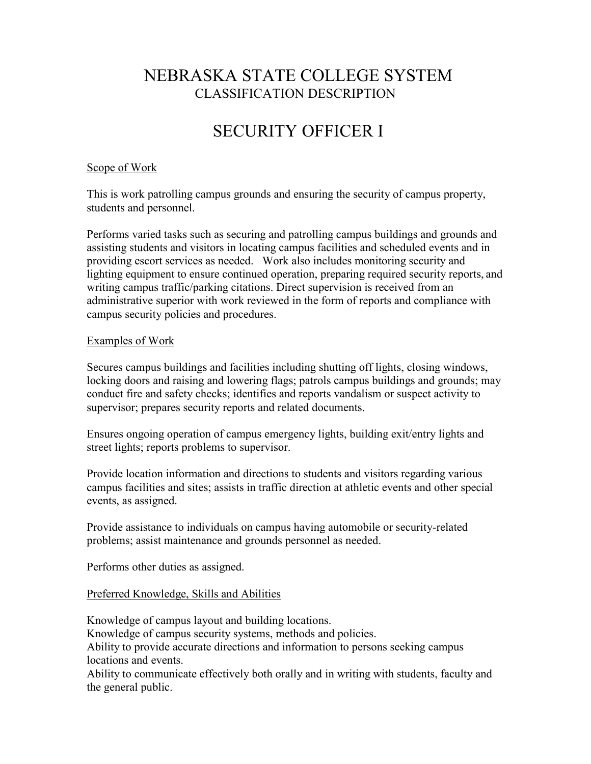# NEBRASKA STATE COLLEGE SYSTEM

CLASSIFICATION DESCRIPTION

# SECURITY OFFICER I

## Scope of Work

This is work patrolling campus grounds and ensuring the security of campus property, students and personnel.

Performs varied tasks such as securing and patrolling campus buildings and grounds and assisting students and visitors in locating campus facilities and scheduled events and in providing escort services as needed. Work also includes monitoring security and lighting equipment to ensure continued operation, preparing required security reports, and writing campus traffic/parking citations. Direct supervision is received from an administrative superior with work reviewed in the form of reports and compliance with campus security policies and procedures.

## Examples of Work

Secures campus buildings and facilities including shutting off lights, closing windows, locking doors and raising and lowering flags; patrols campus buildings and grounds; may conduct fire and safety checks; identifies and reports vandalism or suspect activity to supervisor; prepares security reports and related documents.

Ensures ongoing operation of campus emergency lights, building exit/entry lights and street lights; reports problems to supervisor.

Provide location information and directions to students and visitors regarding various campus facilities and sites; assists in traffic direction at athletic events and other special events, as assigned.

Provide assistance to individuals on campus having automobile or security-related problems; assist maintenance and grounds personnel as needed.

Performs other duties as assigned.

## Preferred Knowledge, Skills and Abilities

Knowledge of campus layout and building locations.
Knowledge of campus security systems, methods and policies.
Ability to provide accurate directions and information to persons seeking campus locations and events.
Ability to communicate effectively both orally and in writing with students, faculty and the general public.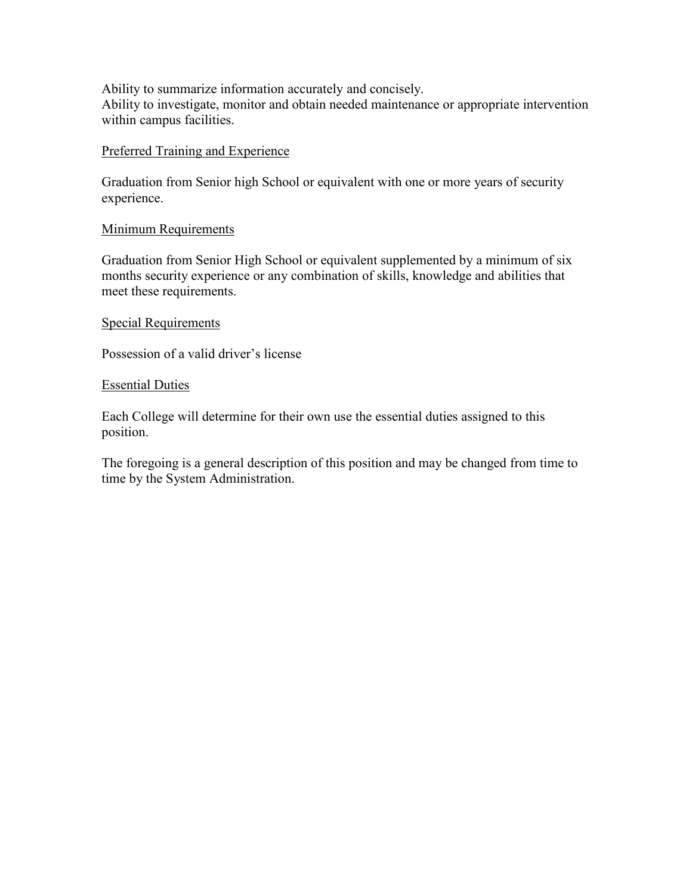Ability to summarize information accurately and concisely.
Ability to investigate, monitor and obtain needed maintenance or appropriate intervention within campus facilities.

<u>Preferred Training and Experience</u>

Graduation from Senior high School or equivalent with one or more years of security experience.

<u>Minimum Requirements</u>

Graduation from Senior High School or equivalent supplemented by a minimum of six months security experience or any combination of skills, knowledge and abilities that meet these requirements.

<u>Special Requirements</u>

Possession of a valid driver's license

<u>Essential Duties</u>

Each College will determine for their own use the essential duties assigned to this position.

The foregoing is a general description of this position and may be changed from time to time by the System Administration.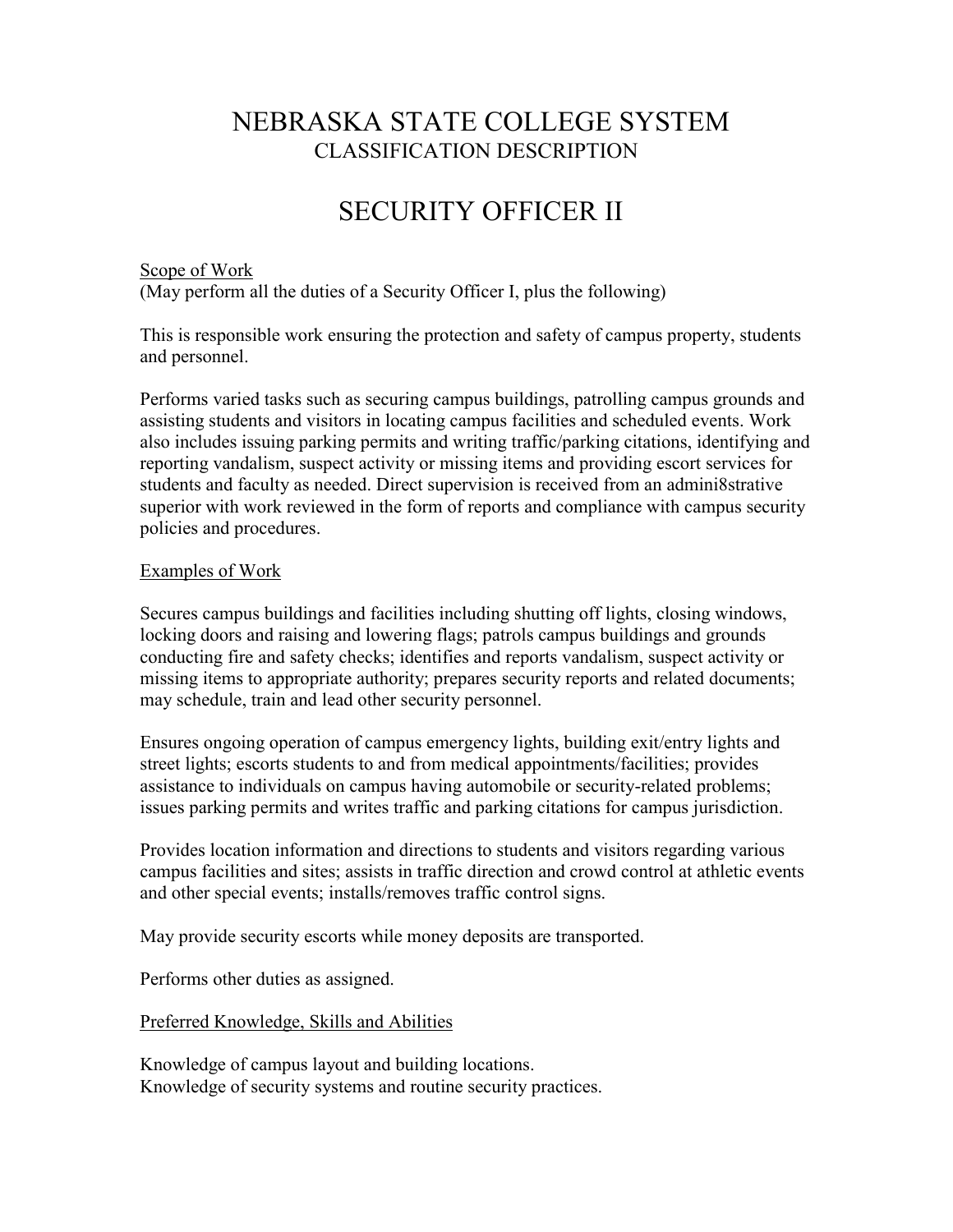# NEBRASKA STATE COLLEGE SYSTEM
CLASSIFICATION DESCRIPTION

# SECURITY OFFICER II

Scope of Work
(May perform all the duties of a Security Officer I, plus the following)

This is responsible work ensuring the protection and safety of campus property, students and personnel.

Performs varied tasks such as securing campus buildings, patrolling campus grounds and assisting students and visitors in locating campus facilities and scheduled events. Work also includes issuing parking permits and writing traffic/parking citations, identifying and reporting vandalism, suspect activity or missing items and providing escort services for students and faculty as needed. Direct supervision is received from an admini8strative superior with work reviewed in the form of reports and compliance with campus security policies and procedures.

Examples of Work

Secures campus buildings and facilities including shutting off lights, closing windows, locking doors and raising and lowering flags; patrols campus buildings and grounds conducting fire and safety checks; identifies and reports vandalism, suspect activity or missing items to appropriate authority; prepares security reports and related documents; may schedule, train and lead other security personnel.

Ensures ongoing operation of campus emergency lights, building exit/entry lights and street lights; escorts students to and from medical appointments/facilities; provides assistance to individuals on campus having automobile or security-related problems; issues parking permits and writes traffic and parking citations for campus jurisdiction.

Provides location information and directions to students and visitors regarding various campus facilities and sites; assists in traffic direction and crowd control at athletic events and other special events; installs/removes traffic control signs.

May provide security escorts while money deposits are transported.

Performs other duties as assigned.

Preferred Knowledge, Skills and Abilities

Knowledge of campus layout and building locations.
Knowledge of security systems and routine security practices.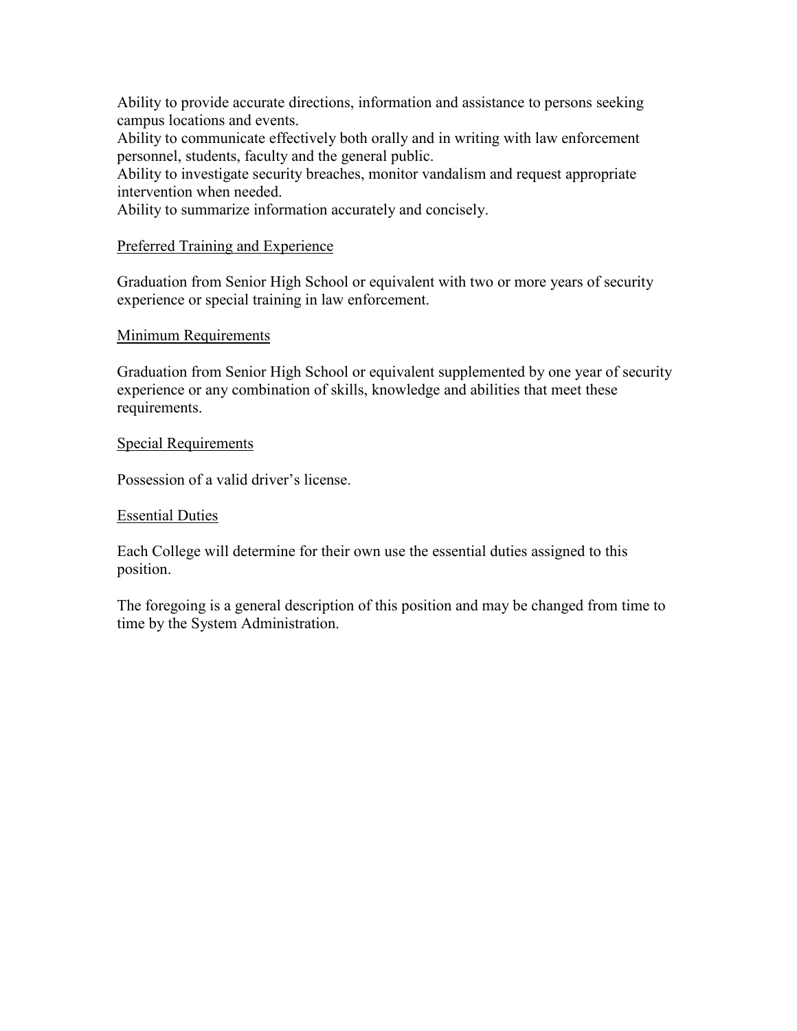Ability to provide accurate directions, information and assistance to persons seeking campus locations and events.
Ability to communicate effectively both orally and in writing with law enforcement personnel, students, faculty and the general public.
Ability to investigate security breaches, monitor vandalism and request appropriate intervention when needed.
Ability to summarize information accurately and concisely.

<u>Preferred Training and Experience</u>

Graduation from Senior High School or equivalent with two or more years of security experience or special training in law enforcement.

<u>Minimum Requirements</u>

Graduation from Senior High School or equivalent supplemented by one year of security experience or any combination of skills, knowledge and abilities that meet these requirements.

<u>Special Requirements</u>

Possession of a valid driver's license.

<u>Essential Duties</u>

Each College will determine for their own use the essential duties assigned to this position.

The foregoing is a general description of this position and may be changed from time to time by the System Administration.